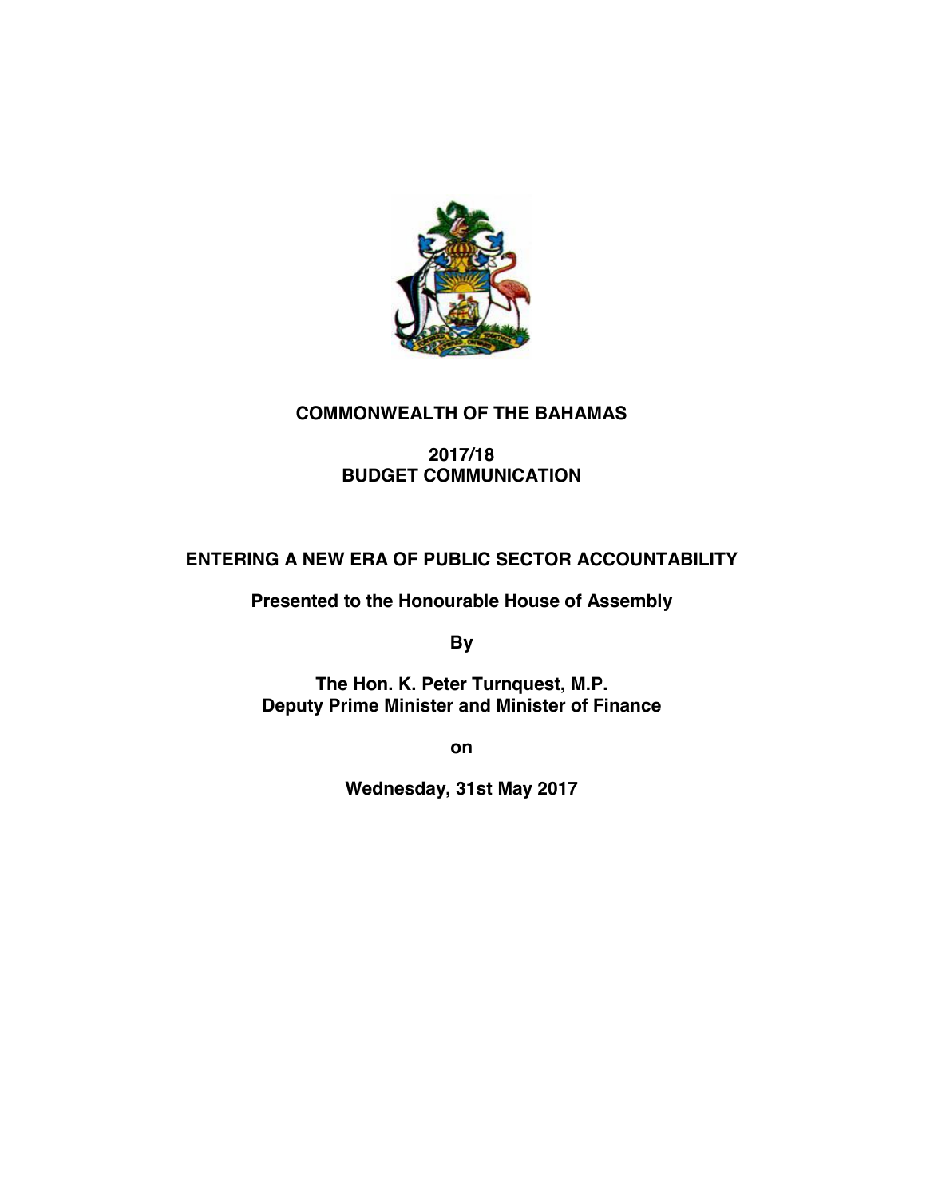# COMMONWEALTH OF THE BAHAMAS

## 2017/18
## BUDGET COMMUNICATION

## ENTERING A NEW ERA OF PUBLIC SECTOR ACCOUNTABILITY

**Presented to the Honourable House of Assembly**

**By**

**The Hon. K. Peter Turnquest, M.P.**
**Deputy Prime Minister and Minister of Finance**

**on**

**Wednesday, 31st May 2017**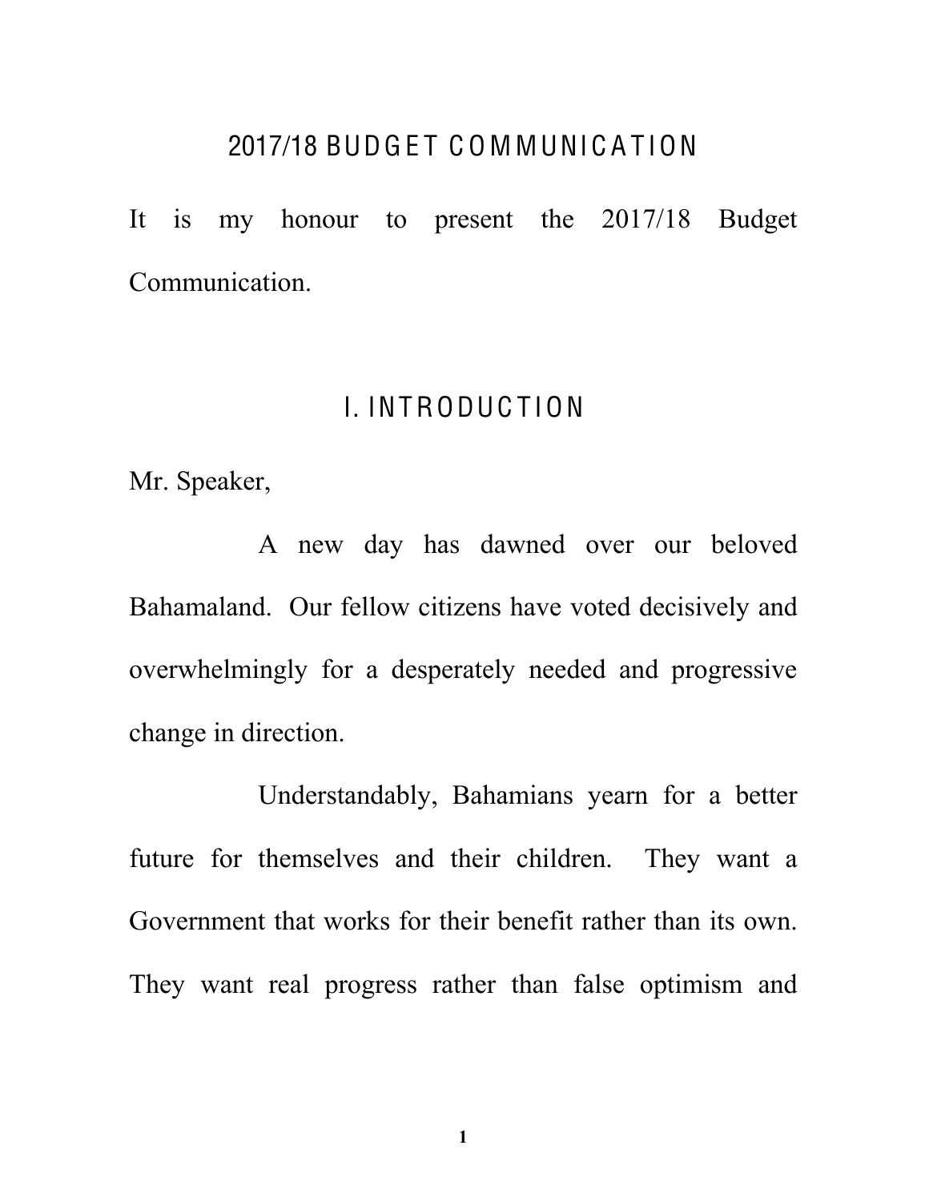# 2017/18 BUDGET COMMUNICATION

It is my honour to present the 2017/18 Budget Communication.

## I. INTRODUCTION

Mr. Speaker,

A new day has dawned over our beloved Bahamaland. Our fellow citizens have voted decisively and overwhelmingly for a desperately needed and progressive change in direction.

Understandably, Bahamians yearn for a better future for themselves and their children. They want a Government that works for their benefit rather than its own. They want real progress rather than false optimism and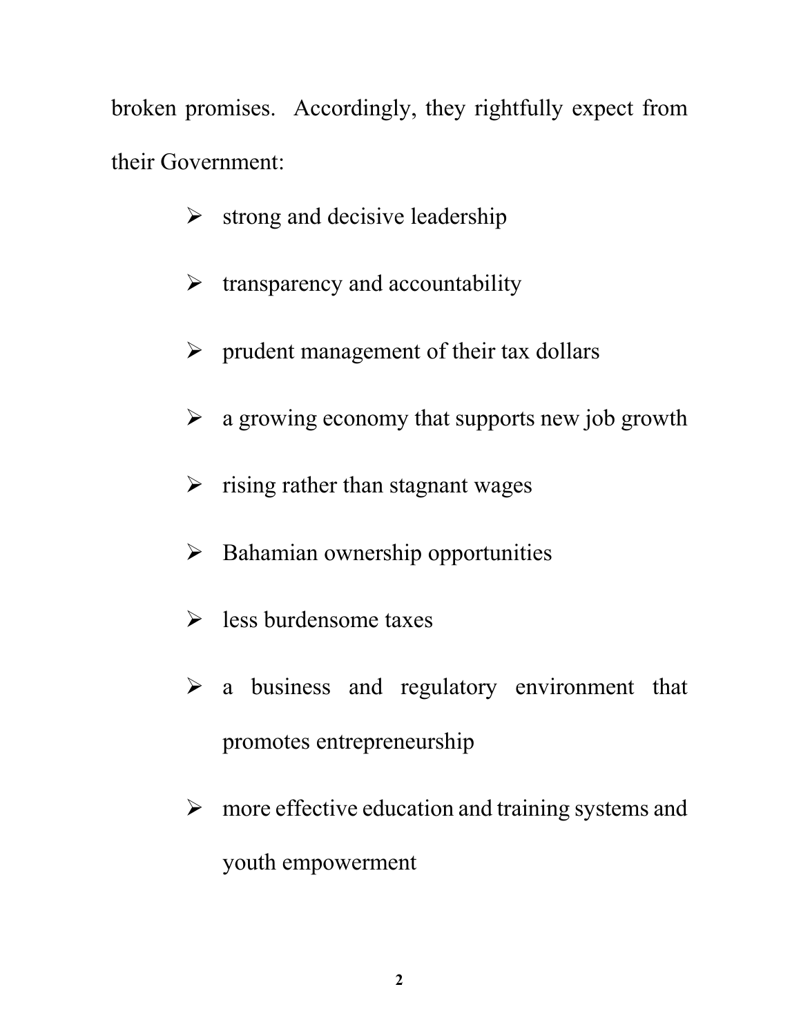broken promises. Accordingly, they rightfully expect from their Government:

- strong and decisive leadership
- transparency and accountability
- prudent management of their tax dollars
- a growing economy that supports new job growth
- rising rather than stagnant wages
- Bahamian ownership opportunities
- less burdensome taxes
- a business and regulatory environment that promotes entrepreneurship
- more effective education and training systems and youth empowerment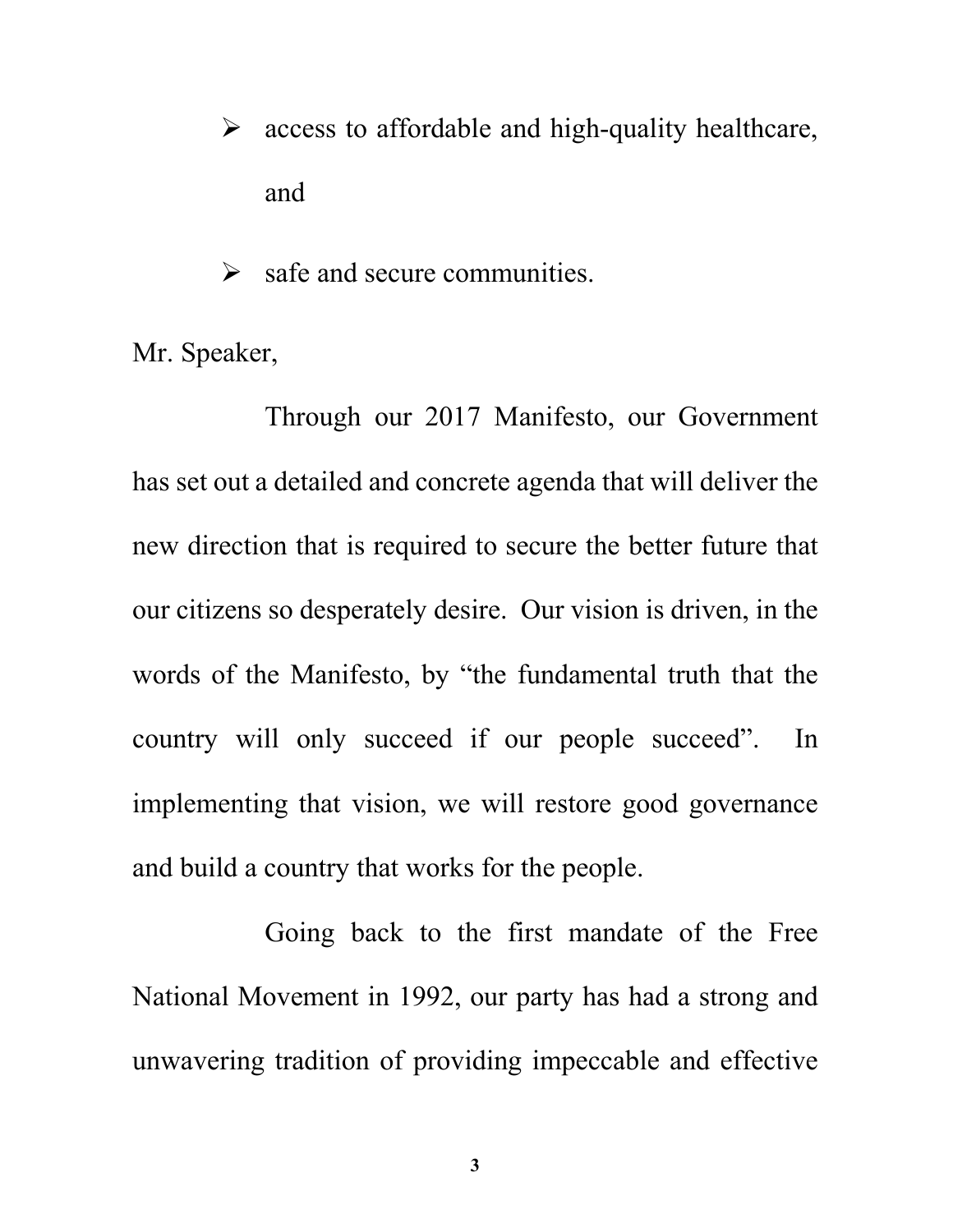- access to affordable and high-quality healthcare, and
- safe and secure communities.

Mr. Speaker,

Through our 2017 Manifesto, our Government has set out a detailed and concrete agenda that will deliver the new direction that is required to secure the better future that our citizens so desperately desire. Our vision is driven, in the words of the Manifesto, by "the fundamental truth that the country will only succeed if our people succeed". In implementing that vision, we will restore good governance and build a country that works for the people.

Going back to the first mandate of the Free National Movement in 1992, our party has had a strong and unwavering tradition of providing impeccable and effective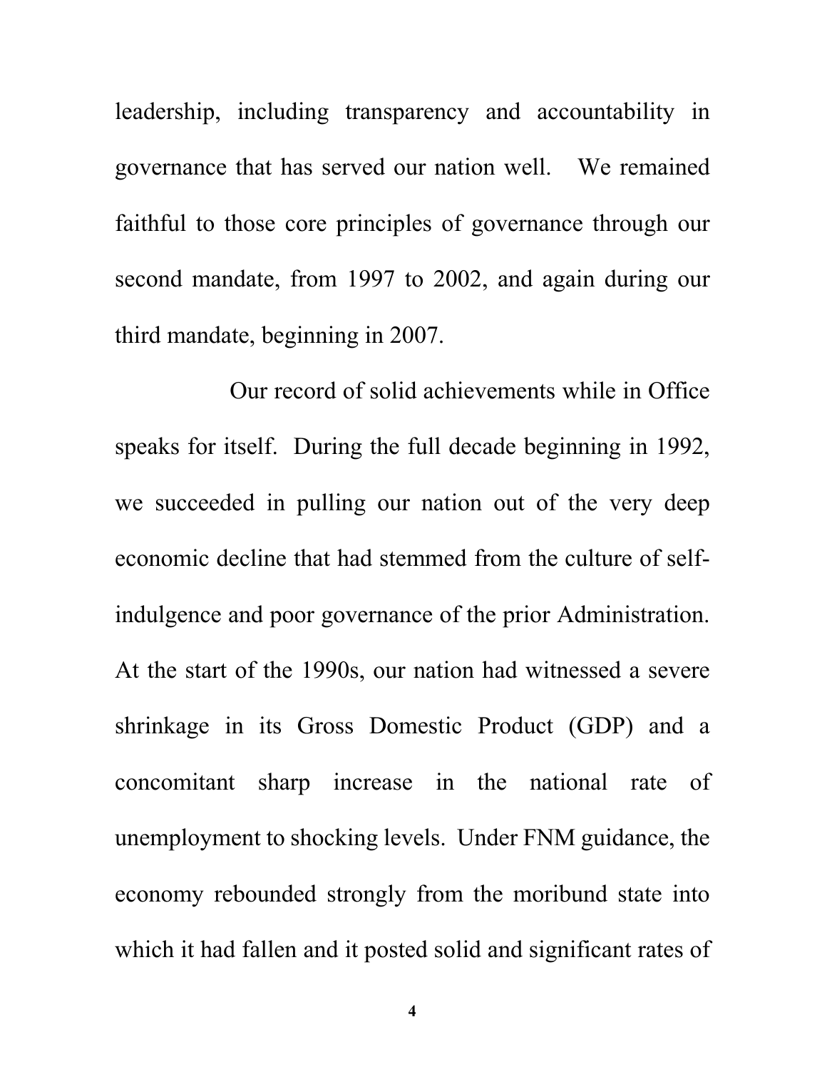leadership, including transparency and accountability in governance that has served our nation well. We remained faithful to those core principles of governance through our second mandate, from 1997 to 2002, and again during our third mandate, beginning in 2007.

Our record of solid achievements while in Office speaks for itself. During the full decade beginning in 1992, we succeeded in pulling our nation out of the very deep economic decline that had stemmed from the culture of self-indulgence and poor governance of the prior Administration. At the start of the 1990s, our nation had witnessed a severe shrinkage in its Gross Domestic Product (GDP) and a concomitant sharp increase in the national rate of unemployment to shocking levels. Under FNM guidance, the economy rebounded strongly from the moribund state into which it had fallen and it posted solid and significant rates of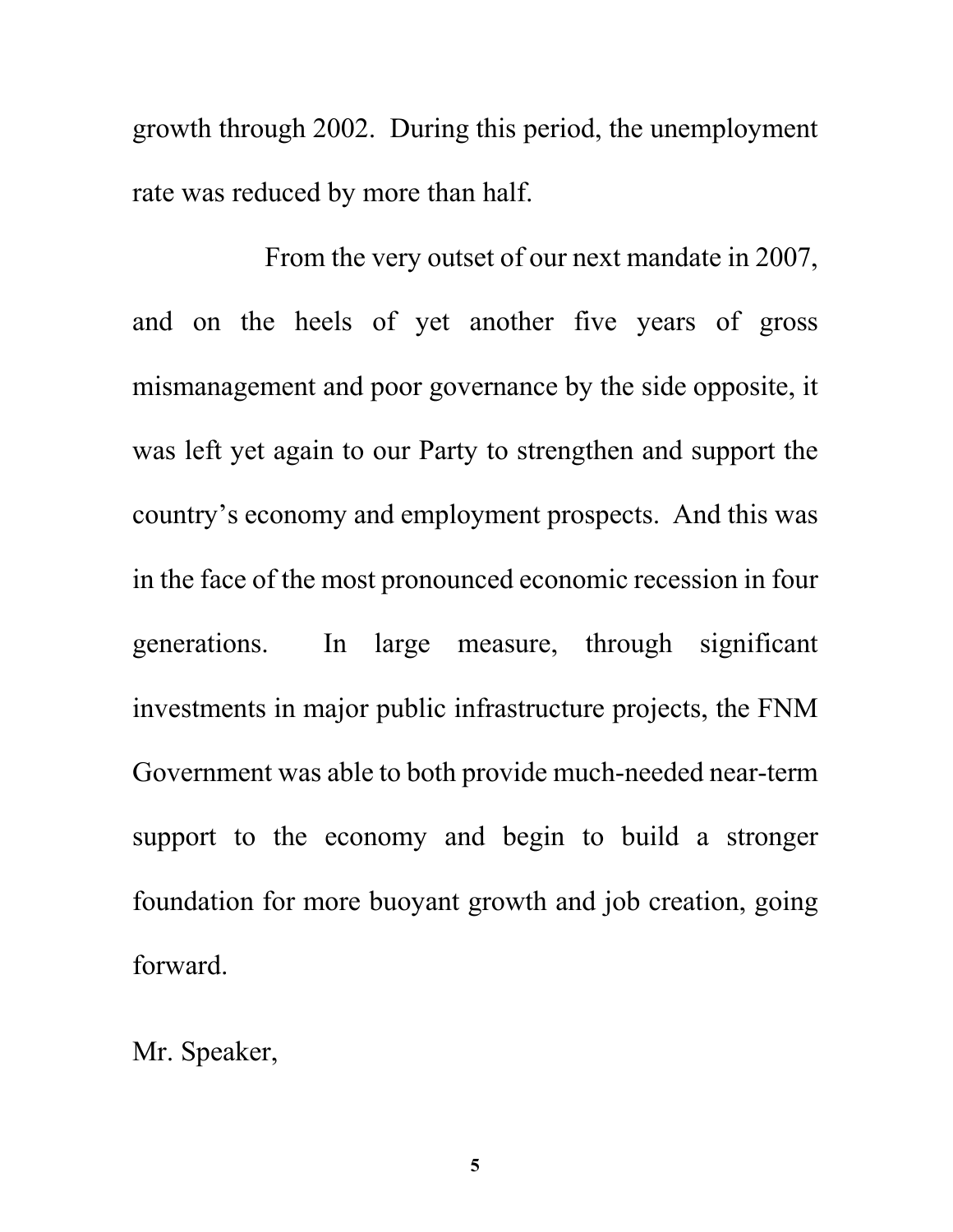growth through 2002. During this period, the unemployment rate was reduced by more than half.

From the very outset of our next mandate in 2007, and on the heels of yet another five years of gross mismanagement and poor governance by the side opposite, it was left yet again to our Party to strengthen and support the country's economy and employment prospects. And this was in the face of the most pronounced economic recession in four generations. In large measure, through significant investments in major public infrastructure projects, the FNM Government was able to both provide much-needed near-term support to the economy and begin to build a stronger foundation for more buoyant growth and job creation, going forward.

Mr. Speaker,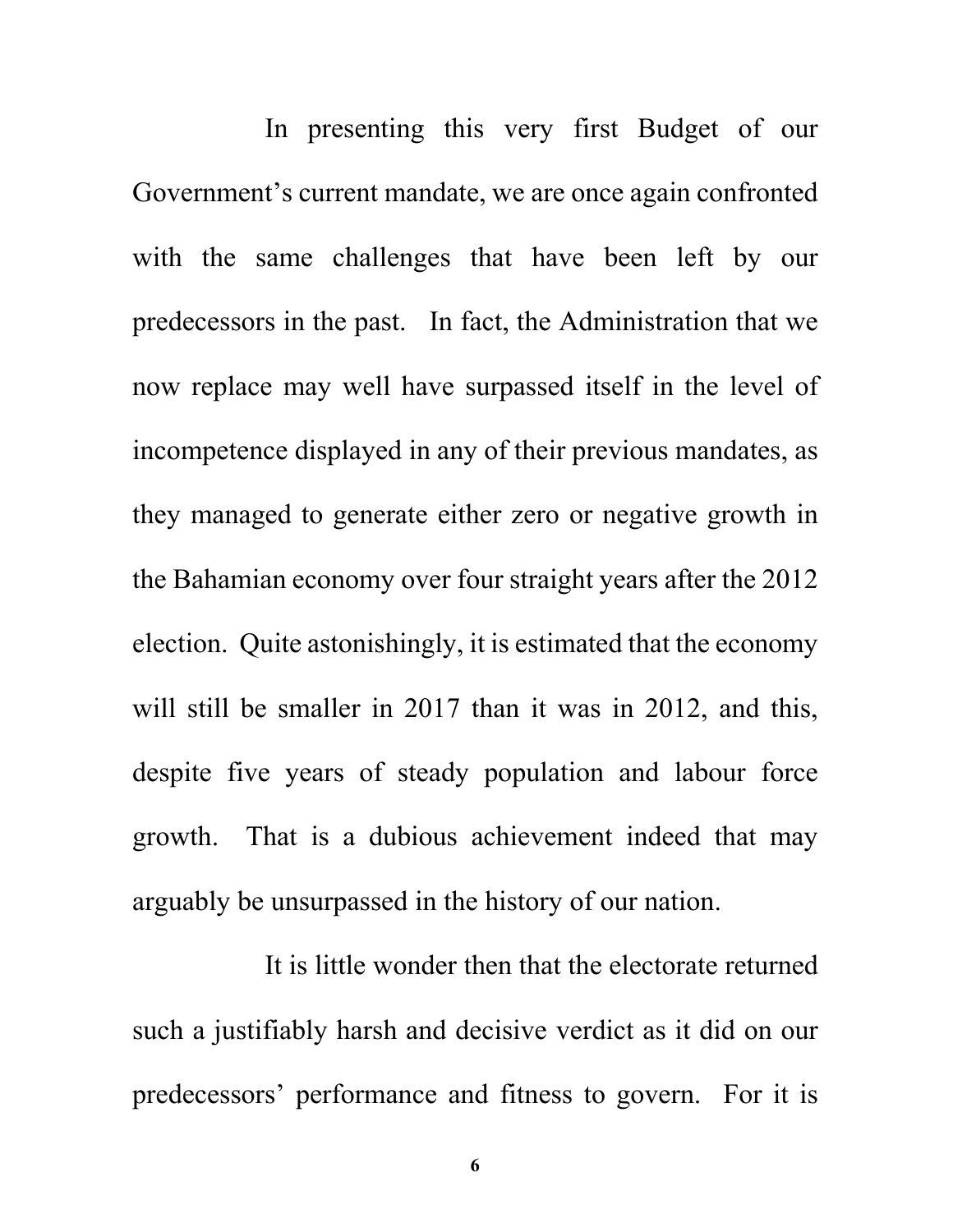In presenting this very first Budget of our Government's current mandate, we are once again confronted with the same challenges that have been left by our predecessors in the past. In fact, the Administration that we now replace may well have surpassed itself in the level of incompetence displayed in any of their previous mandates, as they managed to generate either zero or negative growth in the Bahamian economy over four straight years after the 2012 election. Quite astonishingly, it is estimated that the economy will still be smaller in 2017 than it was in 2012, and this, despite five years of steady population and labour force growth. That is a dubious achievement indeed that may arguably be unsurpassed in the history of our nation.

It is little wonder then that the electorate returned such a justifiably harsh and decisive verdict as it did on our predecessors' performance and fitness to govern. For it is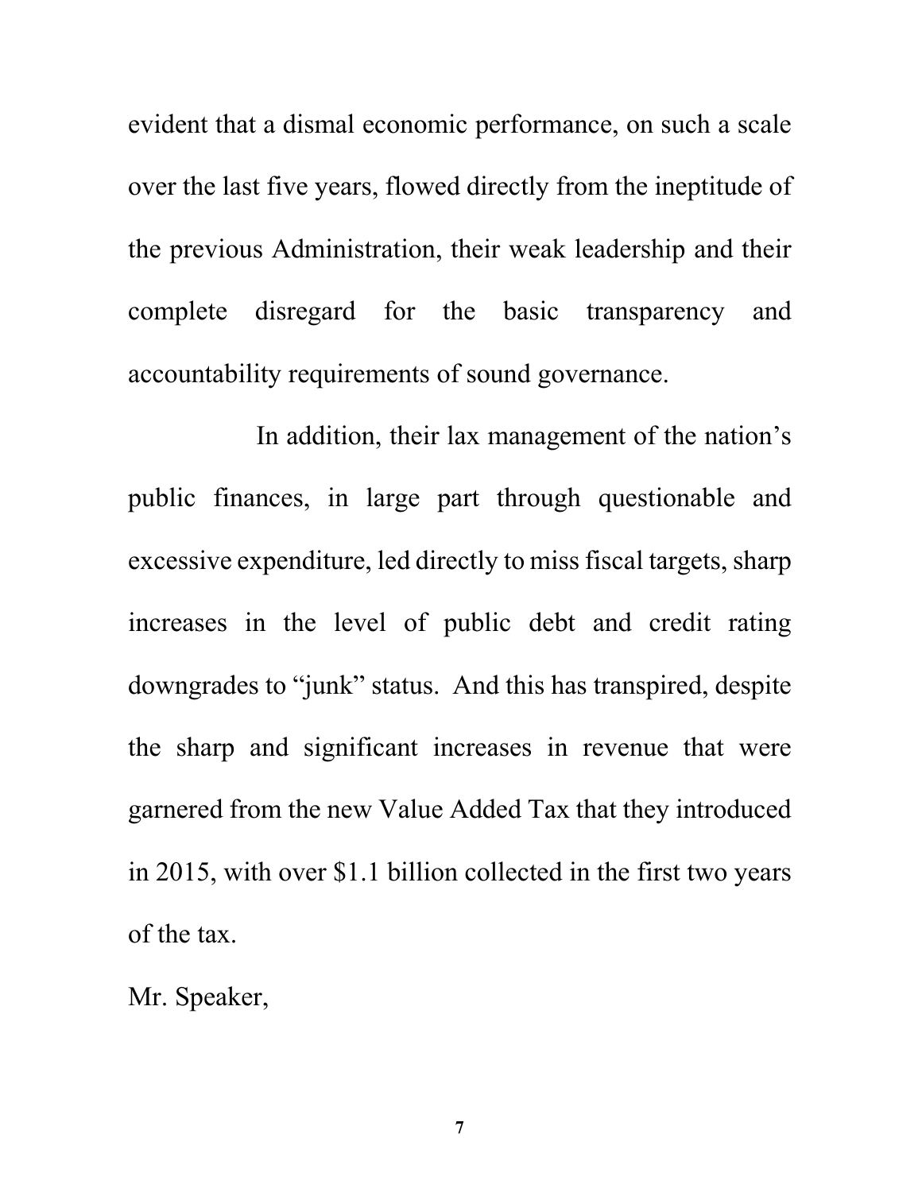evident that a dismal economic performance, on such a scale over the last five years, flowed directly from the ineptitude of the previous Administration, their weak leadership and their complete disregard for the basic transparency and accountability requirements of sound governance.

In addition, their lax management of the nation's public finances, in large part through questionable and excessive expenditure, led directly to miss fiscal targets, sharp increases in the level of public debt and credit rating downgrades to "junk" status. And this has transpired, despite the sharp and significant increases in revenue that were garnered from the new Value Added Tax that they introduced in 2015, with over $1.1 billion collected in the first two years of the tax.

Mr. Speaker,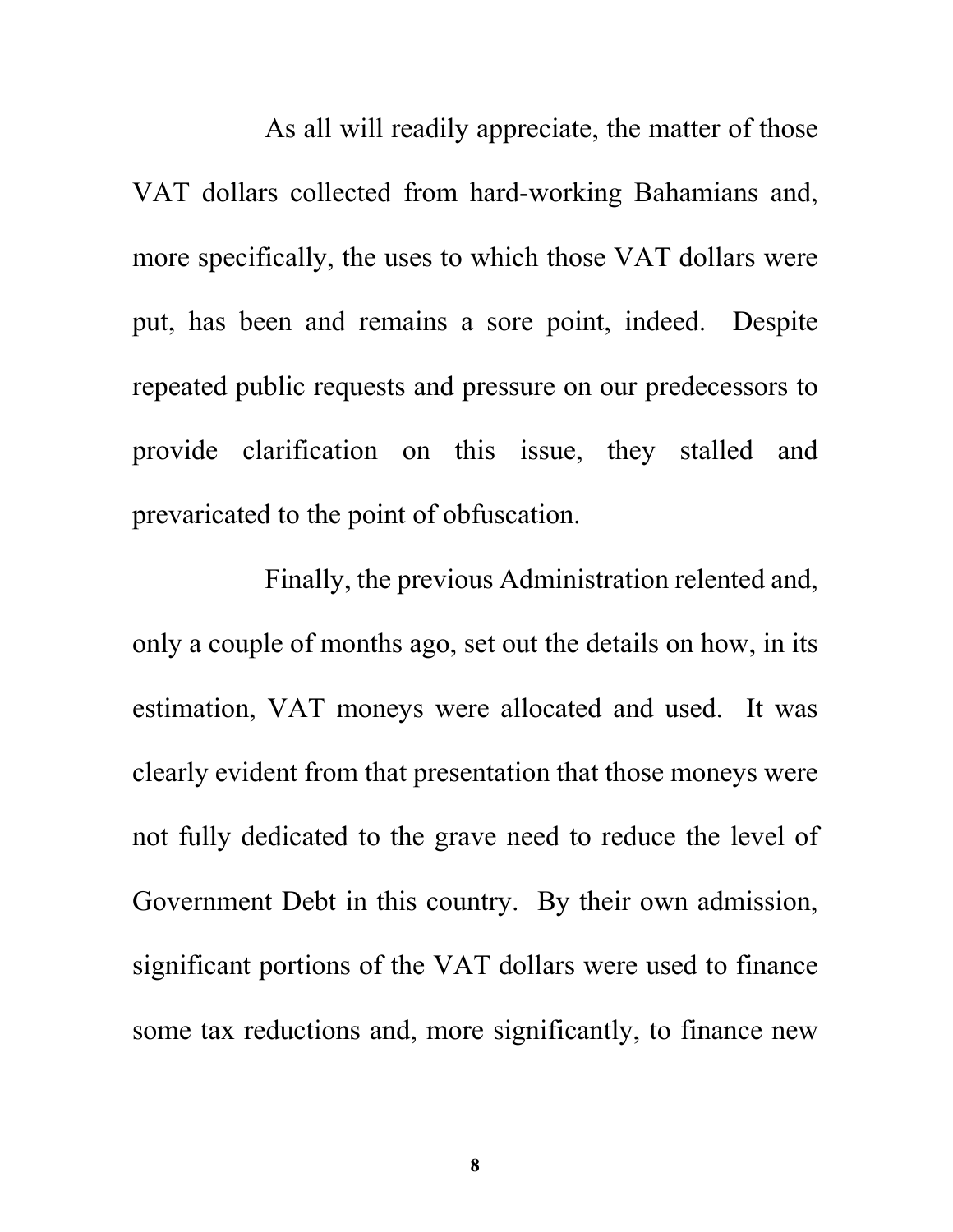As all will readily appreciate, the matter of those VAT dollars collected from hard-working Bahamians and, more specifically, the uses to which those VAT dollars were put, has been and remains a sore point, indeed. Despite repeated public requests and pressure on our predecessors to provide clarification on this issue, they stalled and prevaricated to the point of obfuscation.

Finally, the previous Administration relented and, only a couple of months ago, set out the details on how, in its estimation, VAT moneys were allocated and used. It was clearly evident from that presentation that those moneys were not fully dedicated to the grave need to reduce the level of Government Debt in this country. By their own admission, significant portions of the VAT dollars were used to finance some tax reductions and, more significantly, to finance new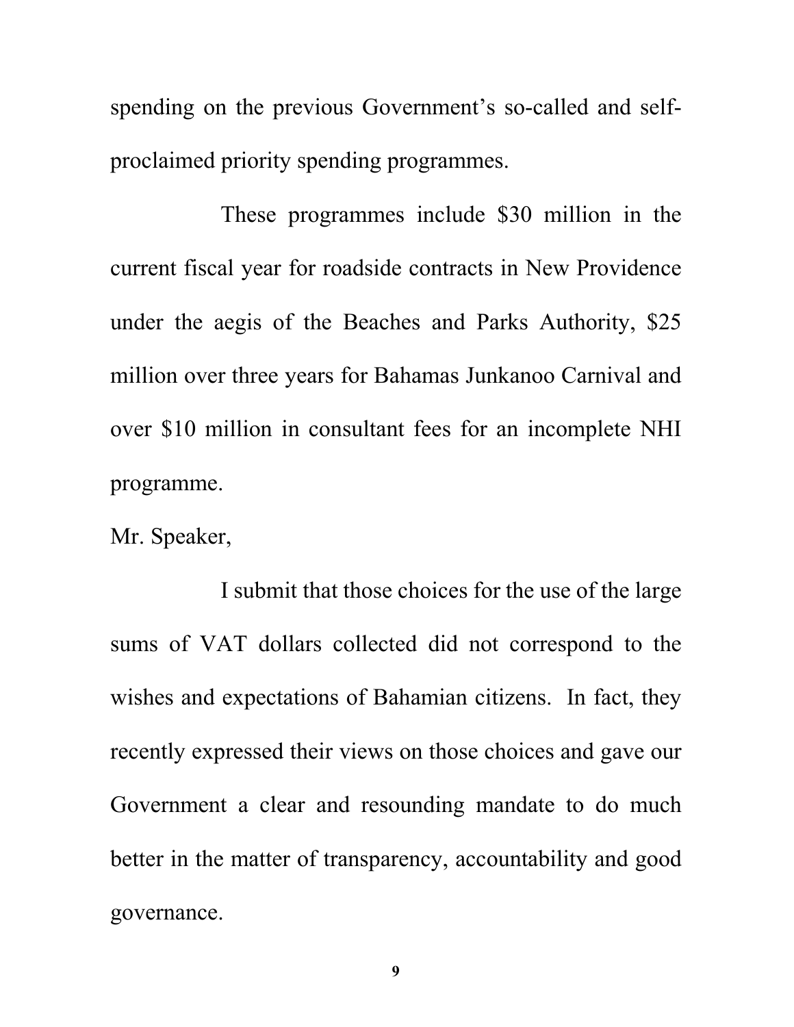spending on the previous Government's so-called and self-proclaimed priority spending programmes.

These programmes include $30 million in the current fiscal year for roadside contracts in New Providence under the aegis of the Beaches and Parks Authority, $25 million over three years for Bahamas Junkanoo Carnival and over $10 million in consultant fees for an incomplete NHI programme.

Mr. Speaker,

I submit that those choices for the use of the large sums of VAT dollars collected did not correspond to the wishes and expectations of Bahamian citizens. In fact, they recently expressed their views on those choices and gave our Government a clear and resounding mandate to do much better in the matter of transparency, accountability and good governance.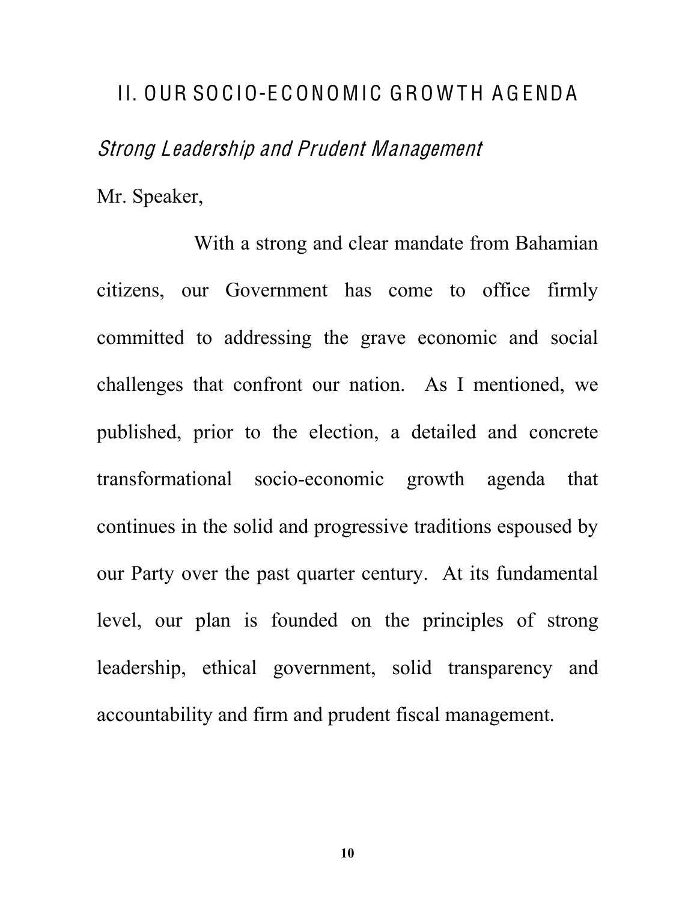## II. OUR SOCIO-ECONOMIC GROWTH AGENDA

### *Strong Leadership and Prudent Management*

Mr. Speaker,

With a strong and clear mandate from Bahamian citizens, our Government has come to office firmly committed to addressing the grave economic and social challenges that confront our nation. As I mentioned, we published, prior to the election, a detailed and concrete transformational socio-economic growth agenda that continues in the solid and progressive traditions espoused by our Party over the past quarter century. At its fundamental level, our plan is founded on the principles of strong leadership, ethical government, solid transparency and accountability and firm and prudent fiscal management.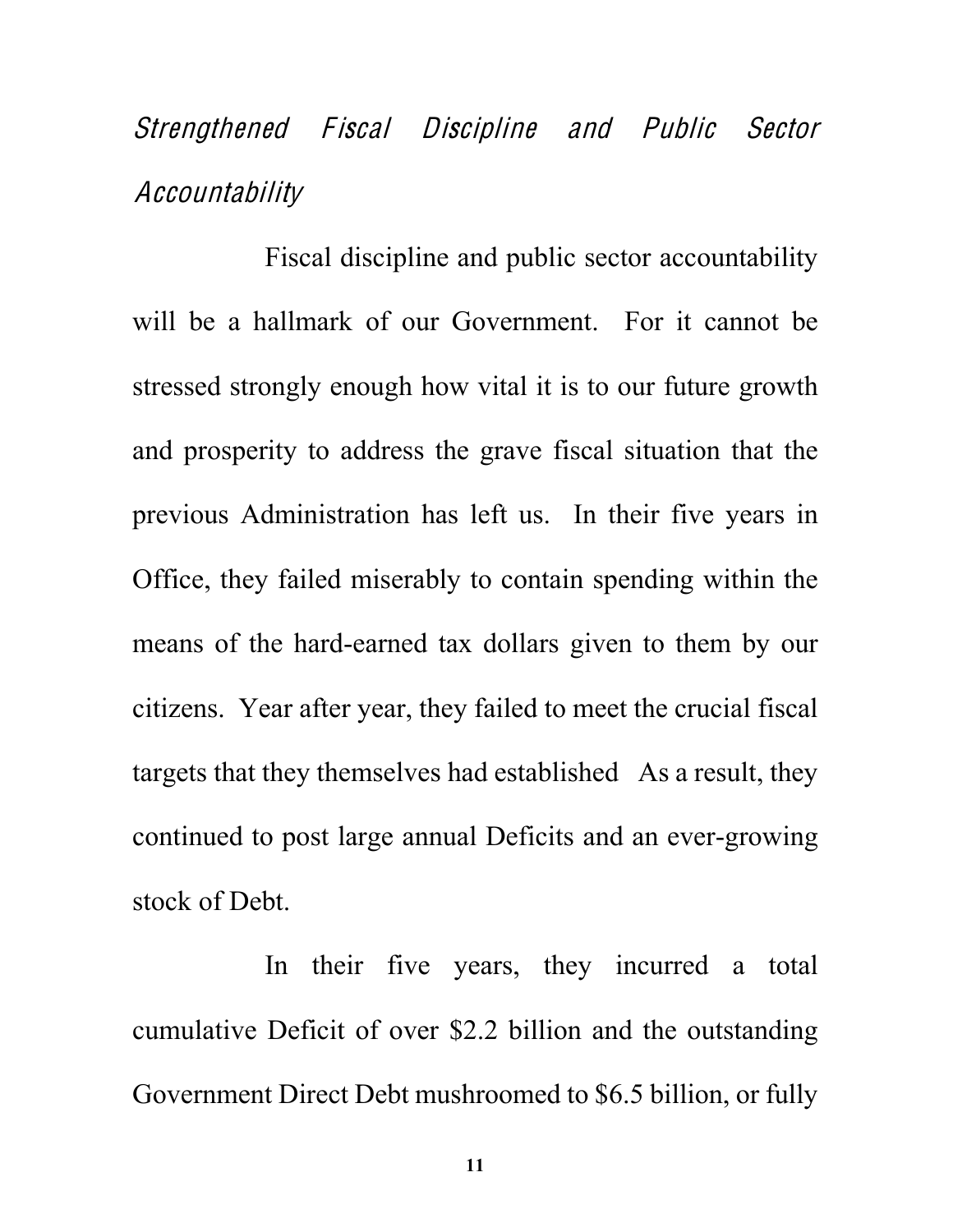## *Strengthened Fiscal Discipline and Public Sector Accountability*

Fiscal discipline and public sector accountability will be a hallmark of our Government. For it cannot be stressed strongly enough how vital it is to our future growth and prosperity to address the grave fiscal situation that the previous Administration has left us. In their five years in Office, they failed miserably to contain spending within the means of the hard-earned tax dollars given to them by our citizens. Year after year, they failed to meet the crucial fiscal targets that they themselves had established As a result, they continued to post large annual Deficits and an ever-growing stock of Debt.

In their five years, they incurred a total cumulative Deficit of over $2.2 billion and the outstanding Government Direct Debt mushroomed to $6.5 billion, or fully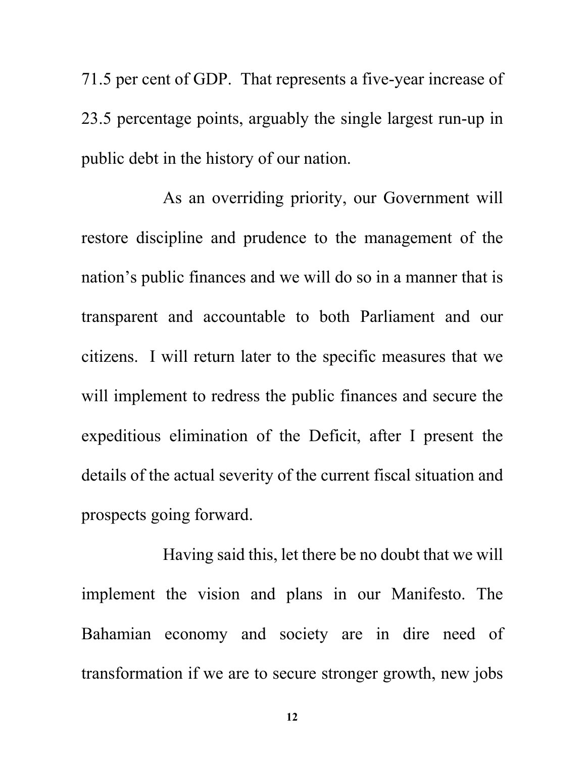71.5 per cent of GDP. That represents a five-year increase of 23.5 percentage points, arguably the single largest run-up in public debt in the history of our nation.

As an overriding priority, our Government will restore discipline and prudence to the management of the nation's public finances and we will do so in a manner that is transparent and accountable to both Parliament and our citizens. I will return later to the specific measures that we will implement to redress the public finances and secure the expeditious elimination of the Deficit, after I present the details of the actual severity of the current fiscal situation and prospects going forward.

Having said this, let there be no doubt that we will implement the vision and plans in our Manifesto. The Bahamian economy and society are in dire need of transformation if we are to secure stronger growth, new jobs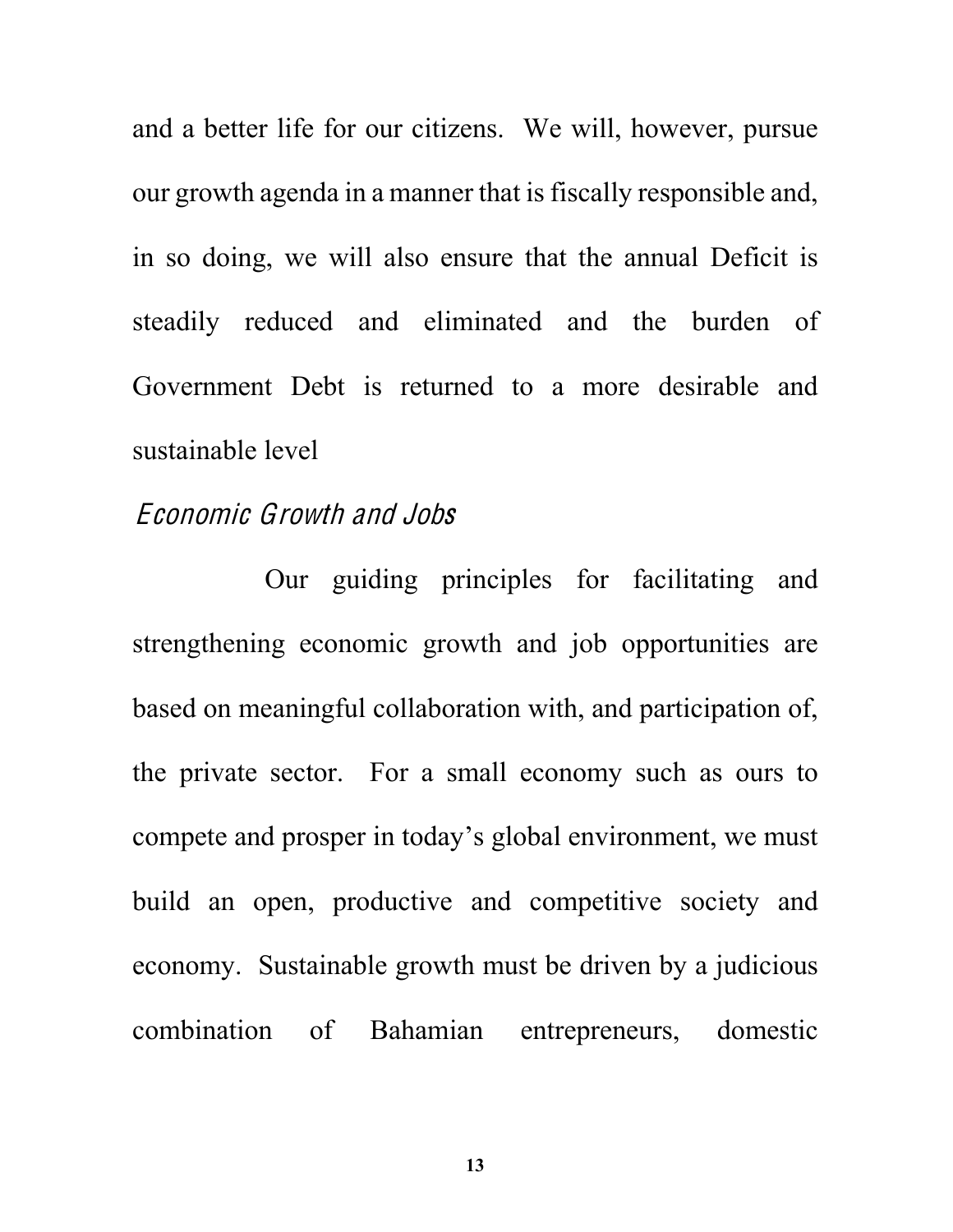and a better life for our citizens. We will, however, pursue our growth agenda in a manner that is fiscally responsible and, in so doing, we will also ensure that the annual Deficit is steadily reduced and eliminated and the burden of Government Debt is returned to a more desirable and sustainable level

### *Economic Growth and Jobs*

Our guiding principles for facilitating and strengthening economic growth and job opportunities are based on meaningful collaboration with, and participation of, the private sector. For a small economy such as ours to compete and prosper in today's global environment, we must build an open, productive and competitive society and economy. Sustainable growth must be driven by a judicious combination of Bahamian entrepreneurs, domestic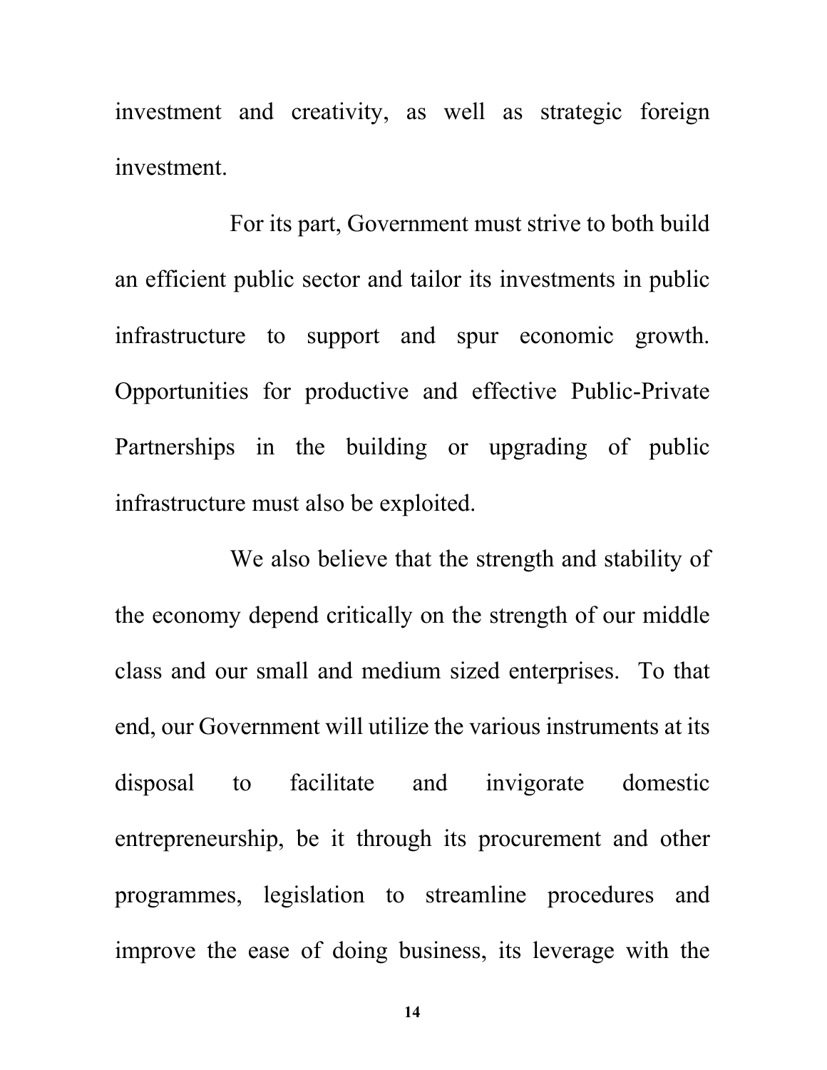investment and creativity, as well as strategic foreign investment.

For its part, Government must strive to both build an efficient public sector and tailor its investments in public infrastructure to support and spur economic growth. Opportunities for productive and effective Public-Private Partnerships in the building or upgrading of public infrastructure must also be exploited.

We also believe that the strength and stability of the economy depend critically on the strength of our middle class and our small and medium sized enterprises. To that end, our Government will utilize the various instruments at its disposal to facilitate and invigorate domestic entrepreneurship, be it through its procurement and other programmes, legislation to streamline procedures and improve the ease of doing business, its leverage with the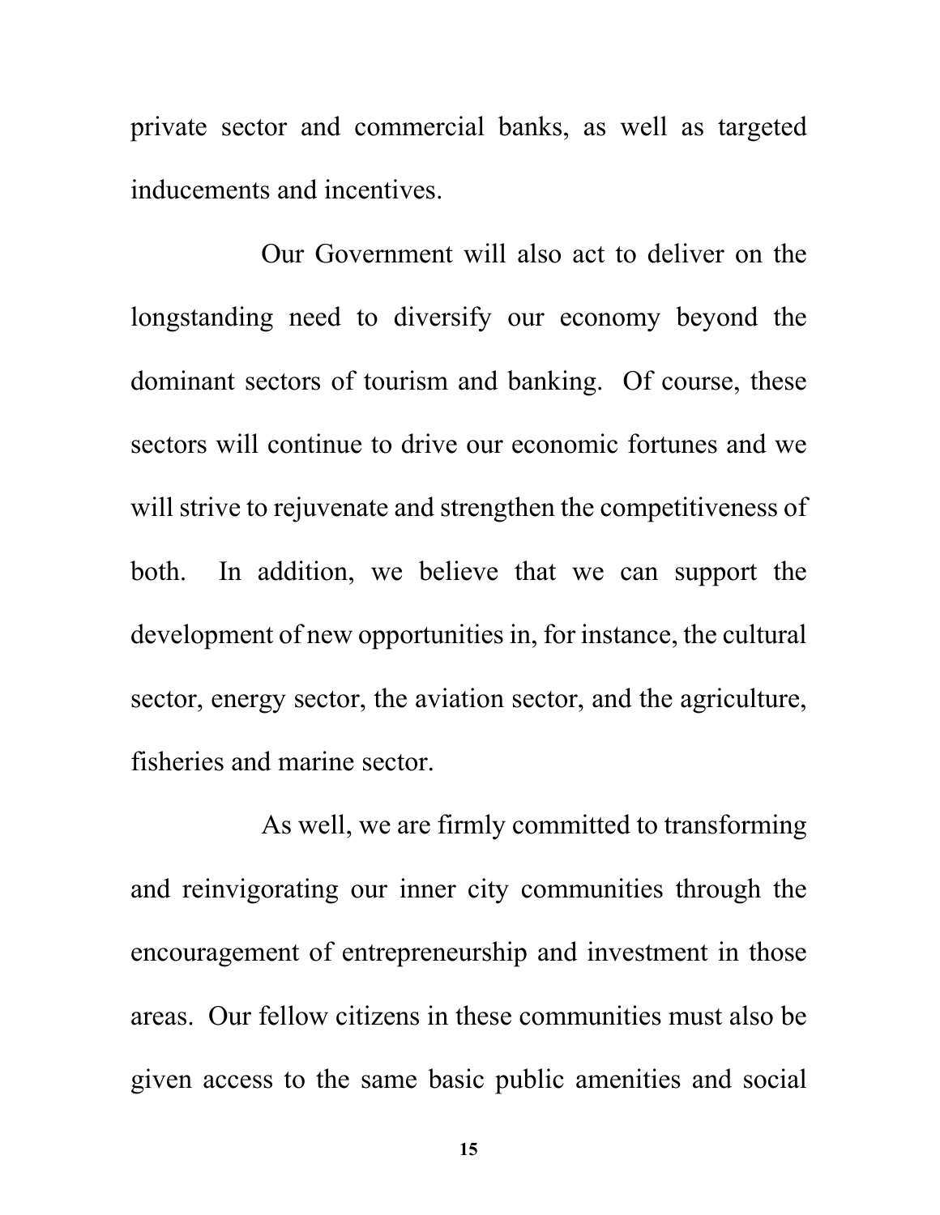private sector and commercial banks, as well as targeted inducements and incentives.

Our Government will also act to deliver on the longstanding need to diversify our economy beyond the dominant sectors of tourism and banking. Of course, these sectors will continue to drive our economic fortunes and we will strive to rejuvenate and strengthen the competitiveness of both. In addition, we believe that we can support the development of new opportunities in, for instance, the cultural sector, energy sector, the aviation sector, and the agriculture, fisheries and marine sector.

As well, we are firmly committed to transforming and reinvigorating our inner city communities through the encouragement of entrepreneurship and investment in those areas. Our fellow citizens in these communities must also be given access to the same basic public amenities and social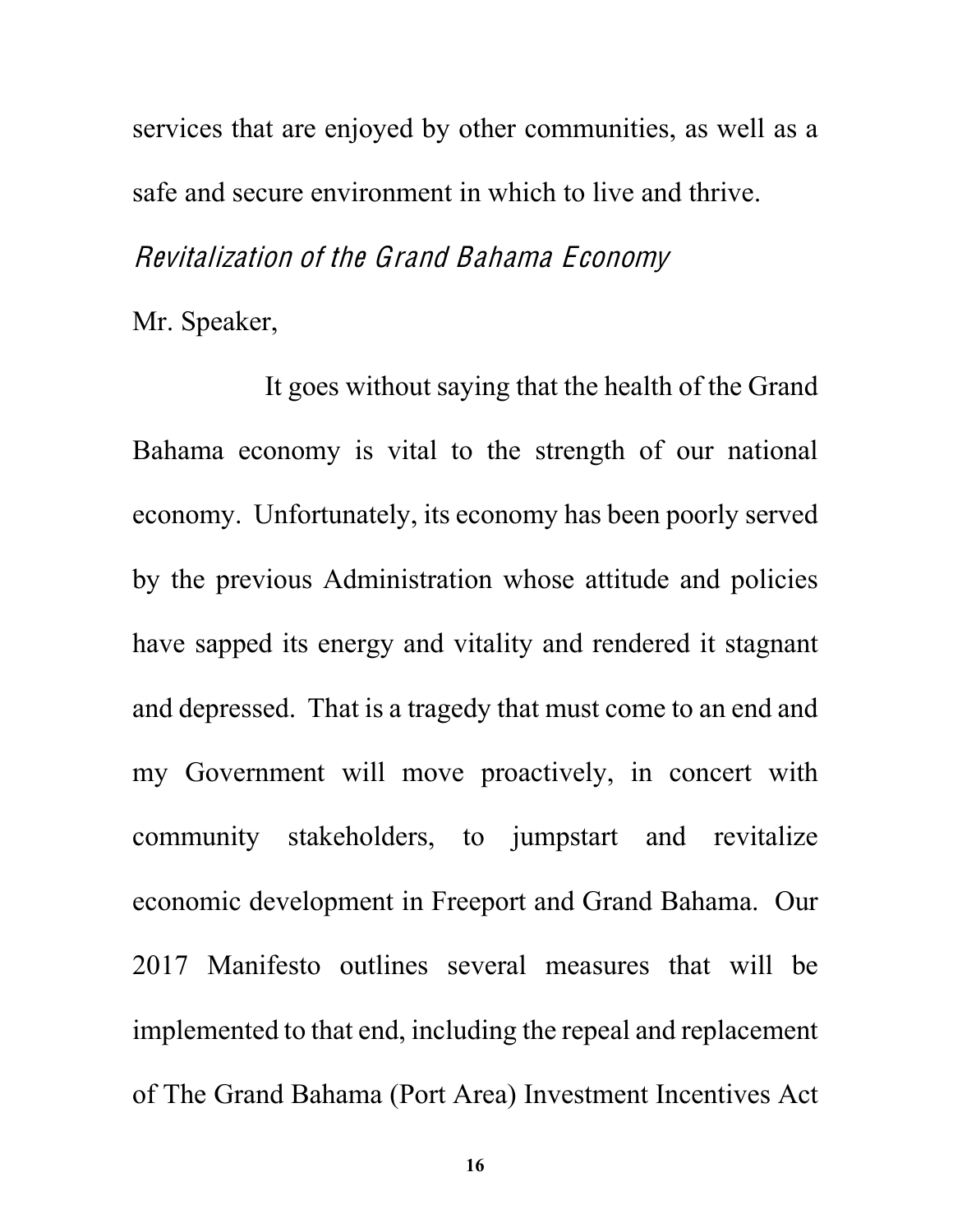services that are enjoyed by other communities, as well as a safe and secure environment in which to live and thrive.

### *Revitalization of the Grand Bahama Economy*

Mr. Speaker,

It goes without saying that the health of the Grand Bahama economy is vital to the strength of our national economy. Unfortunately, its economy has been poorly served by the previous Administration whose attitude and policies have sapped its energy and vitality and rendered it stagnant and depressed. That is a tragedy that must come to an end and my Government will move proactively, in concert with community stakeholders, to jumpstart and revitalize economic development in Freeport and Grand Bahama. Our 2017 Manifesto outlines several measures that will be implemented to that end, including the repeal and replacement of The Grand Bahama (Port Area) Investment Incentives Act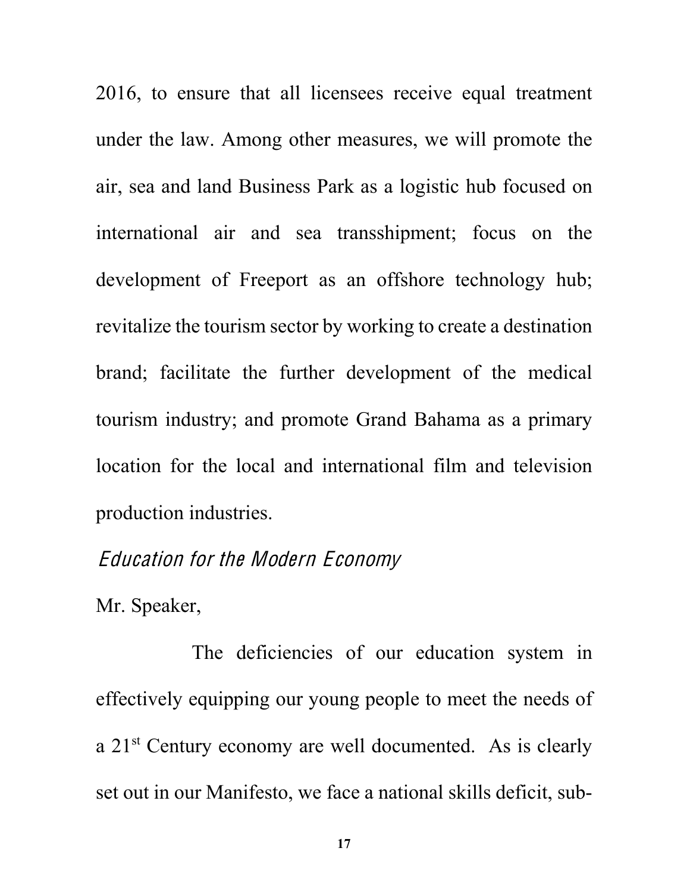2016, to ensure that all licensees receive equal treatment under the law. Among other measures, we will promote the air, sea and land Business Park as a logistic hub focused on international air and sea transshipment; focus on the development of Freeport as an offshore technology hub; revitalize the tourism sector by working to create a destination brand; facilitate the further development of the medical tourism industry; and promote Grand Bahama as a primary location for the local and international film and television production industries.

## *Education for the Modern Economy*

Mr. Speaker,

The deficiencies of our education system in effectively equipping our young people to meet the needs of a 21st Century economy are well documented. As is clearly set out in our Manifesto, we face a national skills deficit, sub-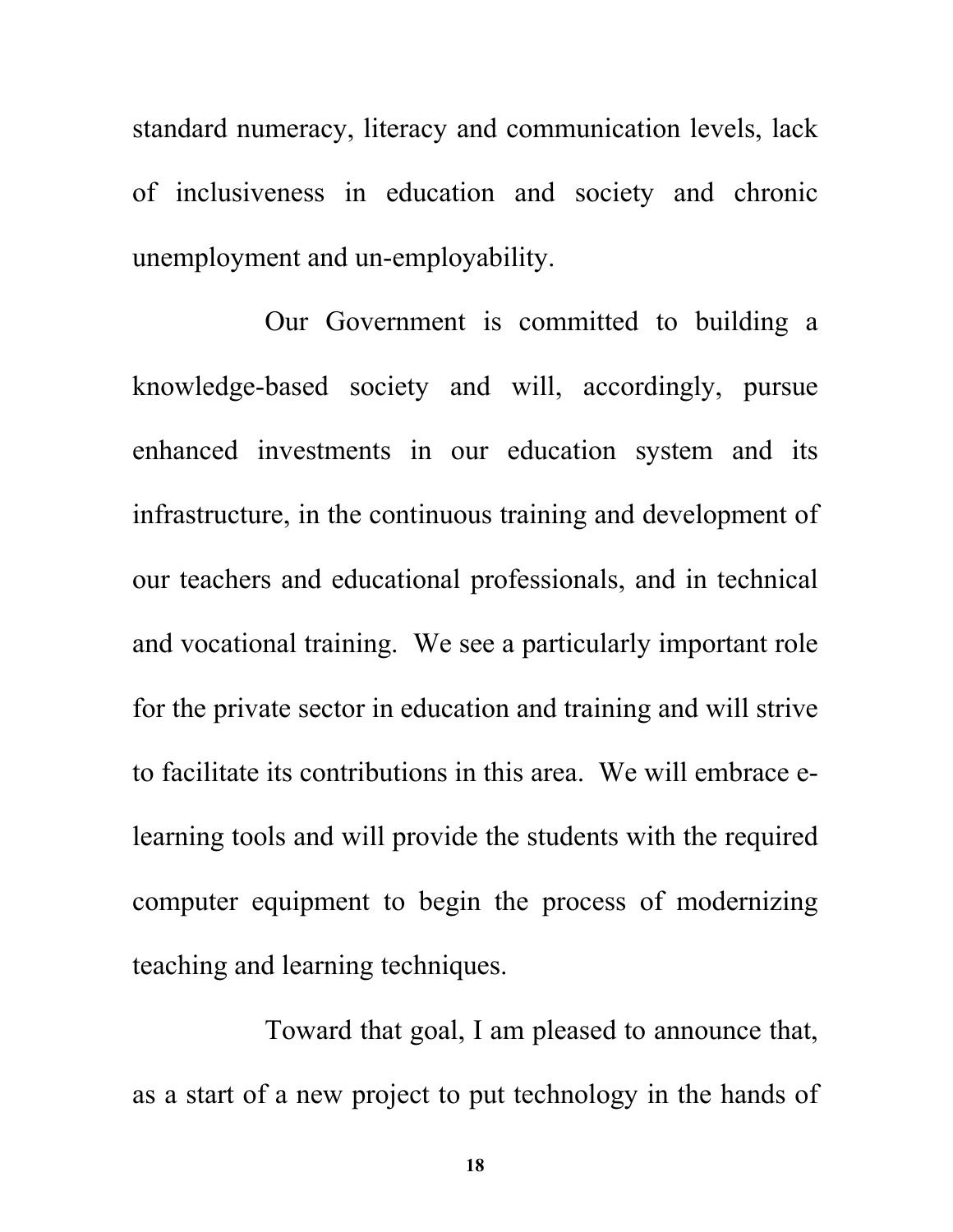standard numeracy, literacy and communication levels, lack of inclusiveness in education and society and chronic unemployment and un-employability.

Our Government is committed to building a knowledge-based society and will, accordingly, pursue enhanced investments in our education system and its infrastructure, in the continuous training and development of our teachers and educational professionals, and in technical and vocational training. We see a particularly important role for the private sector in education and training and will strive to facilitate its contributions in this area. We will embrace e-learning tools and will provide the students with the required computer equipment to begin the process of modernizing teaching and learning techniques.

Toward that goal, I am pleased to announce that, as a start of a new project to put technology in the hands of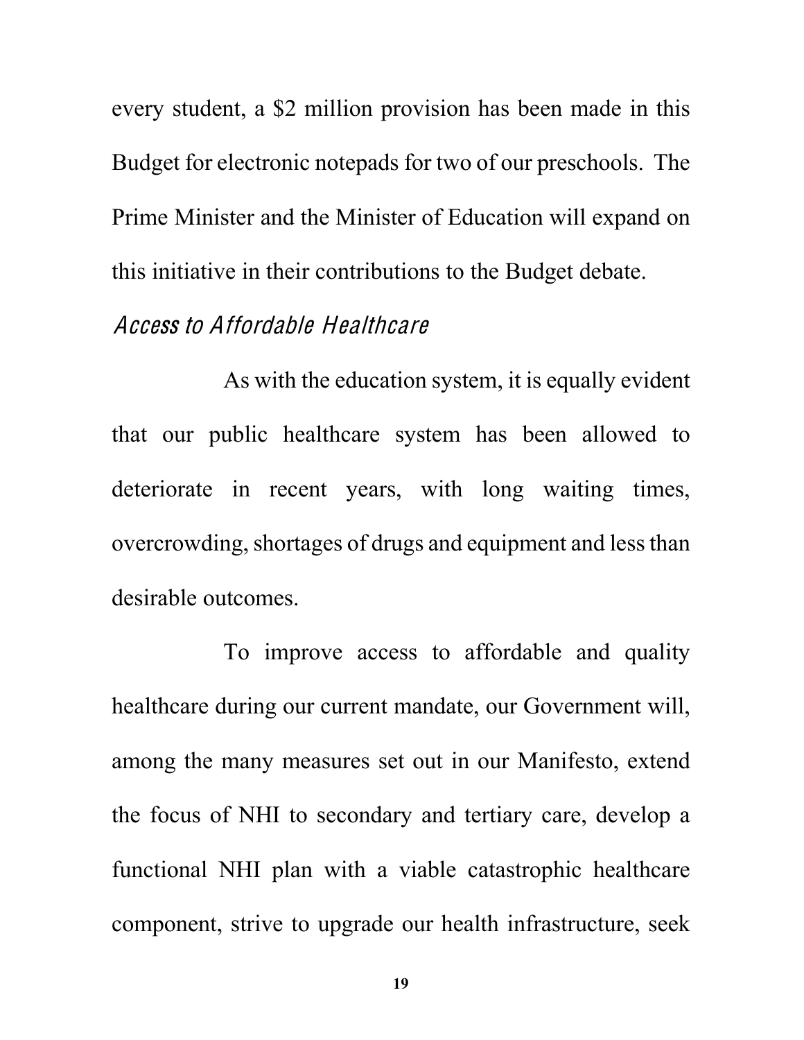every student, a $2 million provision has been made in this Budget for electronic notepads for two of our preschools. The Prime Minister and the Minister of Education will expand on this initiative in their contributions to the Budget debate.

### *Access to Affordable Healthcare*

As with the education system, it is equally evident that our public healthcare system has been allowed to deteriorate in recent years, with long waiting times, overcrowding, shortages of drugs and equipment and less than desirable outcomes.

To improve access to affordable and quality healthcare during our current mandate, our Government will, among the many measures set out in our Manifesto, extend the focus of NHI to secondary and tertiary care, develop a functional NHI plan with a viable catastrophic healthcare component, strive to upgrade our health infrastructure, seek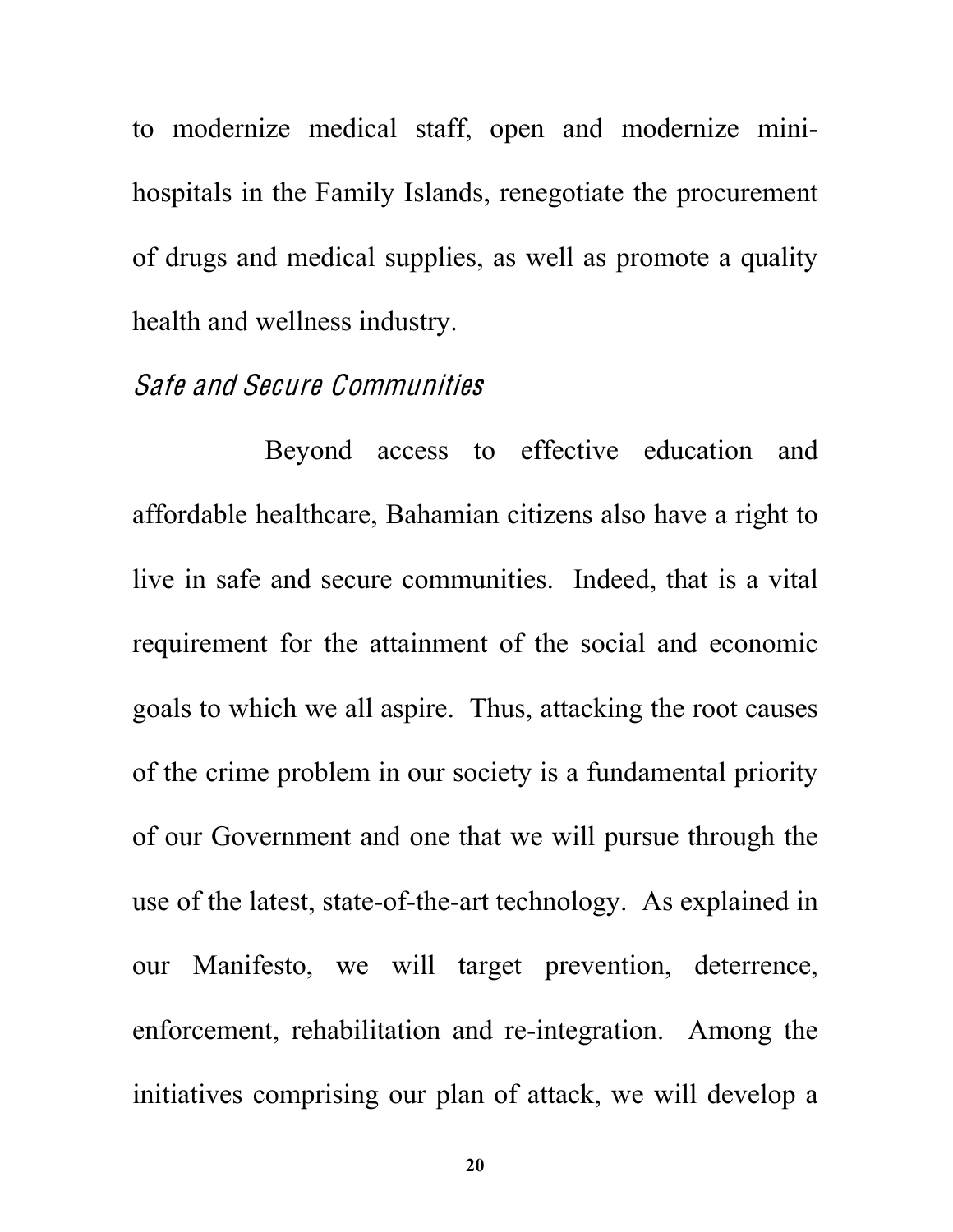to modernize medical staff, open and modernize mini-hospitals in the Family Islands, renegotiate the procurement of drugs and medical supplies, as well as promote a quality health and wellness industry.

### *Safe and Secure Communities*

Beyond access to effective education and affordable healthcare, Bahamian citizens also have a right to live in safe and secure communities. Indeed, that is a vital requirement for the attainment of the social and economic goals to which we all aspire. Thus, attacking the root causes of the crime problem in our society is a fundamental priority of our Government and one that we will pursue through the use of the latest, state-of-the-art technology. As explained in our Manifesto, we will target prevention, deterrence, enforcement, rehabilitation and re-integration. Among the initiatives comprising our plan of attack, we will develop a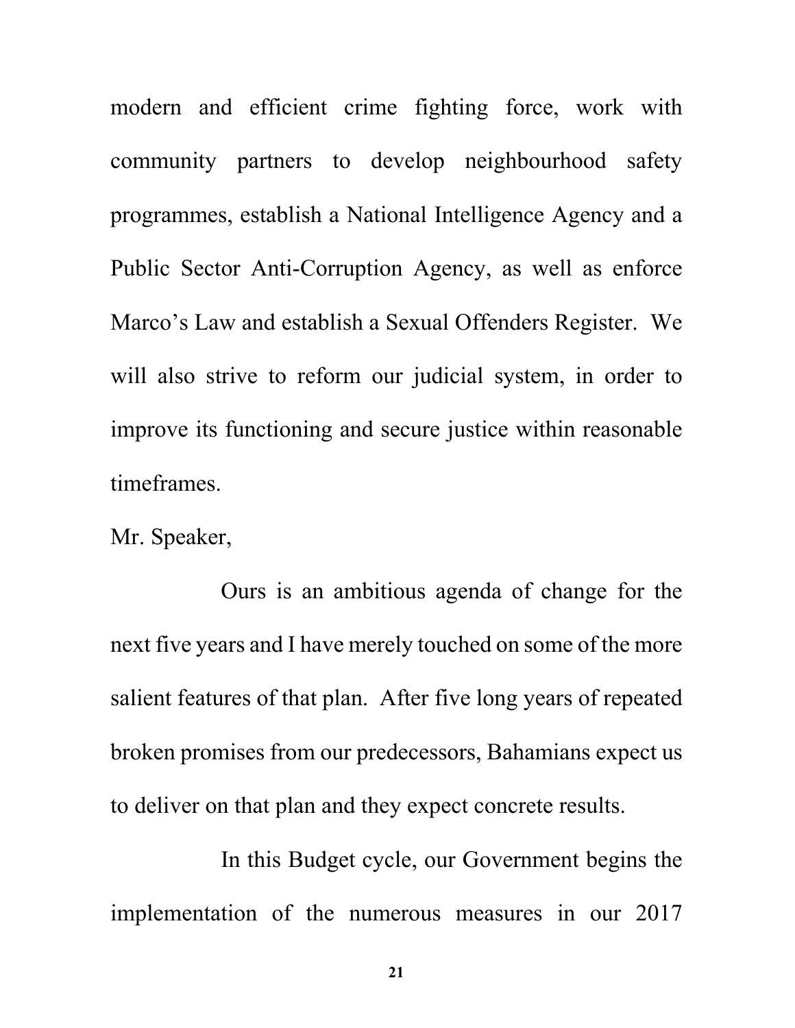modern and efficient crime fighting force, work with community partners to develop neighbourhood safety programmes, establish a National Intelligence Agency and a Public Sector Anti-Corruption Agency, as well as enforce Marco's Law and establish a Sexual Offenders Register. We will also strive to reform our judicial system, in order to improve its functioning and secure justice within reasonable timeframes.

Mr. Speaker,

Ours is an ambitious agenda of change for the next five years and I have merely touched on some of the more salient features of that plan. After five long years of repeated broken promises from our predecessors, Bahamians expect us to deliver on that plan and they expect concrete results.

In this Budget cycle, our Government begins the implementation of the numerous measures in our 2017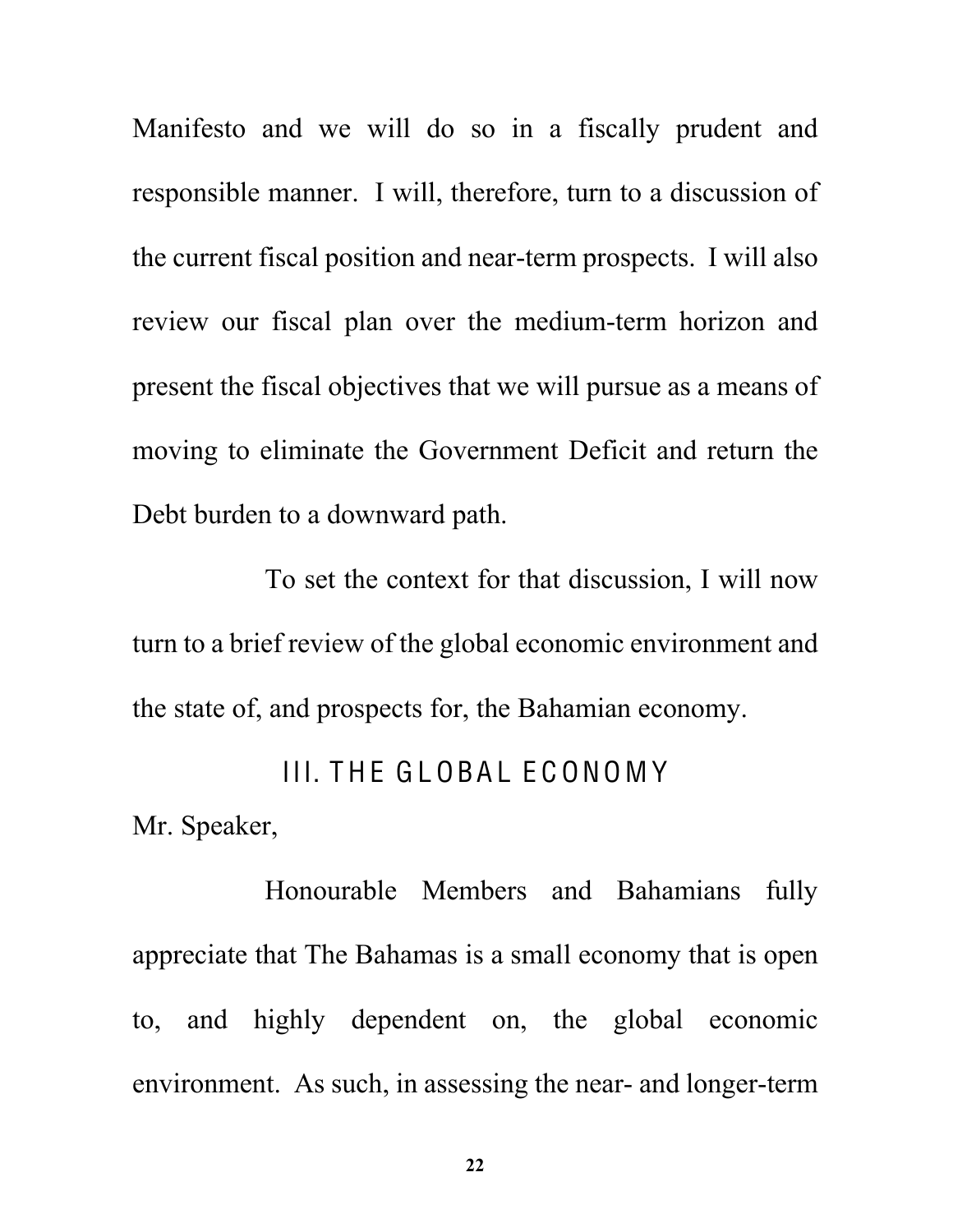Manifesto and we will do so in a fiscally prudent and responsible manner. I will, therefore, turn to a discussion of the current fiscal position and near-term prospects. I will also review our fiscal plan over the medium-term horizon and present the fiscal objectives that we will pursue as a means of moving to eliminate the Government Deficit and return the Debt burden to a downward path.

To set the context for that discussion, I will now turn to a brief review of the global economic environment and the state of, and prospects for, the Bahamian economy.

## III. THE GLOBAL ECONOMY

Mr. Speaker,

Honourable Members and Bahamians fully appreciate that The Bahamas is a small economy that is open to, and highly dependent on, the global economic environment. As such, in assessing the near- and longer-term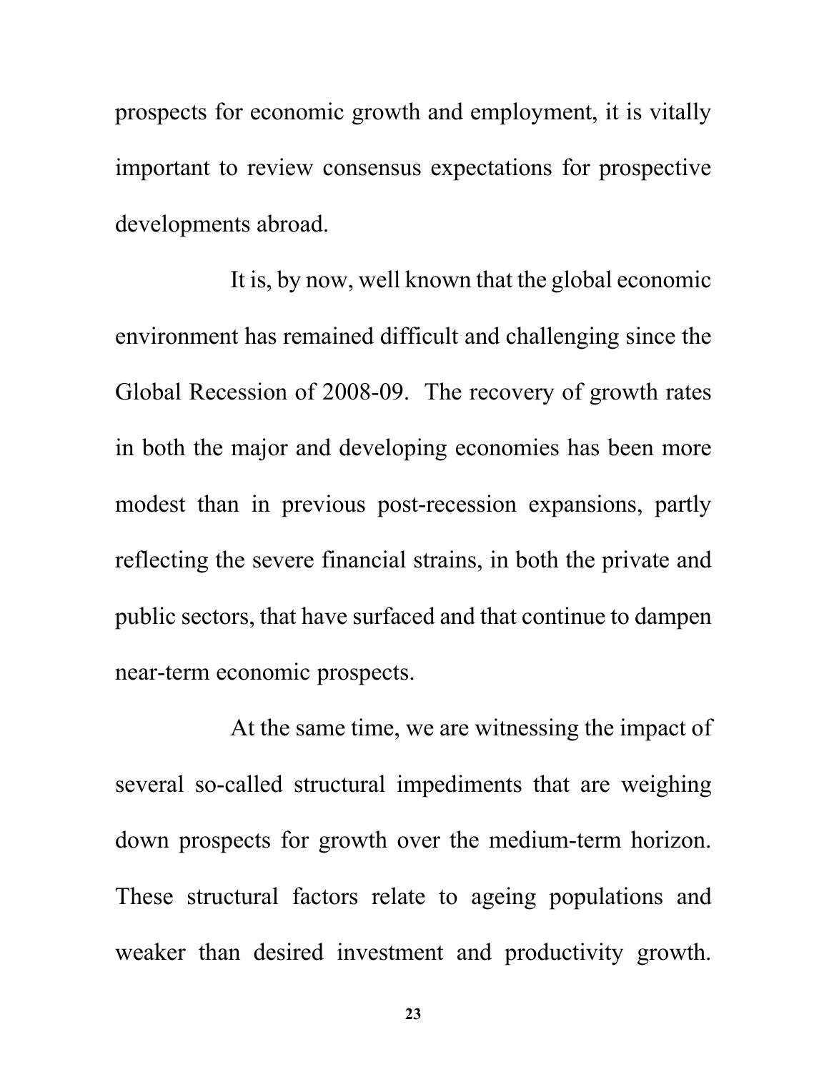prospects for economic growth and employment, it is vitally important to review consensus expectations for prospective developments abroad.

It is, by now, well known that the global economic environment has remained difficult and challenging since the Global Recession of 2008-09. The recovery of growth rates in both the major and developing economies has been more modest than in previous post-recession expansions, partly reflecting the severe financial strains, in both the private and public sectors, that have surfaced and that continue to dampen near-term economic prospects.

At the same time, we are witnessing the impact of several so-called structural impediments that are weighing down prospects for growth over the medium-term horizon. These structural factors relate to ageing populations and weaker than desired investment and productivity growth.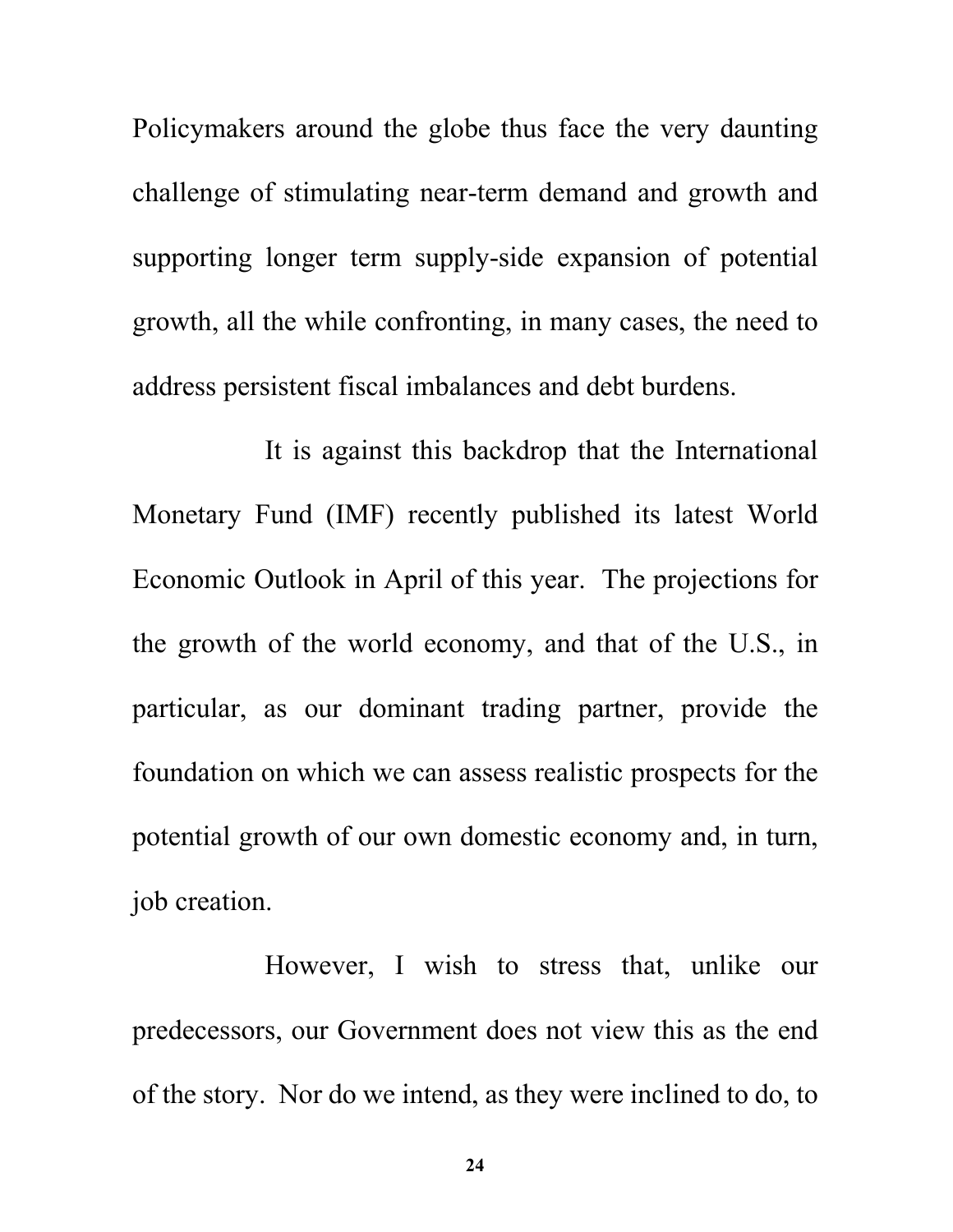Policymakers around the globe thus face the very daunting challenge of stimulating near-term demand and growth and supporting longer term supply-side expansion of potential growth, all the while confronting, in many cases, the need to address persistent fiscal imbalances and debt burdens.

It is against this backdrop that the International Monetary Fund (IMF) recently published its latest World Economic Outlook in April of this year. The projections for the growth of the world economy, and that of the U.S., in particular, as our dominant trading partner, provide the foundation on which we can assess realistic prospects for the potential growth of our own domestic economy and, in turn, job creation.

However, I wish to stress that, unlike our predecessors, our Government does not view this as the end of the story. Nor do we intend, as they were inclined to do, to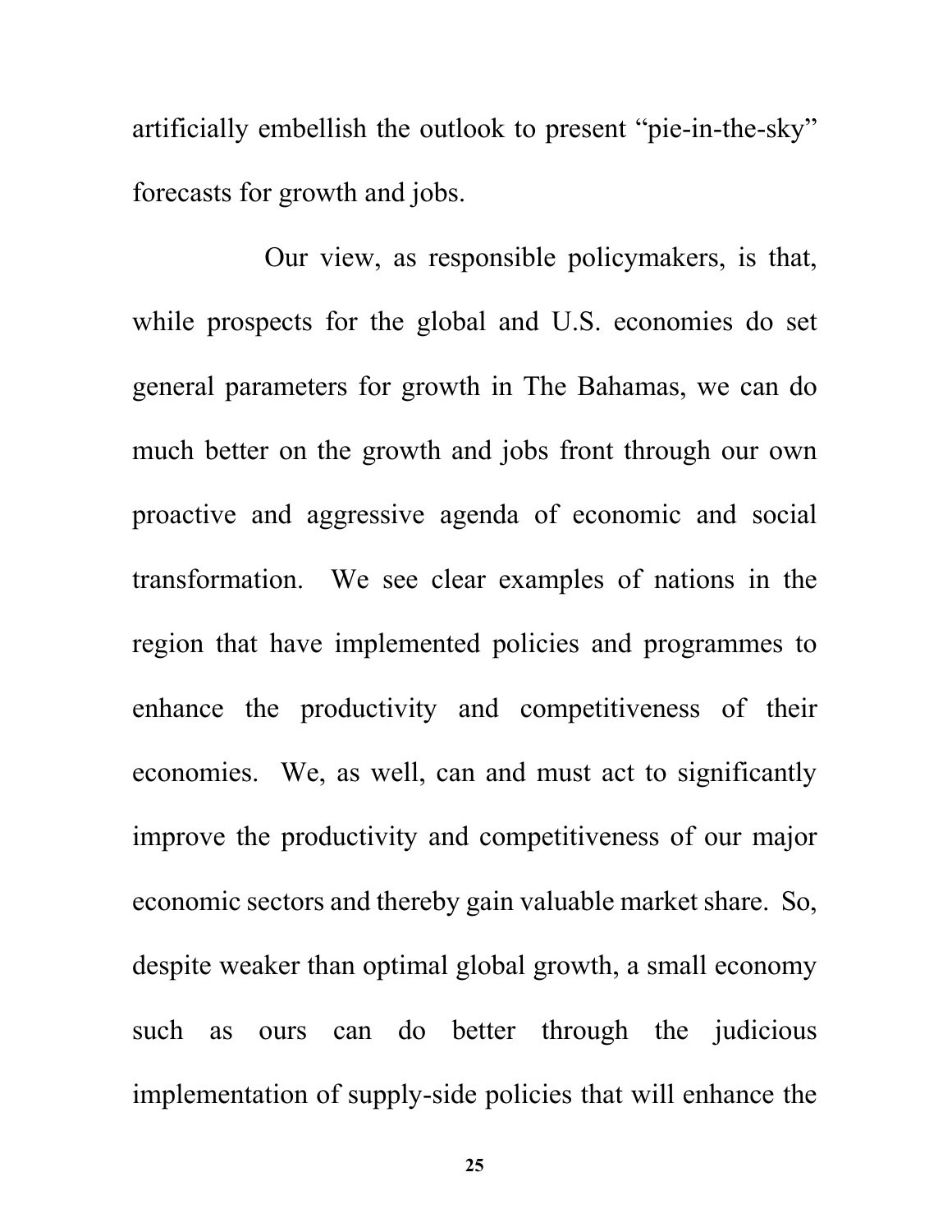artificially embellish the outlook to present "pie-in-the-sky" forecasts for growth and jobs.

Our view, as responsible policymakers, is that, while prospects for the global and U.S. economies do set general parameters for growth in The Bahamas, we can do much better on the growth and jobs front through our own proactive and aggressive agenda of economic and social transformation. We see clear examples of nations in the region that have implemented policies and programmes to enhance the productivity and competitiveness of their economies. We, as well, can and must act to significantly improve the productivity and competitiveness of our major economic sectors and thereby gain valuable market share. So, despite weaker than optimal global growth, a small economy such as ours can do better through the judicious implementation of supply-side policies that will enhance the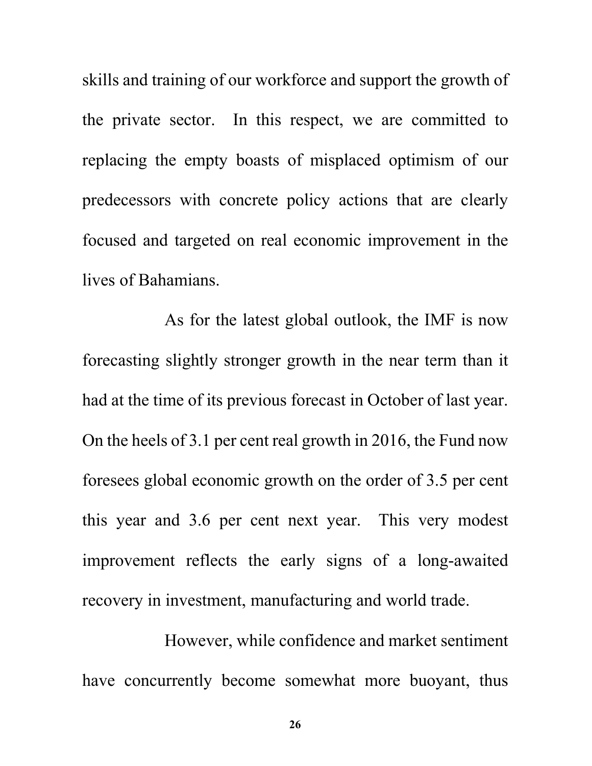skills and training of our workforce and support the growth of the private sector. In this respect, we are committed to replacing the empty boasts of misplaced optimism of our predecessors with concrete policy actions that are clearly focused and targeted on real economic improvement in the lives of Bahamians.

As for the latest global outlook, the IMF is now forecasting slightly stronger growth in the near term than it had at the time of its previous forecast in October of last year. On the heels of 3.1 per cent real growth in 2016, the Fund now foresees global economic growth on the order of 3.5 per cent this year and 3.6 per cent next year. This very modest improvement reflects the early signs of a long-awaited recovery in investment, manufacturing and world trade.

However, while confidence and market sentiment have concurrently become somewhat more buoyant, thus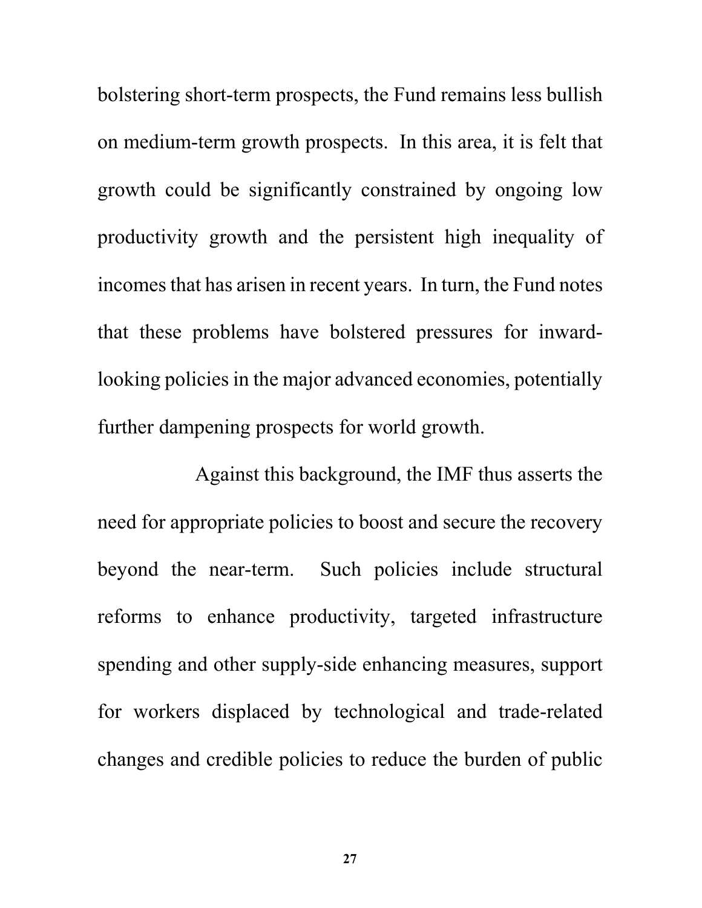bolstering short-term prospects, the Fund remains less bullish on medium-term growth prospects. In this area, it is felt that growth could be significantly constrained by ongoing low productivity growth and the persistent high inequality of incomes that has arisen in recent years. In turn, the Fund notes that these problems have bolstered pressures for inward-looking policies in the major advanced economies, potentially further dampening prospects for world growth.

Against this background, the IMF thus asserts the need for appropriate policies to boost and secure the recovery beyond the near-term. Such policies include structural reforms to enhance productivity, targeted infrastructure spending and other supply-side enhancing measures, support for workers displaced by technological and trade-related changes and credible policies to reduce the burden of public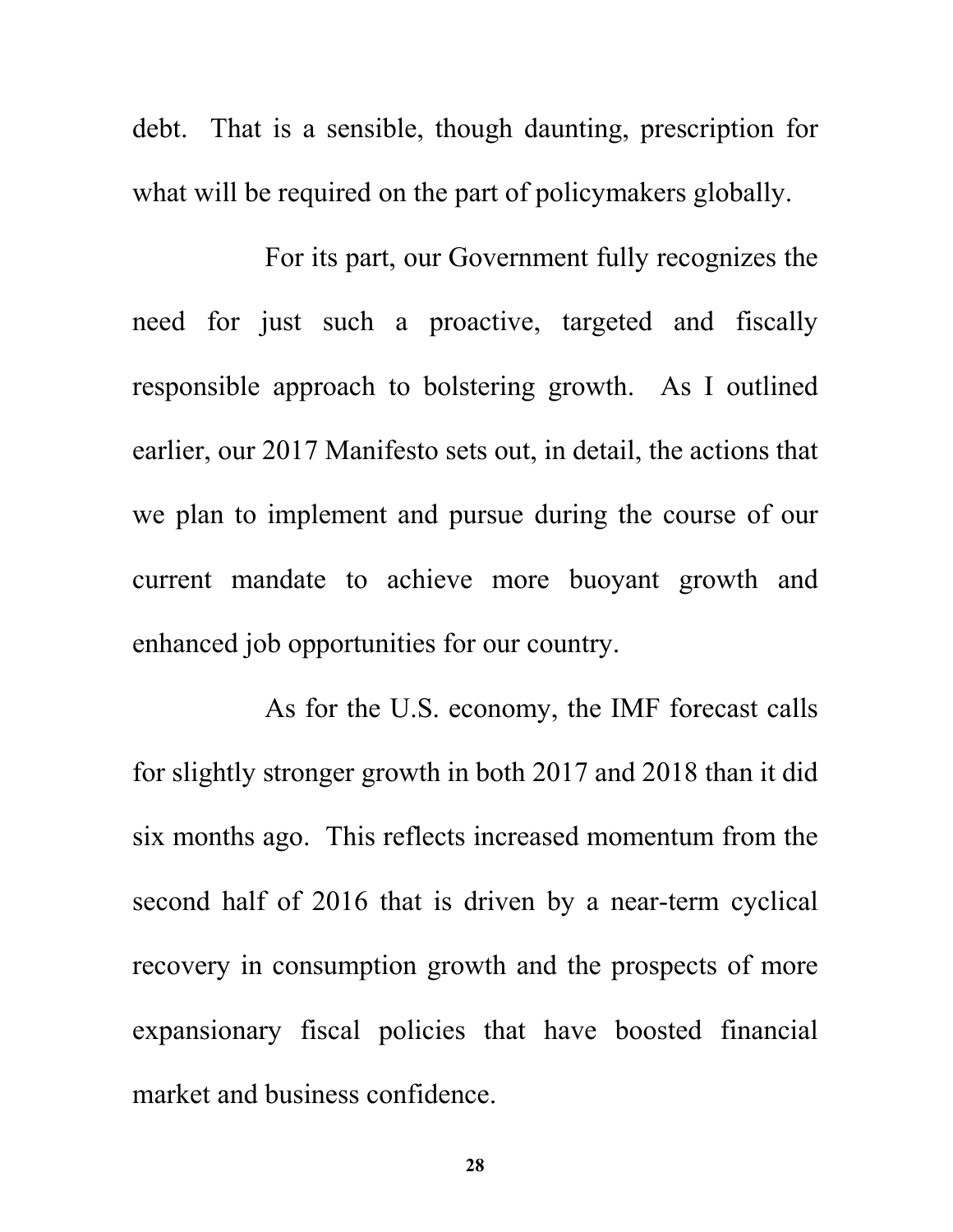debt. That is a sensible, though daunting, prescription for what will be required on the part of policymakers globally.

For its part, our Government fully recognizes the need for just such a proactive, targeted and fiscally responsible approach to bolstering growth. As I outlined earlier, our 2017 Manifesto sets out, in detail, the actions that we plan to implement and pursue during the course of our current mandate to achieve more buoyant growth and enhanced job opportunities for our country.

As for the U.S. economy, the IMF forecast calls for slightly stronger growth in both 2017 and 2018 than it did six months ago. This reflects increased momentum from the second half of 2016 that is driven by a near-term cyclical recovery in consumption growth and the prospects of more expansionary fiscal policies that have boosted financial market and business confidence.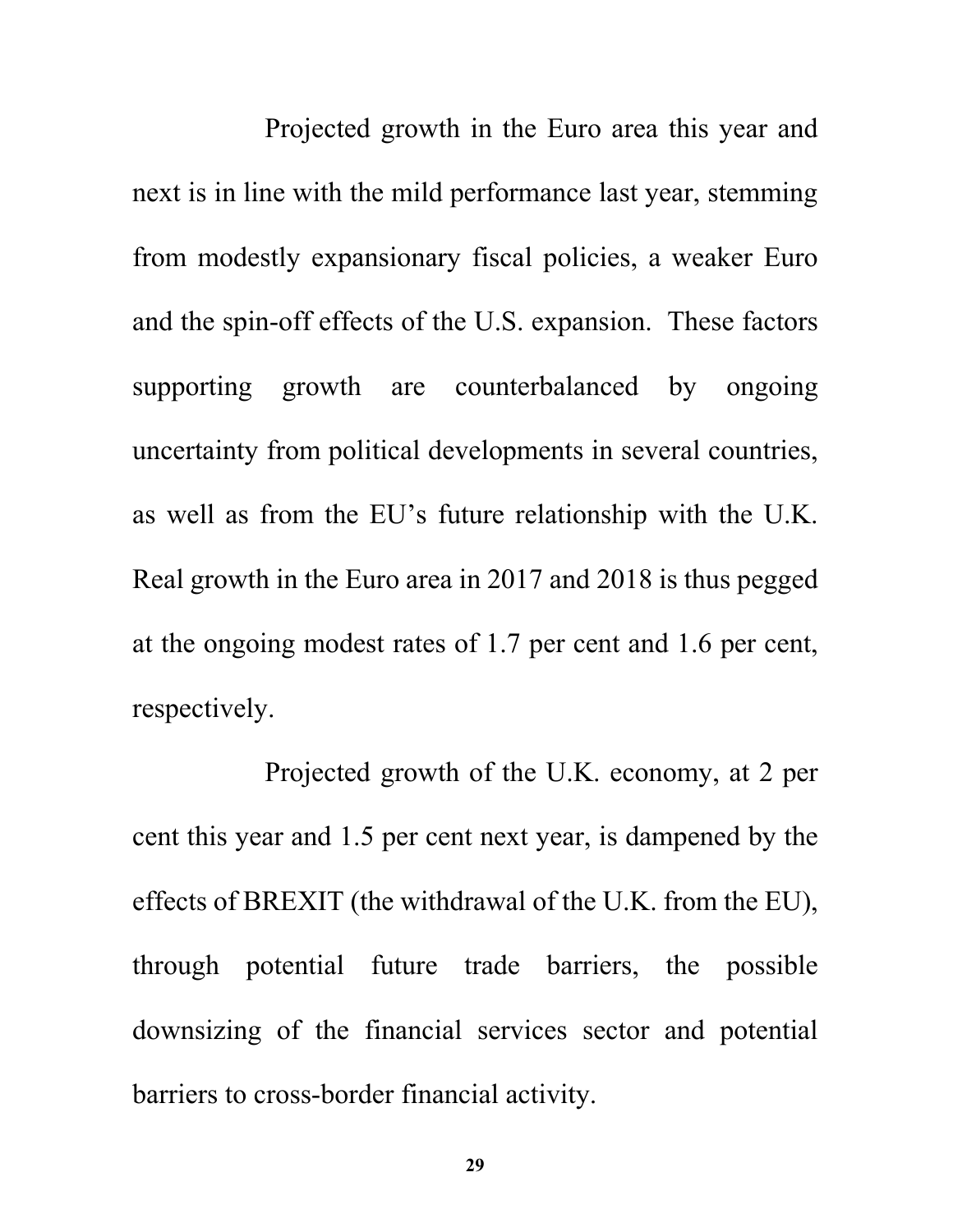Projected growth in the Euro area this year and next is in line with the mild performance last year, stemming from modestly expansionary fiscal policies, a weaker Euro and the spin-off effects of the U.S. expansion. These factors supporting growth are counterbalanced by ongoing uncertainty from political developments in several countries, as well as from the EU's future relationship with the U.K. Real growth in the Euro area in 2017 and 2018 is thus pegged at the ongoing modest rates of 1.7 per cent and 1.6 per cent, respectively.

Projected growth of the U.K. economy, at 2 per cent this year and 1.5 per cent next year, is dampened by the effects of BREXIT (the withdrawal of the U.K. from the EU), through potential future trade barriers, the possible downsizing of the financial services sector and potential barriers to cross-border financial activity.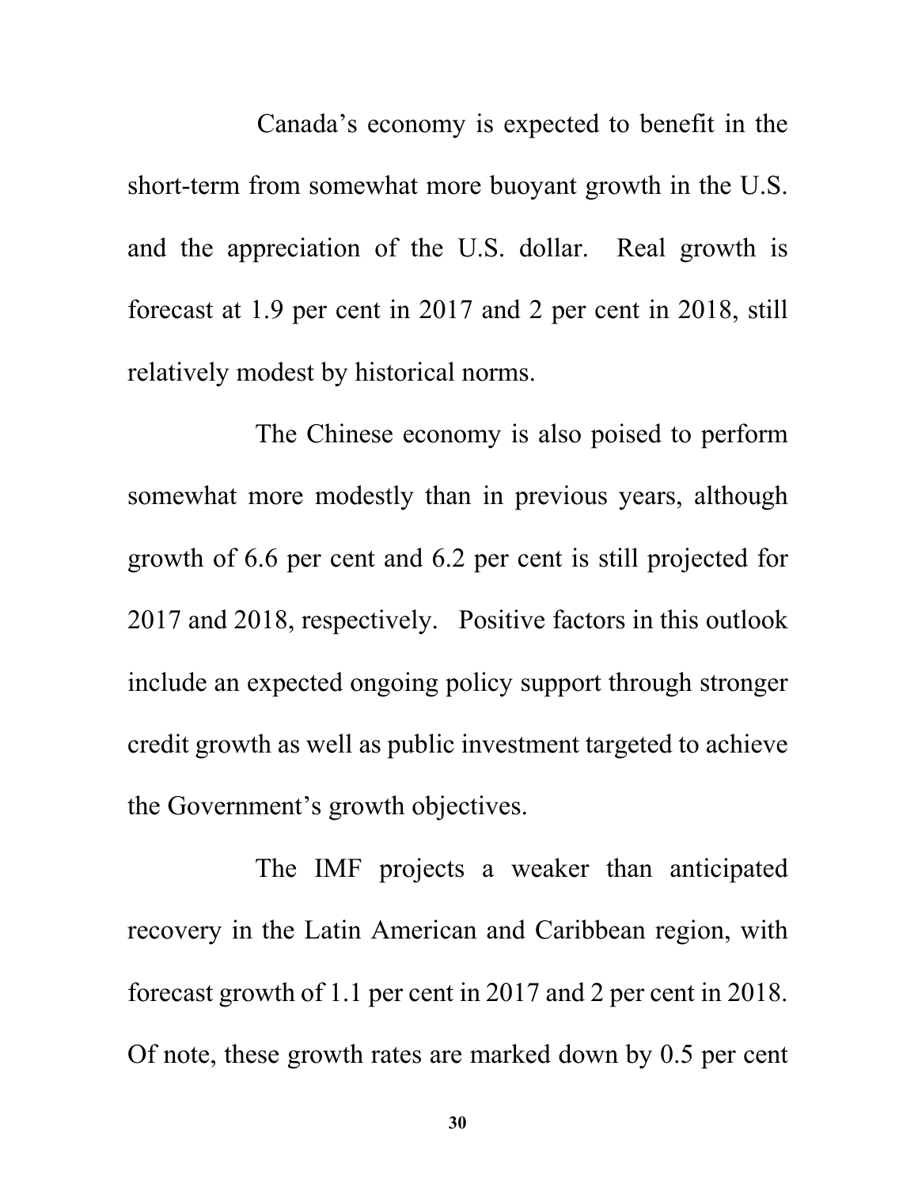Canada's economy is expected to benefit in the short-term from somewhat more buoyant growth in the U.S. and the appreciation of the U.S. dollar. Real growth is forecast at 1.9 per cent in 2017 and 2 per cent in 2018, still relatively modest by historical norms.

The Chinese economy is also poised to perform somewhat more modestly than in previous years, although growth of 6.6 per cent and 6.2 per cent is still projected for 2017 and 2018, respectively. Positive factors in this outlook include an expected ongoing policy support through stronger credit growth as well as public investment targeted to achieve the Government's growth objectives.

The IMF projects a weaker than anticipated recovery in the Latin American and Caribbean region, with forecast growth of 1.1 per cent in 2017 and 2 per cent in 2018. Of note, these growth rates are marked down by 0.5 per cent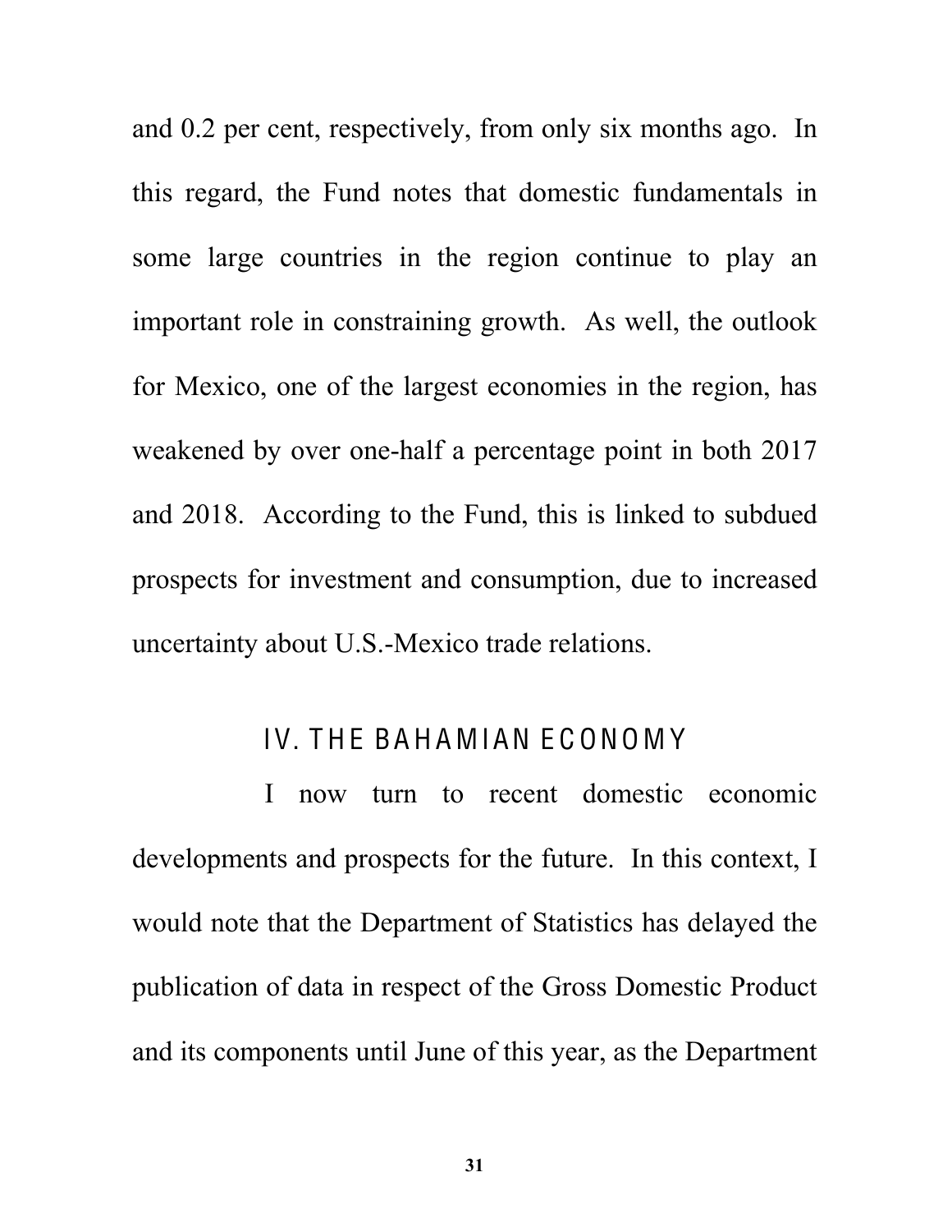and 0.2 per cent, respectively, from only six months ago. In this regard, the Fund notes that domestic fundamentals in some large countries in the region continue to play an important role in constraining growth. As well, the outlook for Mexico, one of the largest economies in the region, has weakened by over one-half a percentage point in both 2017 and 2018. According to the Fund, this is linked to subdued prospects for investment and consumption, due to increased uncertainty about U.S.-Mexico trade relations.

## IV. THE BAHAMIAN ECONOMY

I now turn to recent domestic economic developments and prospects for the future. In this context, I would note that the Department of Statistics has delayed the publication of data in respect of the Gross Domestic Product and its components until June of this year, as the Department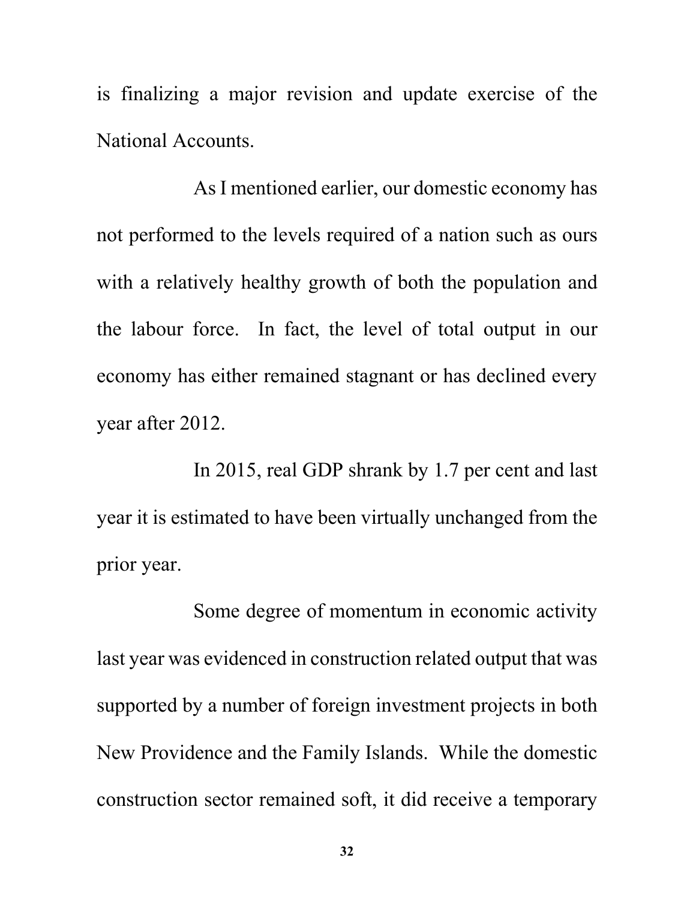is finalizing a major revision and update exercise of the National Accounts.

As I mentioned earlier, our domestic economy has not performed to the levels required of a nation such as ours with a relatively healthy growth of both the population and the labour force. In fact, the level of total output in our economy has either remained stagnant or has declined every year after 2012.

In 2015, real GDP shrank by 1.7 per cent and last year it is estimated to have been virtually unchanged from the prior year.

Some degree of momentum in economic activity last year was evidenced in construction related output that was supported by a number of foreign investment projects in both New Providence and the Family Islands. While the domestic construction sector remained soft, it did receive a temporary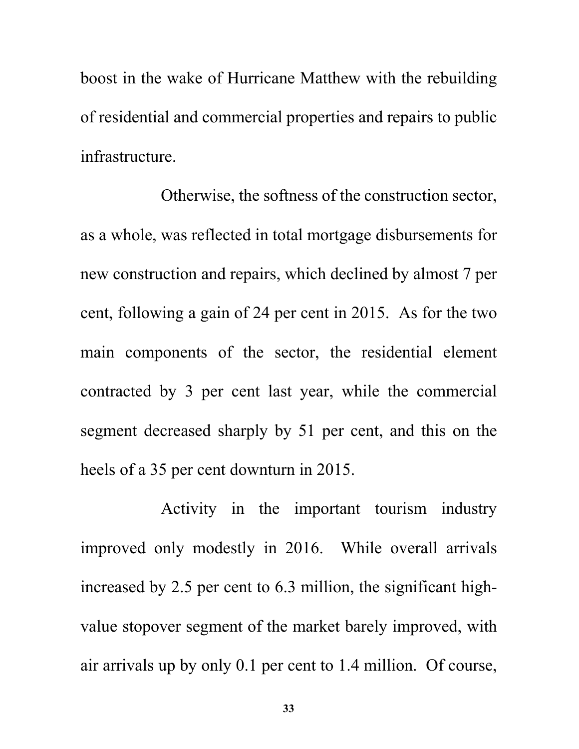boost in the wake of Hurricane Matthew with the rebuilding of residential and commercial properties and repairs to public infrastructure.

Otherwise, the softness of the construction sector, as a whole, was reflected in total mortgage disbursements for new construction and repairs, which declined by almost 7 per cent, following a gain of 24 per cent in 2015. As for the two main components of the sector, the residential element contracted by 3 per cent last year, while the commercial segment decreased sharply by 51 per cent, and this on the heels of a 35 per cent downturn in 2015.

Activity in the important tourism industry improved only modestly in 2016. While overall arrivals increased by 2.5 per cent to 6.3 million, the significant high-value stopover segment of the market barely improved, with air arrivals up by only 0.1 per cent to 1.4 million. Of course,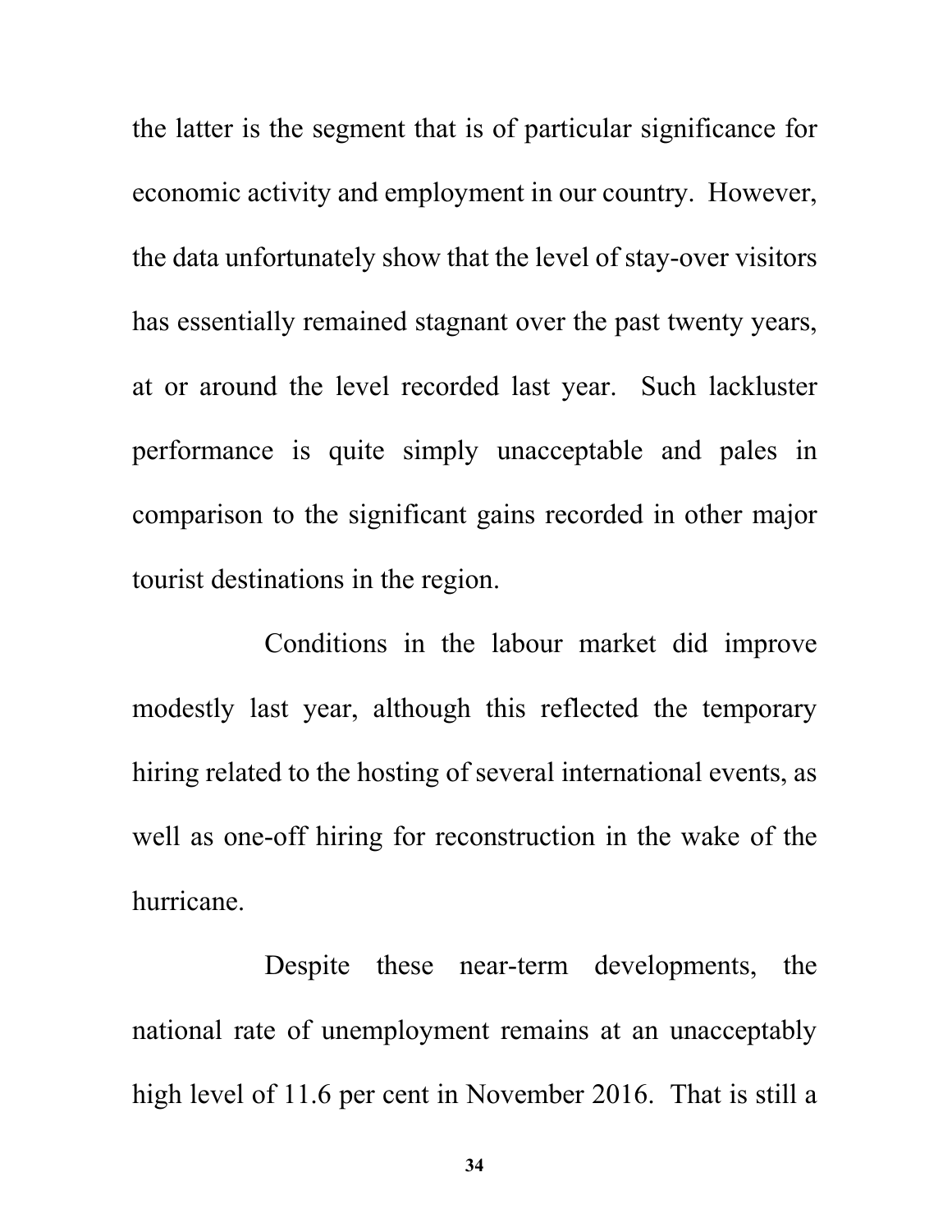the latter is the segment that is of particular significance for economic activity and employment in our country. However, the data unfortunately show that the level of stay-over visitors has essentially remained stagnant over the past twenty years, at or around the level recorded last year. Such lackluster performance is quite simply unacceptable and pales in comparison to the significant gains recorded in other major tourist destinations in the region.

Conditions in the labour market did improve modestly last year, although this reflected the temporary hiring related to the hosting of several international events, as well as one-off hiring for reconstruction in the wake of the hurricane.

Despite these near-term developments, the national rate of unemployment remains at an unacceptably high level of 11.6 per cent in November 2016. That is still a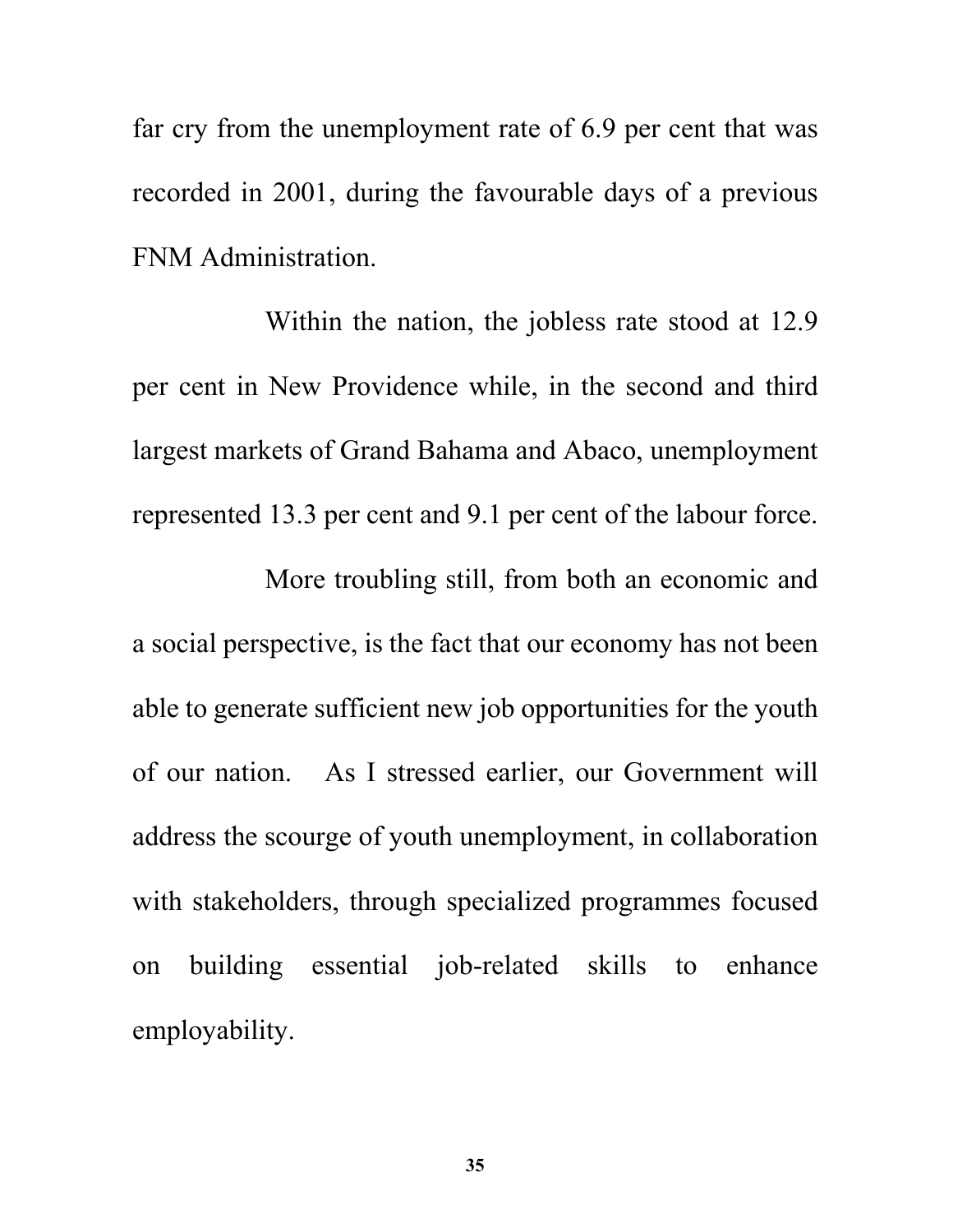far cry from the unemployment rate of 6.9 per cent that was recorded in 2001, during the favourable days of a previous FNM Administration.

Within the nation, the jobless rate stood at 12.9 per cent in New Providence while, in the second and third largest markets of Grand Bahama and Abaco, unemployment represented 13.3 per cent and 9.1 per cent of the labour force.

More troubling still, from both an economic and a social perspective, is the fact that our economy has not been able to generate sufficient new job opportunities for the youth of our nation. As I stressed earlier, our Government will address the scourge of youth unemployment, in collaboration with stakeholders, through specialized programmes focused on building essential job-related skills to enhance employability.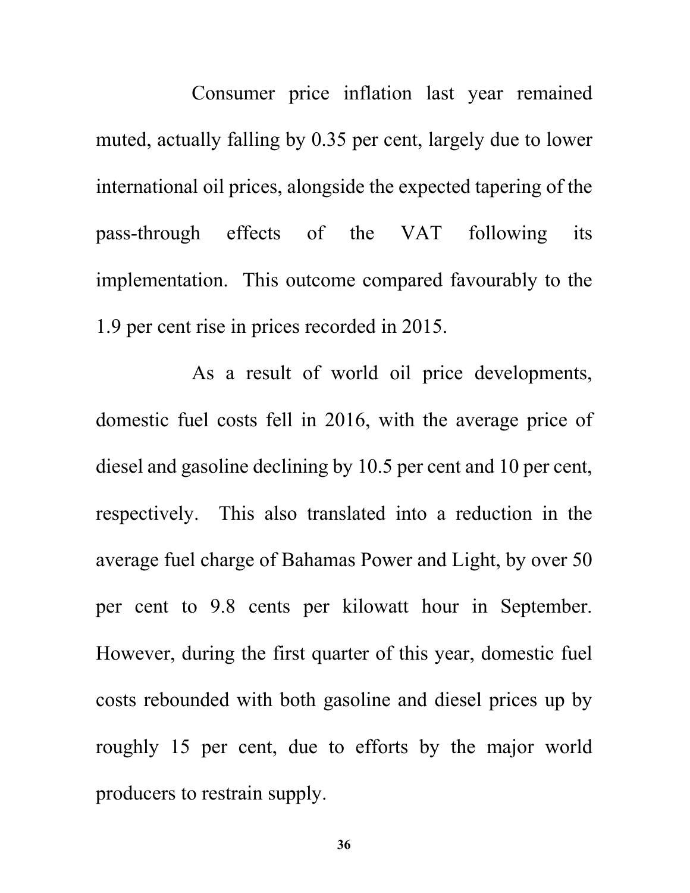Consumer price inflation last year remained muted, actually falling by 0.35 per cent, largely due to lower international oil prices, alongside the expected tapering of the pass-through effects of the VAT following its implementation. This outcome compared favourably to the 1.9 per cent rise in prices recorded in 2015.

As a result of world oil price developments, domestic fuel costs fell in 2016, with the average price of diesel and gasoline declining by 10.5 per cent and 10 per cent, respectively. This also translated into a reduction in the average fuel charge of Bahamas Power and Light, by over 50 per cent to 9.8 cents per kilowatt hour in September. However, during the first quarter of this year, domestic fuel costs rebounded with both gasoline and diesel prices up by roughly 15 per cent, due to efforts by the major world producers to restrain supply.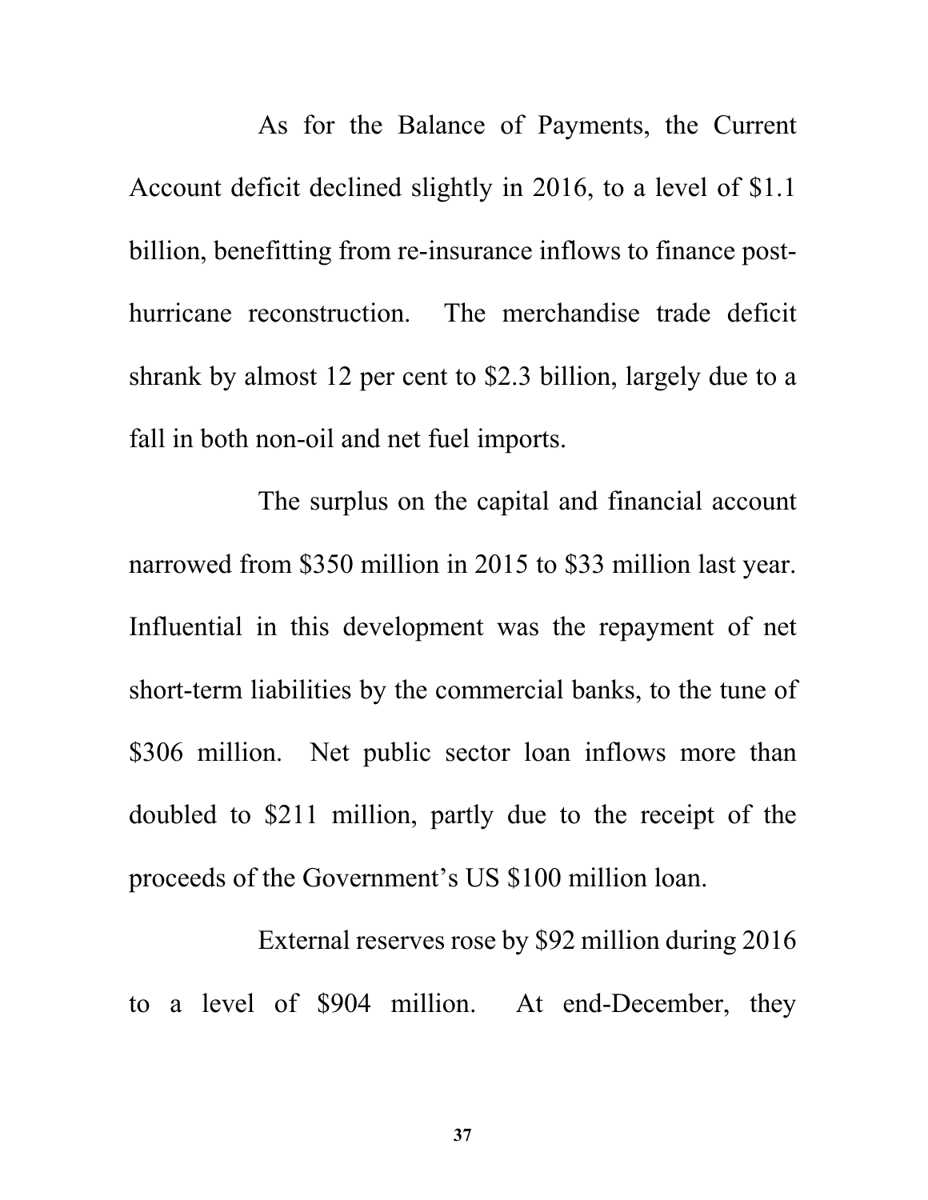As for the Balance of Payments, the Current Account deficit declined slightly in 2016, to a level of $1.1 billion, benefitting from re-insurance inflows to finance post-hurricane reconstruction. The merchandise trade deficit shrank by almost 12 per cent to $2.3 billion, largely due to a fall in both non-oil and net fuel imports.

The surplus on the capital and financial account narrowed from $350 million in 2015 to $33 million last year. Influential in this development was the repayment of net short-term liabilities by the commercial banks, to the tune of $306 million. Net public sector loan inflows more than doubled to $211 million, partly due to the receipt of the proceeds of the Government's US $100 million loan.

External reserves rose by $92 million during 2016 to a level of $904 million. At end-December, they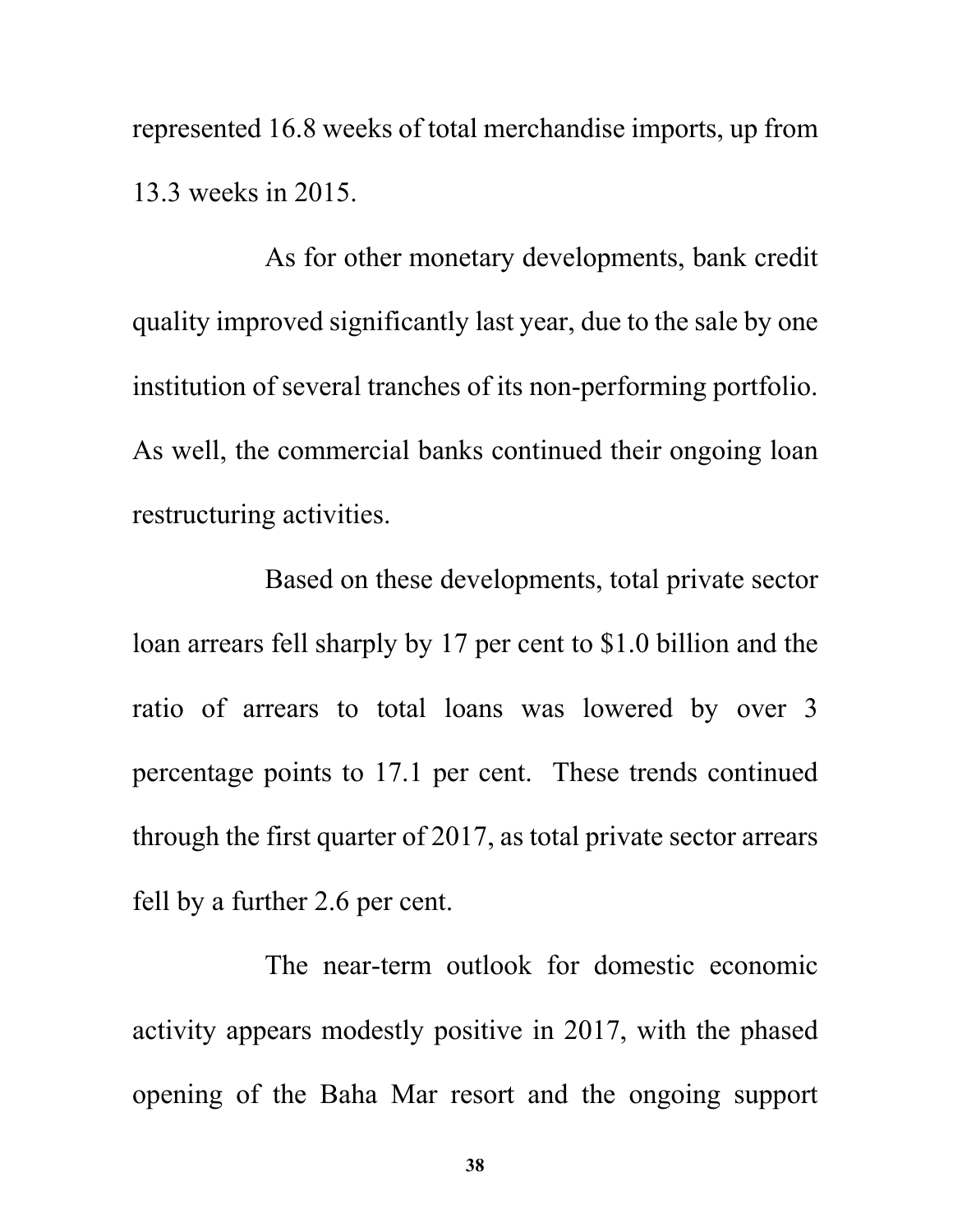represented 16.8 weeks of total merchandise imports, up from 13.3 weeks in 2015.

As for other monetary developments, bank credit quality improved significantly last year, due to the sale by one institution of several tranches of its non-performing portfolio. As well, the commercial banks continued their ongoing loan restructuring activities.

Based on these developments, total private sector loan arrears fell sharply by 17 per cent to $1.0 billion and the ratio of arrears to total loans was lowered by over 3 percentage points to 17.1 per cent. These trends continued through the first quarter of 2017, as total private sector arrears fell by a further 2.6 per cent.

The near-term outlook for domestic economic activity appears modestly positive in 2017, with the phased opening of the Baha Mar resort and the ongoing support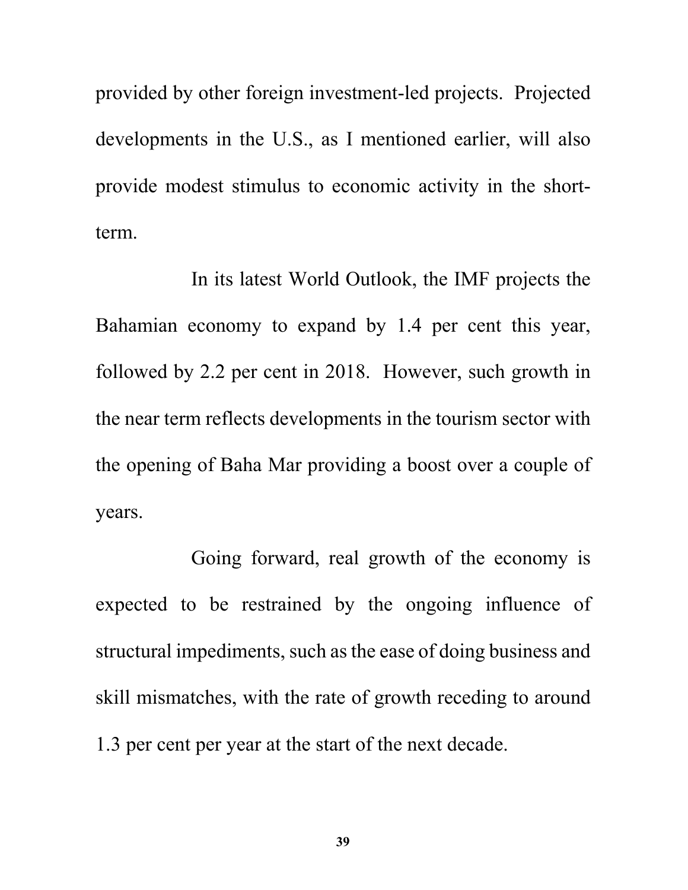provided by other foreign investment-led projects. Projected developments in the U.S., as I mentioned earlier, will also provide modest stimulus to economic activity in the short-term.

In its latest World Outlook, the IMF projects the Bahamian economy to expand by 1.4 per cent this year, followed by 2.2 per cent in 2018. However, such growth in the near term reflects developments in the tourism sector with the opening of Baha Mar providing a boost over a couple of years.

Going forward, real growth of the economy is expected to be restrained by the ongoing influence of structural impediments, such as the ease of doing business and skill mismatches, with the rate of growth receding to around 1.3 per cent per year at the start of the next decade.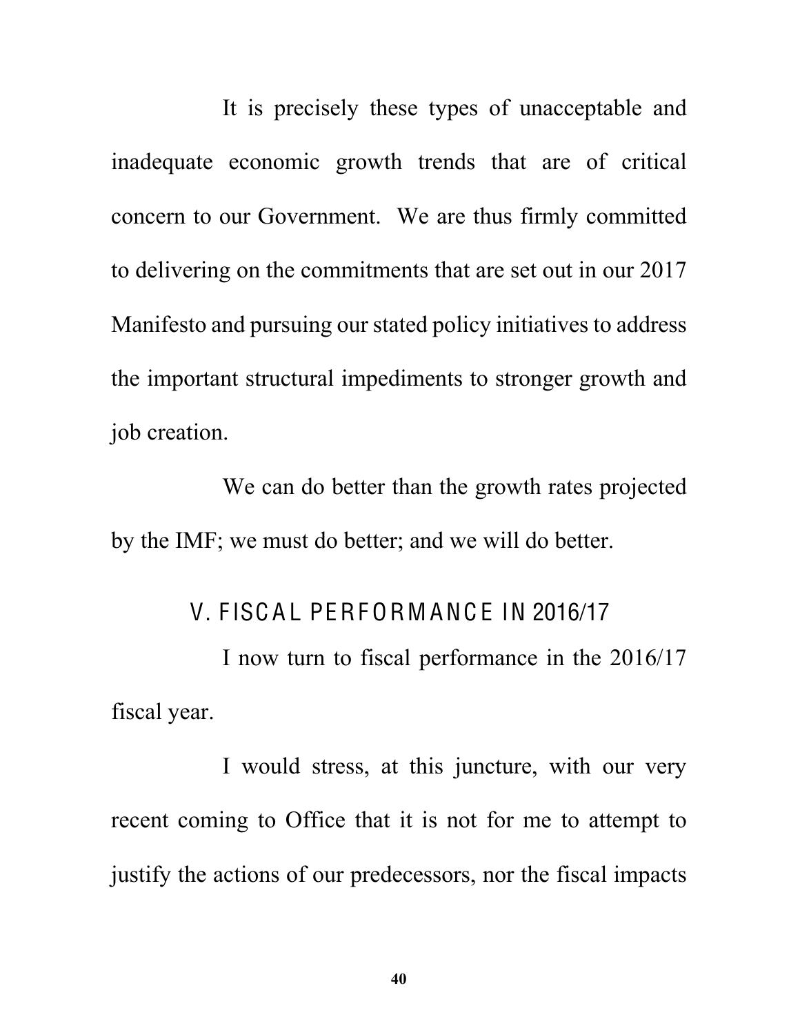It is precisely these types of unacceptable and inadequate economic growth trends that are of critical concern to our Government. We are thus firmly committed to delivering on the commitments that are set out in our 2017 Manifesto and pursuing our stated policy initiatives to address the important structural impediments to stronger growth and job creation.

We can do better than the growth rates projected by the IMF; we must do better; and we will do better.

## V. FISCAL PERFORMANCE IN 2016/17

I now turn to fiscal performance in the 2016/17 fiscal year.

I would stress, at this juncture, with our very recent coming to Office that it is not for me to attempt to justify the actions of our predecessors, nor the fiscal impacts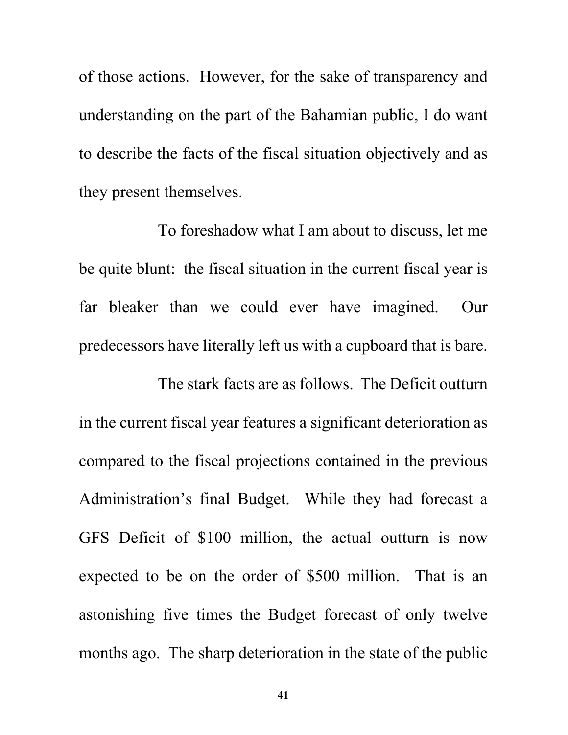of those actions. However, for the sake of transparency and understanding on the part of the Bahamian public, I do want to describe the facts of the fiscal situation objectively and as they present themselves.

To foreshadow what I am about to discuss, let me be quite blunt: the fiscal situation in the current fiscal year is far bleaker than we could ever have imagined. Our predecessors have literally left us with a cupboard that is bare.

The stark facts are as follows. The Deficit outturn in the current fiscal year features a significant deterioration as compared to the fiscal projections contained in the previous Administration's final Budget. While they had forecast a GFS Deficit of $100 million, the actual outturn is now expected to be on the order of $500 million. That is an astonishing five times the Budget forecast of only twelve months ago. The sharp deterioration in the state of the public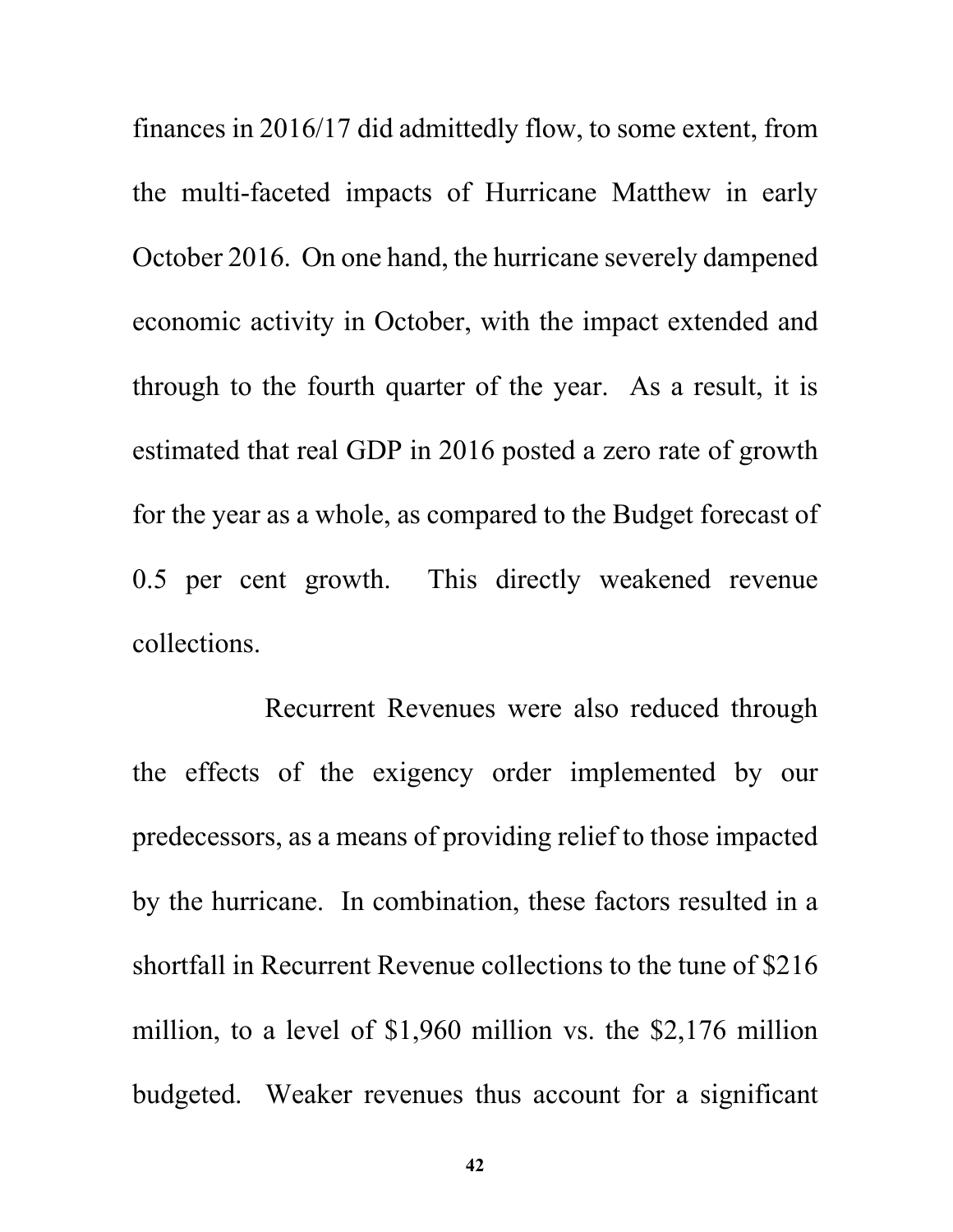finances in 2016/17 did admittedly flow, to some extent, from the multi-faceted impacts of Hurricane Matthew in early October 2016. On one hand, the hurricane severely dampened economic activity in October, with the impact extended and through to the fourth quarter of the year. As a result, it is estimated that real GDP in 2016 posted a zero rate of growth for the year as a whole, as compared to the Budget forecast of 0.5 per cent growth. This directly weakened revenue collections.

Recurrent Revenues were also reduced through the effects of the exigency order implemented by our predecessors, as a means of providing relief to those impacted by the hurricane. In combination, these factors resulted in a shortfall in Recurrent Revenue collections to the tune of $216 million, to a level of $1,960 million vs. the $2,176 million budgeted. Weaker revenues thus account for a significant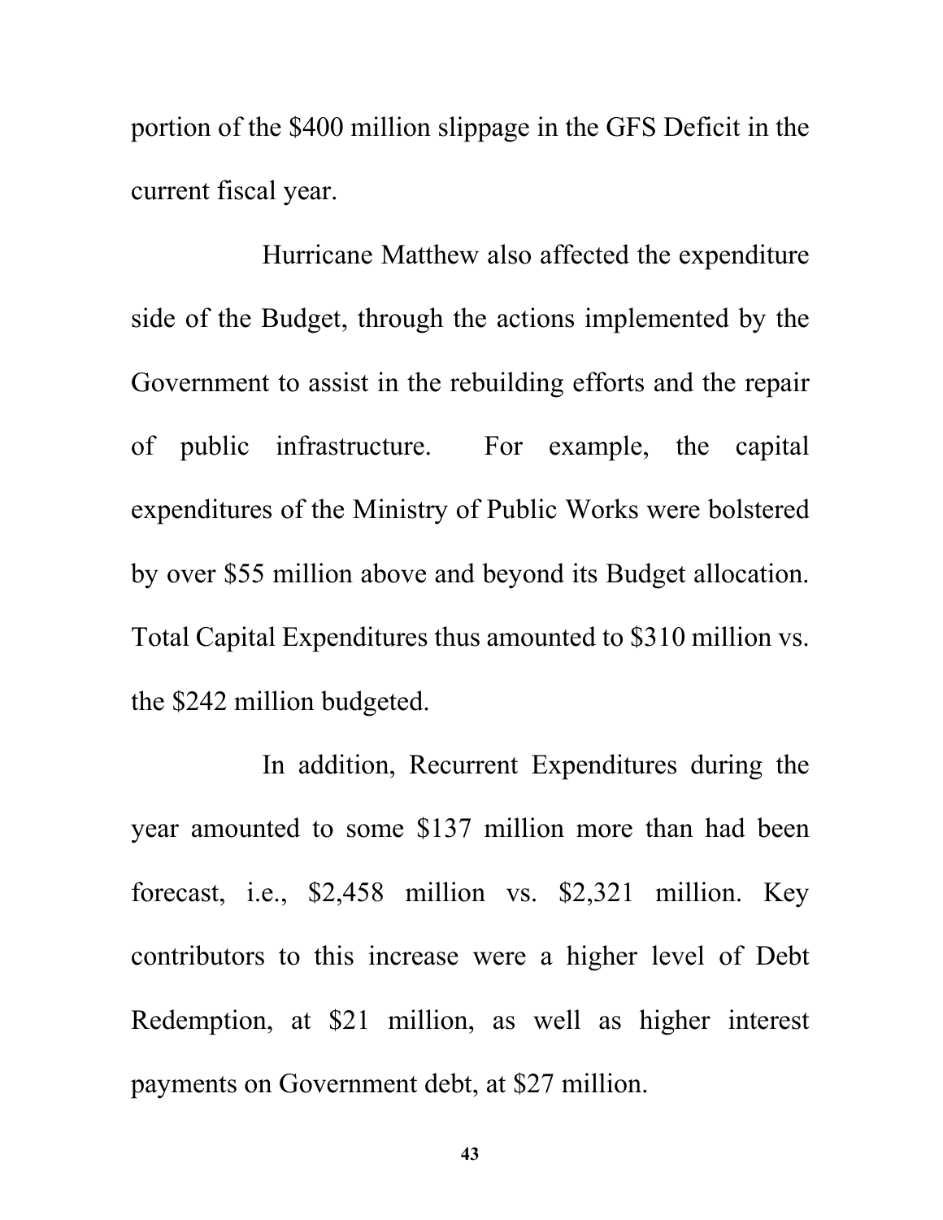portion of the $400 million slippage in the GFS Deficit in the current fiscal year.

Hurricane Matthew also affected the expenditure side of the Budget, through the actions implemented by the Government to assist in the rebuilding efforts and the repair of public infrastructure. For example, the capital expenditures of the Ministry of Public Works were bolstered by over $55 million above and beyond its Budget allocation. Total Capital Expenditures thus amounted to $310 million vs. the $242 million budgeted.

In addition, Recurrent Expenditures during the year amounted to some $137 million more than had been forecast, i.e., $2,458 million vs. $2,321 million. Key contributors to this increase were a higher level of Debt Redemption, at $21 million, as well as higher interest payments on Government debt, at $27 million.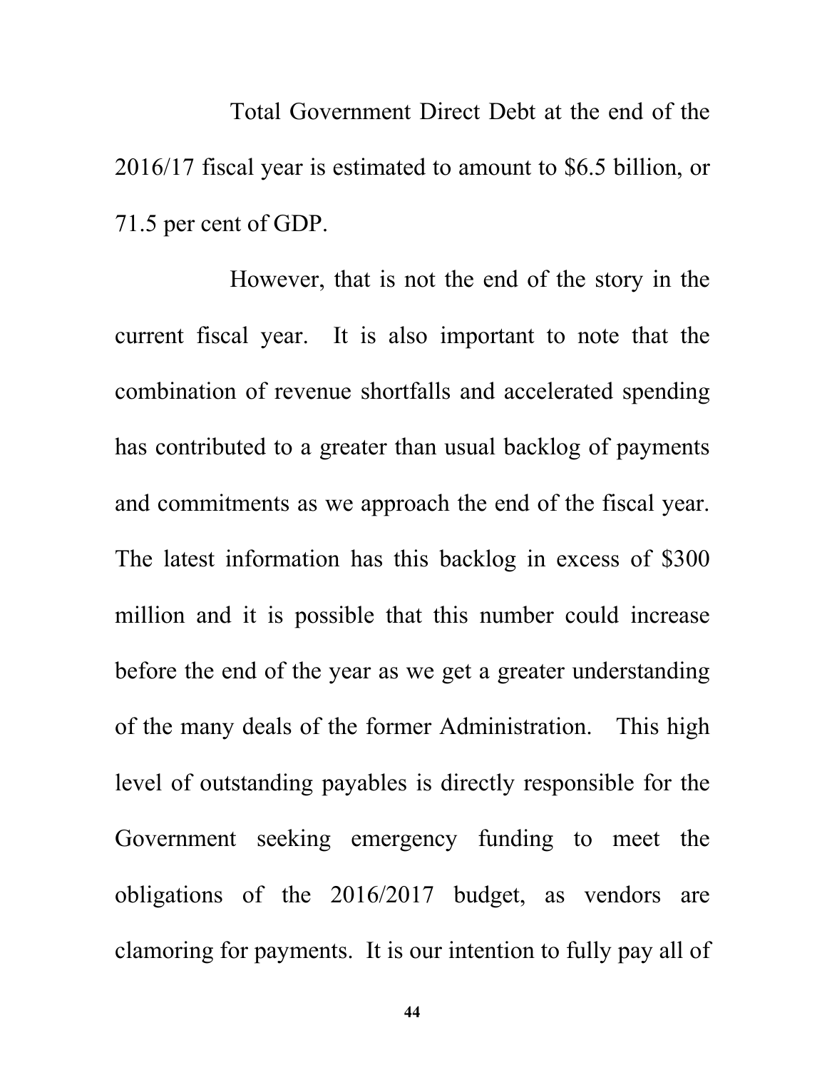Total Government Direct Debt at the end of the 2016/17 fiscal year is estimated to amount to $6.5 billion, or 71.5 per cent of GDP.

However, that is not the end of the story in the current fiscal year. It is also important to note that the combination of revenue shortfalls and accelerated spending has contributed to a greater than usual backlog of payments and commitments as we approach the end of the fiscal year. The latest information has this backlog in excess of $300 million and it is possible that this number could increase before the end of the year as we get a greater understanding of the many deals of the former Administration. This high level of outstanding payables is directly responsible for the Government seeking emergency funding to meet the obligations of the 2016/2017 budget, as vendors are clamoring for payments. It is our intention to fully pay all of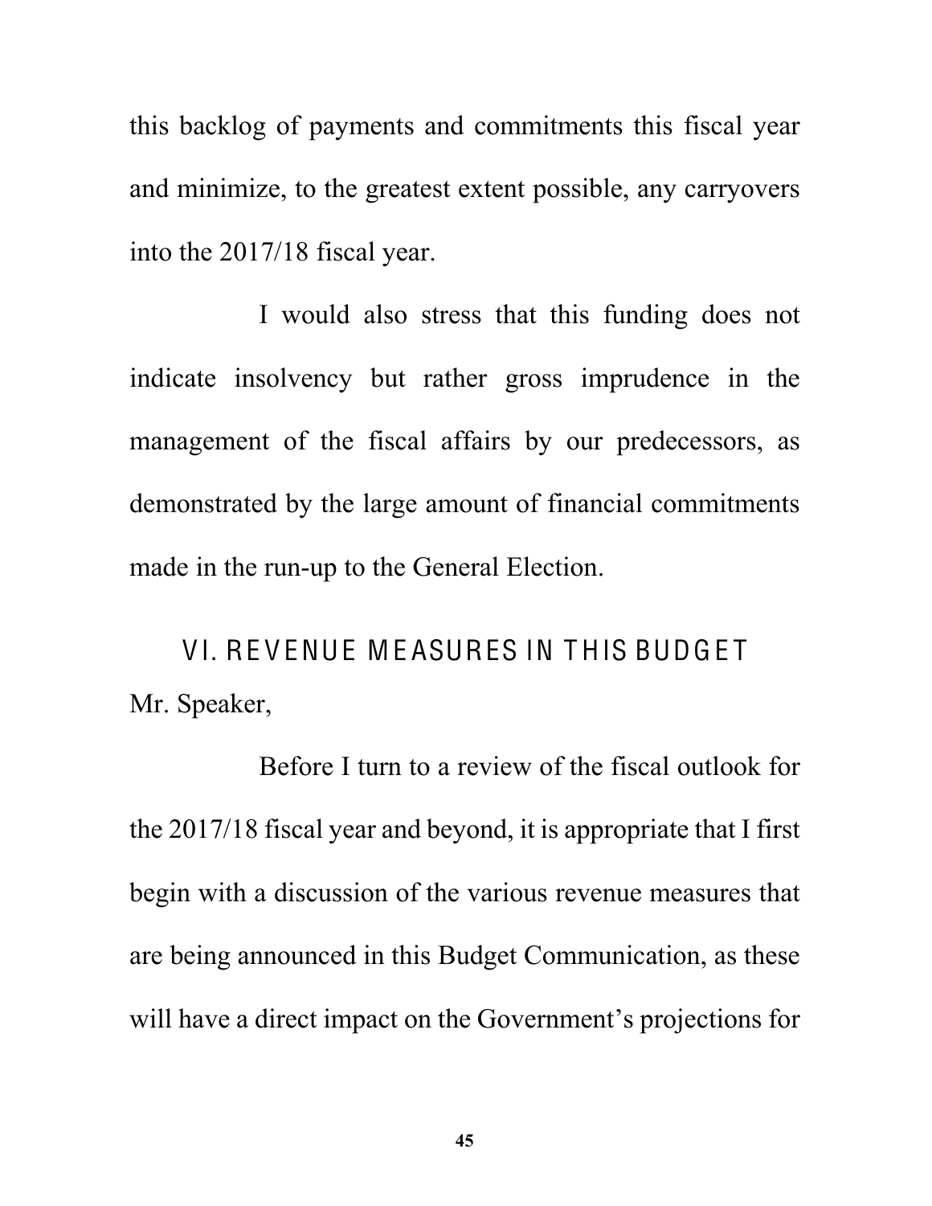this backlog of payments and commitments this fiscal year and minimize, to the greatest extent possible, any carryovers into the 2017/18 fiscal year.

I would also stress that this funding does not indicate insolvency but rather gross imprudence in the management of the fiscal affairs by our predecessors, as demonstrated by the large amount of financial commitments made in the run-up to the General Election.

## VI. REVENUE MEASURES IN THIS BUDGET

Mr. Speaker,

Before I turn to a review of the fiscal outlook for the 2017/18 fiscal year and beyond, it is appropriate that I first begin with a discussion of the various revenue measures that are being announced in this Budget Communication, as these will have a direct impact on the Government's projections for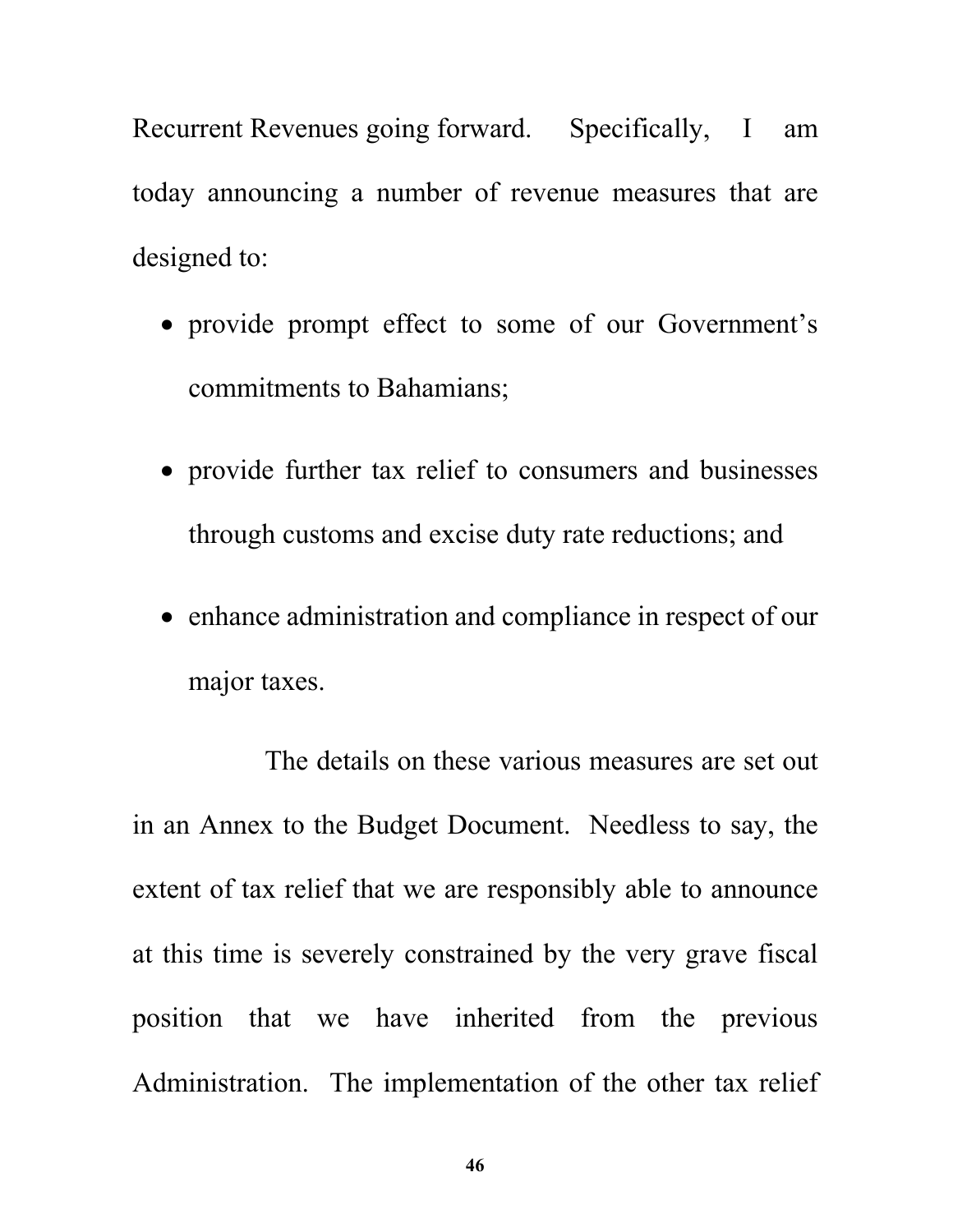Recurrent Revenues going forward. Specifically, I am today announcing a number of revenue measures that are designed to:

- provide prompt effect to some of our Government's commitments to Bahamians;
- provide further tax relief to consumers and businesses through customs and excise duty rate reductions; and
- enhance administration and compliance in respect of our major taxes.

The details on these various measures are set out in an Annex to the Budget Document. Needless to say, the extent of tax relief that we are responsibly able to announce at this time is severely constrained by the very grave fiscal position that we have inherited from the previous Administration. The implementation of the other tax relief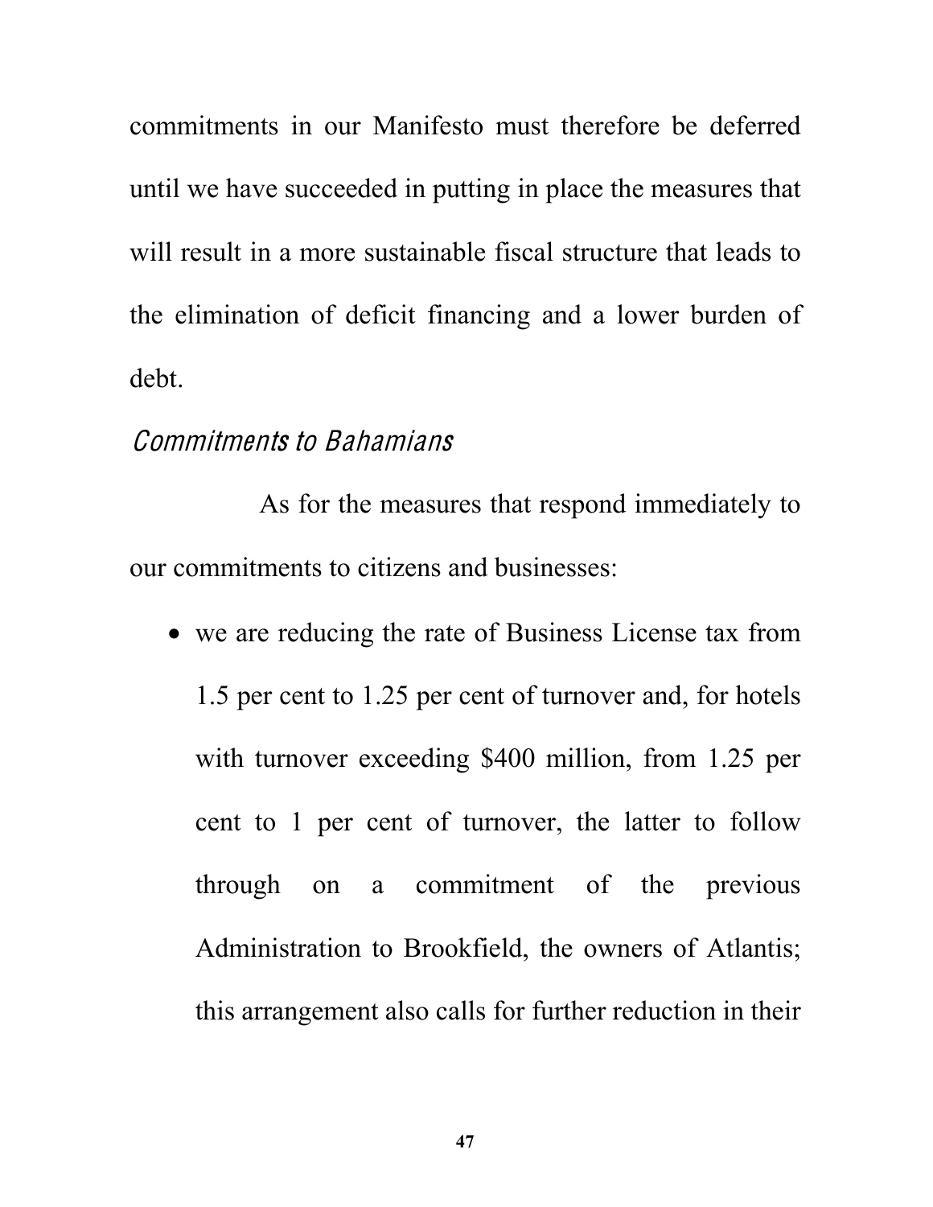commitments in our Manifesto must therefore be deferred until we have succeeded in putting in place the measures that will result in a more sustainable fiscal structure that leads to the elimination of deficit financing and a lower burden of debt.

### *Commitments to Bahamians*

As for the measures that respond immediately to our commitments to citizens and businesses:

- we are reducing the rate of Business License tax from 1.5 per cent to 1.25 per cent of turnover and, for hotels with turnover exceeding $400 million, from 1.25 per cent to 1 per cent of turnover, the latter to follow through on a commitment of the previous Administration to Brookfield, the owners of Atlantis; this arrangement also calls for further reduction in their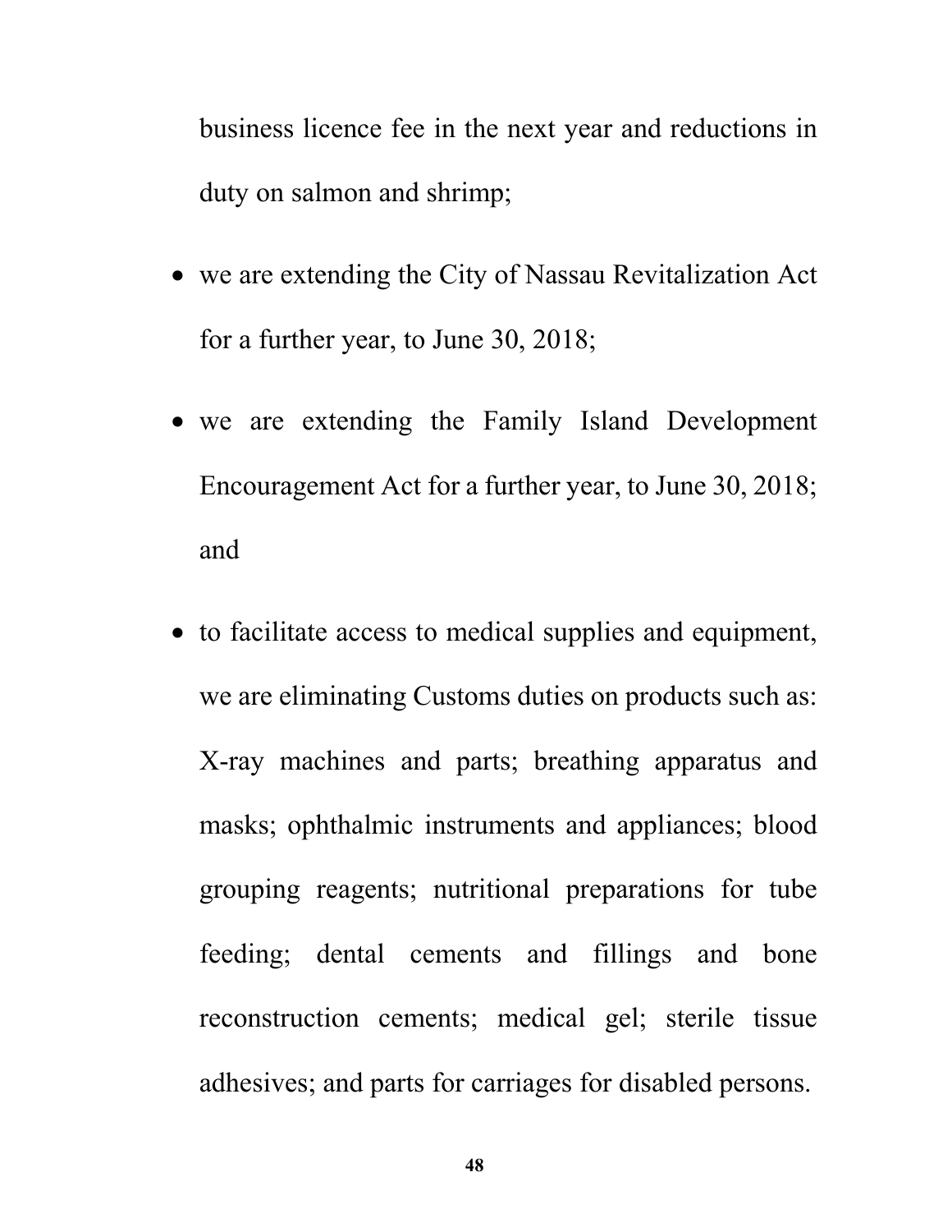business licence fee in the next year and reductions in duty on salmon and shrimp;

- we are extending the City of Nassau Revitalization Act for a further year, to June 30, 2018;
- we are extending the Family Island Development Encouragement Act for a further year, to June 30, 2018; and
- to facilitate access to medical supplies and equipment, we are eliminating Customs duties on products such as: X-ray machines and parts; breathing apparatus and masks; ophthalmic instruments and appliances; blood grouping reagents; nutritional preparations for tube feeding; dental cements and fillings and bone reconstruction cements; medical gel; sterile tissue adhesives; and parts for carriages for disabled persons.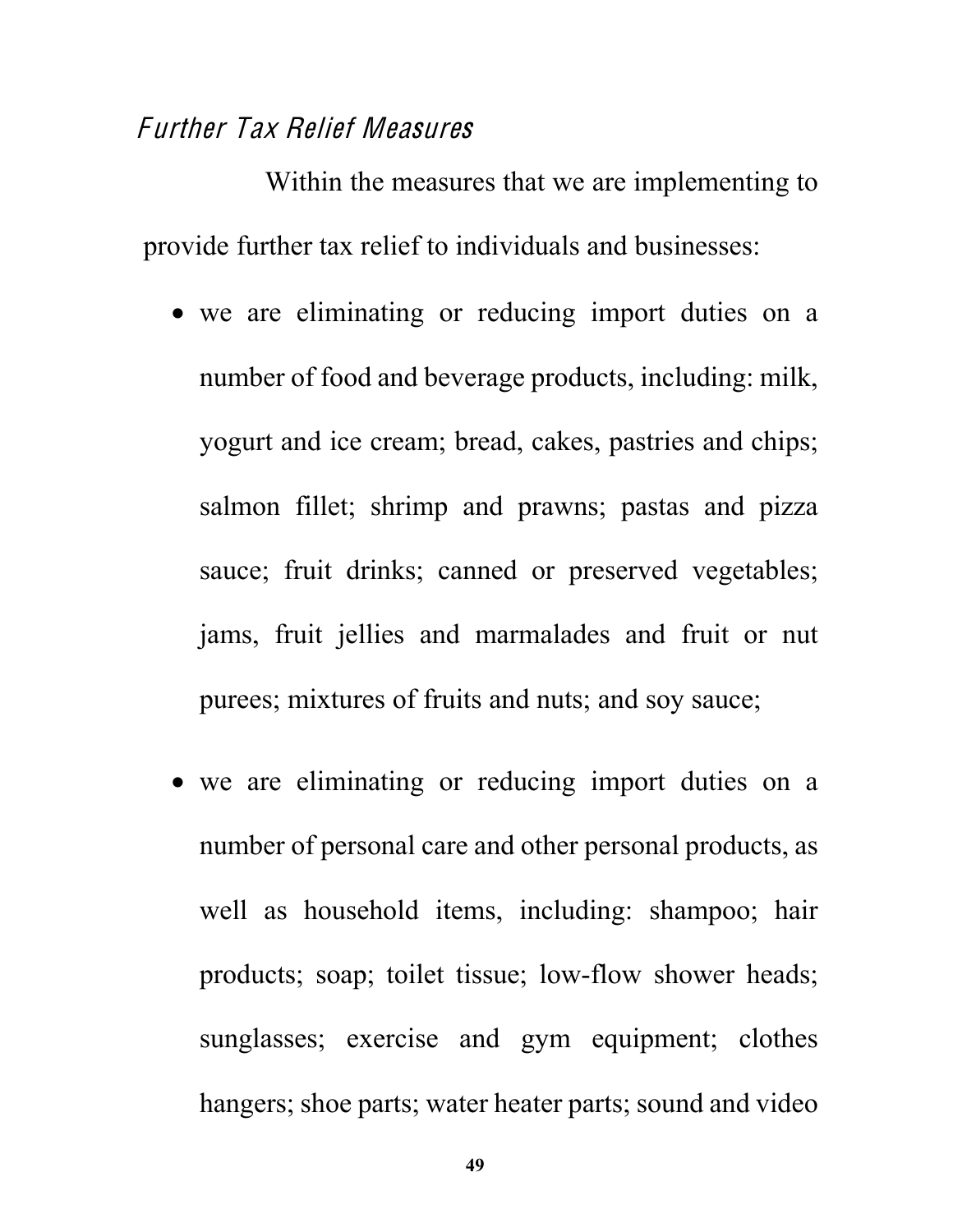### *Further Tax Relief Measures*

Within the measures that we are implementing to provide further tax relief to individuals and businesses:

- we are eliminating or reducing import duties on a number of food and beverage products, including: milk, yogurt and ice cream; bread, cakes, pastries and chips; salmon fillet; shrimp and prawns; pastas and pizza sauce; fruit drinks; canned or preserved vegetables; jams, fruit jellies and marmalades and fruit or nut purees; mixtures of fruits and nuts; and soy sauce;

- we are eliminating or reducing import duties on a number of personal care and other personal products, as well as household items, including: shampoo; hair products; soap; toilet tissue; low-flow shower heads; sunglasses; exercise and gym equipment; clothes hangers; shoe parts; water heater parts; sound and video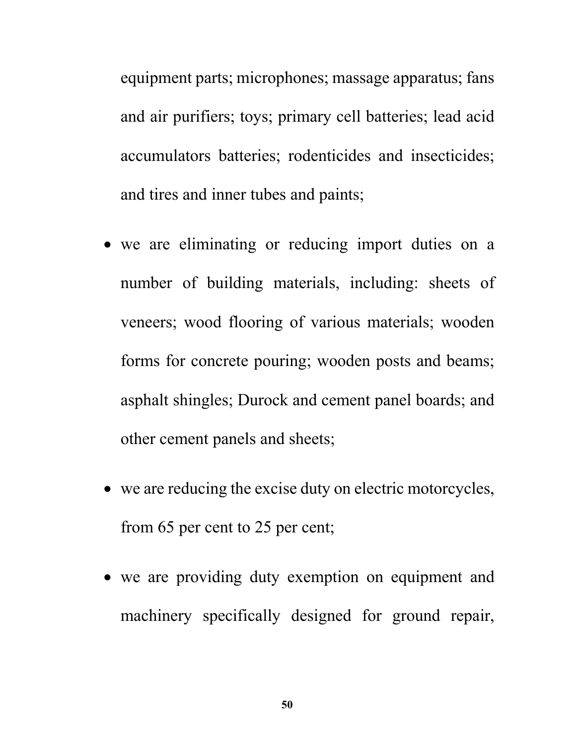equipment parts; microphones; massage apparatus; fans and air purifiers; toys; primary cell batteries; lead acid accumulators batteries; rodenticides and insecticides; and tires and inner tubes and paints;

- we are eliminating or reducing import duties on a number of building materials, including: sheets of veneers; wood flooring of various materials; wooden forms for concrete pouring; wooden posts and beams; asphalt shingles; Durock and cement panel boards; and other cement panels and sheets;
- we are reducing the excise duty on electric motorcycles, from 65 per cent to 25 per cent;
- we are providing duty exemption on equipment and machinery specifically designed for ground repair,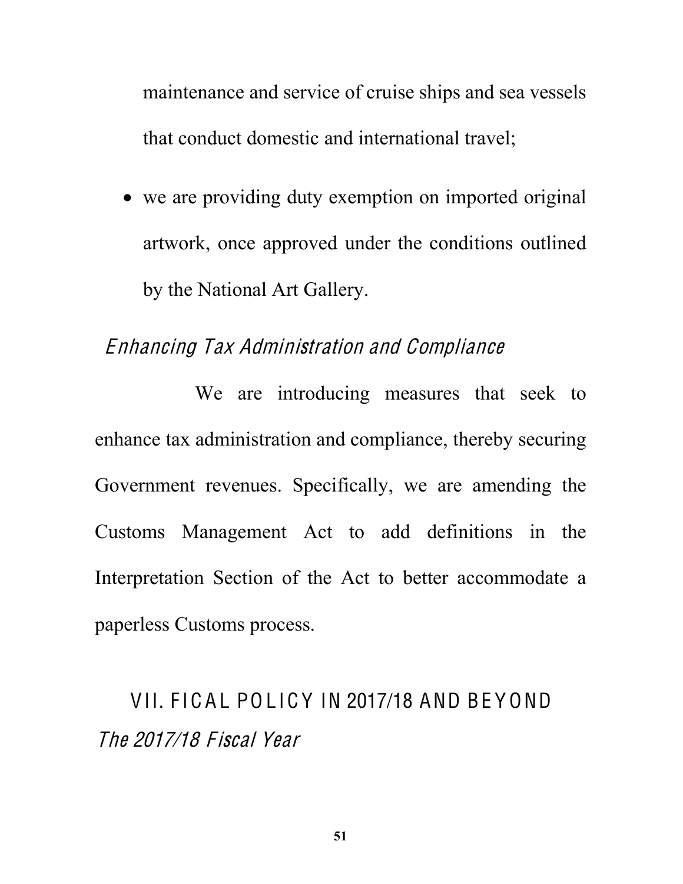maintenance and service of cruise ships and sea vessels that conduct domestic and international travel;

- we are providing duty exemption on imported original artwork, once approved under the conditions outlined by the National Art Gallery.

*Enhancing Tax Administration and Compliance*

We are introducing measures that seek to enhance tax administration and compliance, thereby securing Government revenues. Specifically, we are amending the Customs Management Act to add definitions in the Interpretation Section of the Act to better accommodate a paperless Customs process.

## VII. FICAL POLICY IN 2017/18 AND BEYOND

*The 2017/18 Fiscal Year*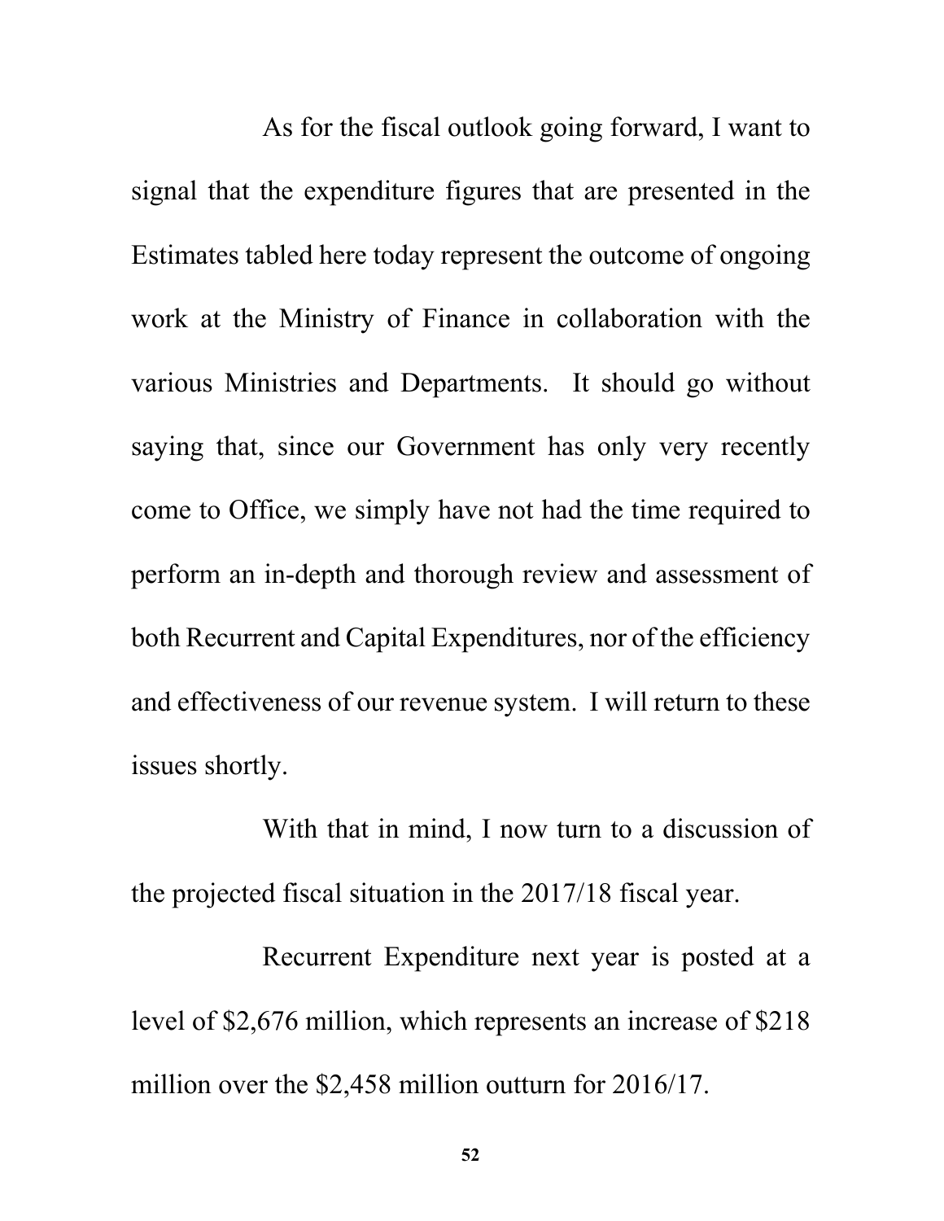As for the fiscal outlook going forward, I want to signal that the expenditure figures that are presented in the Estimates tabled here today represent the outcome of ongoing work at the Ministry of Finance in collaboration with the various Ministries and Departments. It should go without saying that, since our Government has only very recently come to Office, we simply have not had the time required to perform an in-depth and thorough review and assessment of both Recurrent and Capital Expenditures, nor of the efficiency and effectiveness of our revenue system. I will return to these issues shortly.

With that in mind, I now turn to a discussion of the projected fiscal situation in the 2017/18 fiscal year.

Recurrent Expenditure next year is posted at a level of $2,676 million, which represents an increase of $218 million over the $2,458 million outturn for 2016/17.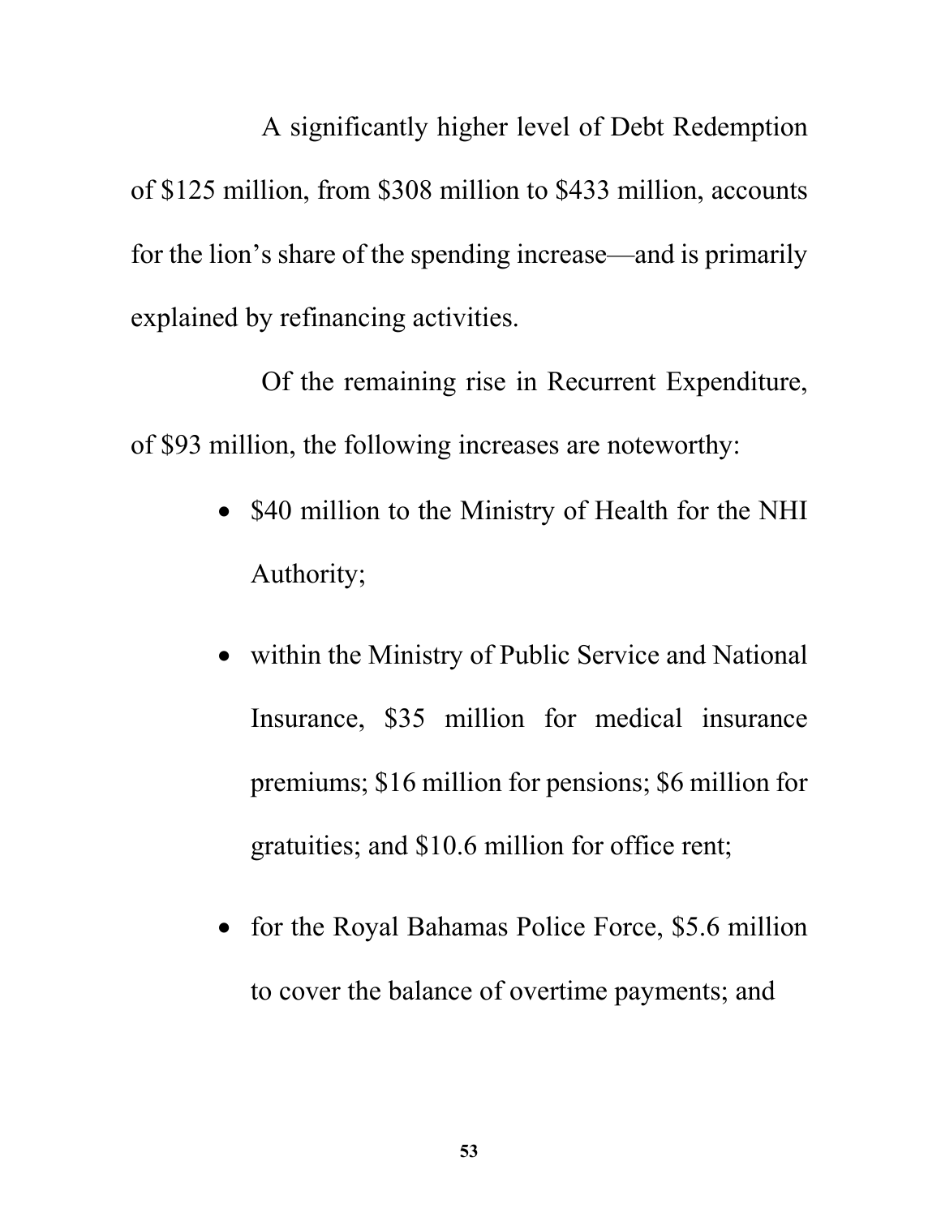A significantly higher level of Debt Redemption of $125 million, from $308 million to $433 million, accounts for the lion's share of the spending increase—and is primarily explained by refinancing activities.

Of the remaining rise in Recurrent Expenditure, of $93 million, the following increases are noteworthy:

- $40 million to the Ministry of Health for the NHI Authority;
- within the Ministry of Public Service and National Insurance, $35 million for medical insurance premiums; $16 million for pensions; $6 million for gratuities; and $10.6 million for office rent;
- for the Royal Bahamas Police Force, $5.6 million to cover the balance of overtime payments; and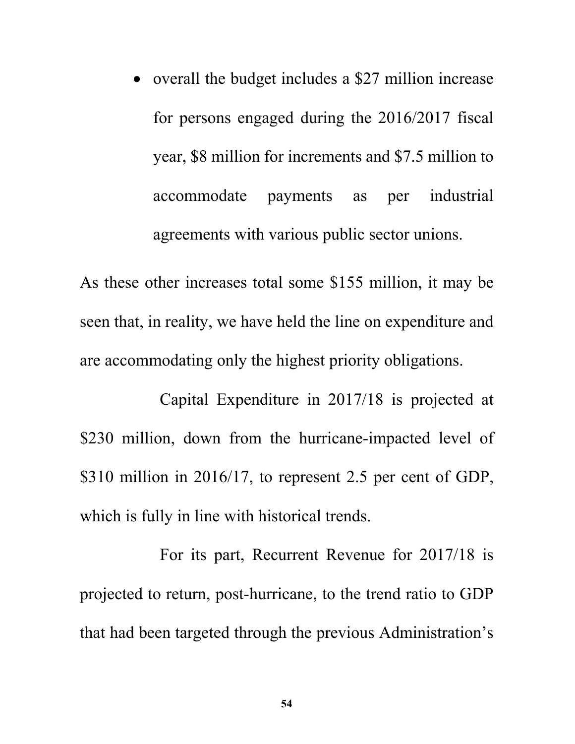- overall the budget includes a $27 million increase for persons engaged during the 2016/2017 fiscal year, $8 million for increments and $7.5 million to accommodate payments as per industrial agreements with various public sector unions.

As these other increases total some $155 million, it may be seen that, in reality, we have held the line on expenditure and are accommodating only the highest priority obligations.

Capital Expenditure in 2017/18 is projected at $230 million, down from the hurricane-impacted level of $310 million in 2016/17, to represent 2.5 per cent of GDP, which is fully in line with historical trends.

For its part, Recurrent Revenue for 2017/18 is projected to return, post-hurricane, to the trend ratio to GDP that had been targeted through the previous Administration's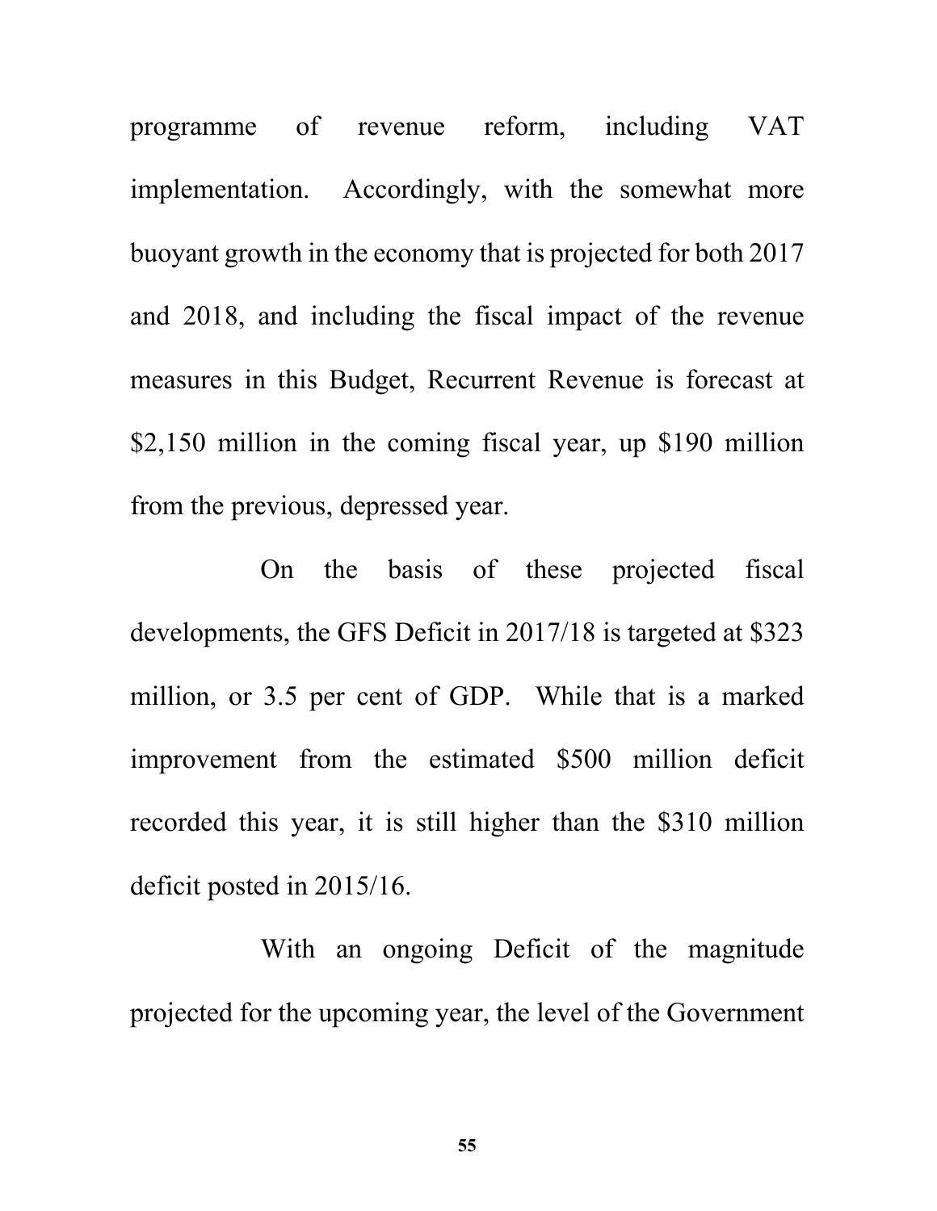programme of revenue reform, including VAT implementation. Accordingly, with the somewhat more buoyant growth in the economy that is projected for both 2017 and 2018, and including the fiscal impact of the revenue measures in this Budget, Recurrent Revenue is forecast at $2,150 million in the coming fiscal year, up $190 million from the previous, depressed year.

On the basis of these projected fiscal developments, the GFS Deficit in 2017/18 is targeted at $323 million, or 3.5 per cent of GDP. While that is a marked improvement from the estimated $500 million deficit recorded this year, it is still higher than the $310 million deficit posted in 2015/16.

With an ongoing Deficit of the magnitude projected for the upcoming year, the level of the Government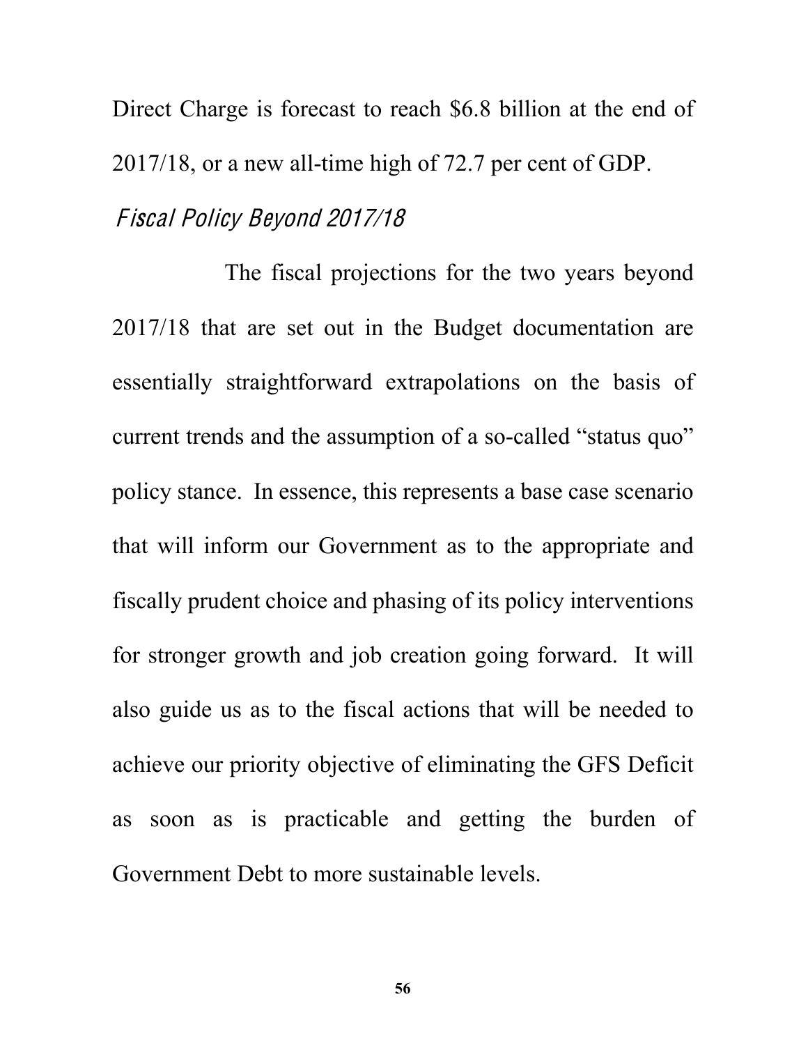Direct Charge is forecast to reach $6.8 billion at the end of 2017/18, or a new all-time high of 72.7 per cent of GDP.

*Fiscal Policy Beyond 2017/18*

The fiscal projections for the two years beyond 2017/18 that are set out in the Budget documentation are essentially straightforward extrapolations on the basis of current trends and the assumption of a so-called “status quo” policy stance. In essence, this represents a base case scenario that will inform our Government as to the appropriate and fiscally prudent choice and phasing of its policy interventions for stronger growth and job creation going forward. It will also guide us as to the fiscal actions that will be needed to achieve our priority objective of eliminating the GFS Deficit as soon as is practicable and getting the burden of Government Debt to more sustainable levels.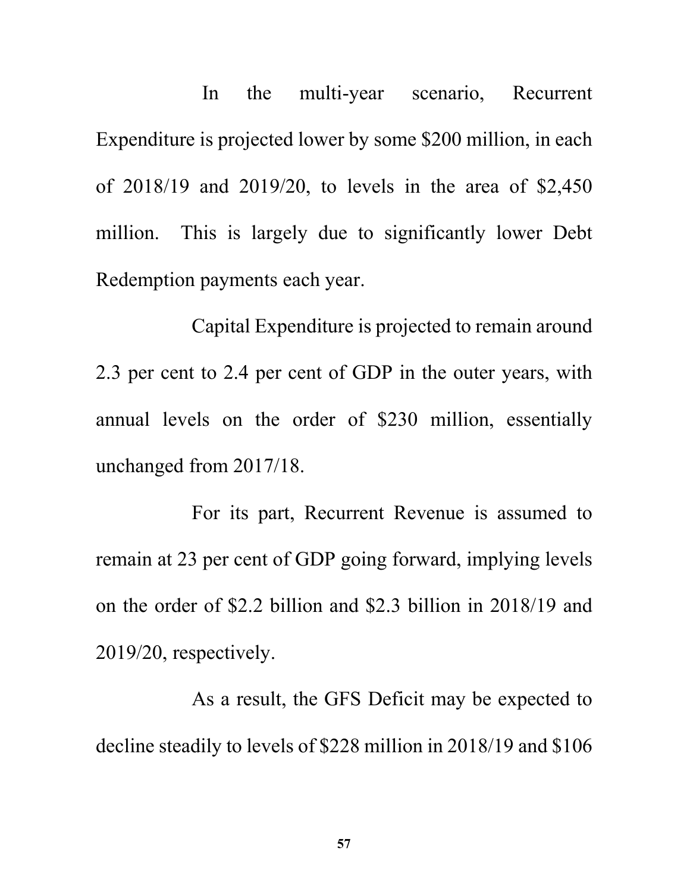In the multi-year scenario, Recurrent Expenditure is projected lower by some $200 million, in each of 2018/19 and 2019/20, to levels in the area of $2,450 million. This is largely due to significantly lower Debt Redemption payments each year.

Capital Expenditure is projected to remain around 2.3 per cent to 2.4 per cent of GDP in the outer years, with annual levels on the order of $230 million, essentially unchanged from 2017/18.

For its part, Recurrent Revenue is assumed to remain at 23 per cent of GDP going forward, implying levels on the order of $2.2 billion and $2.3 billion in 2018/19 and 2019/20, respectively.

As a result, the GFS Deficit may be expected to decline steadily to levels of $228 million in 2018/19 and $106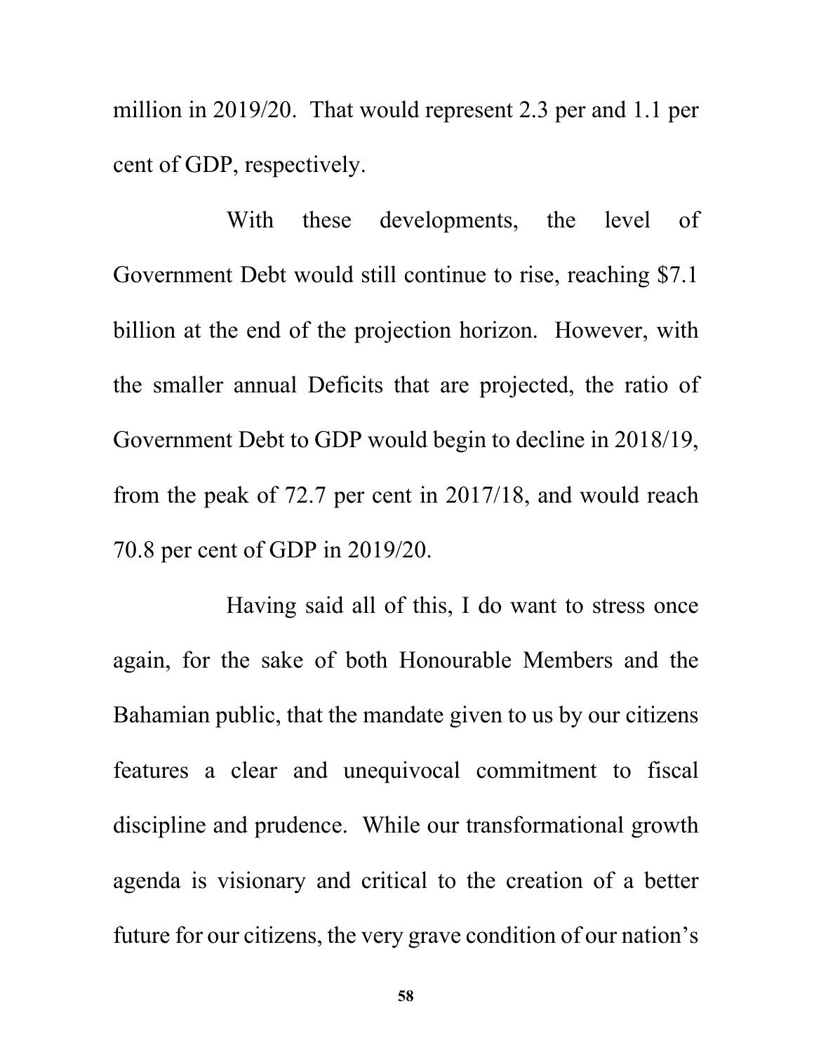million in 2019/20. That would represent 2.3 per and 1.1 per cent of GDP, respectively.

With these developments, the level of Government Debt would still continue to rise, reaching $7.1 billion at the end of the projection horizon. However, with the smaller annual Deficits that are projected, the ratio of Government Debt to GDP would begin to decline in 2018/19, from the peak of 72.7 per cent in 2017/18, and would reach 70.8 per cent of GDP in 2019/20.

Having said all of this, I do want to stress once again, for the sake of both Honourable Members and the Bahamian public, that the mandate given to us by our citizens features a clear and unequivocal commitment to fiscal discipline and prudence. While our transformational growth agenda is visionary and critical to the creation of a better future for our citizens, the very grave condition of our nation's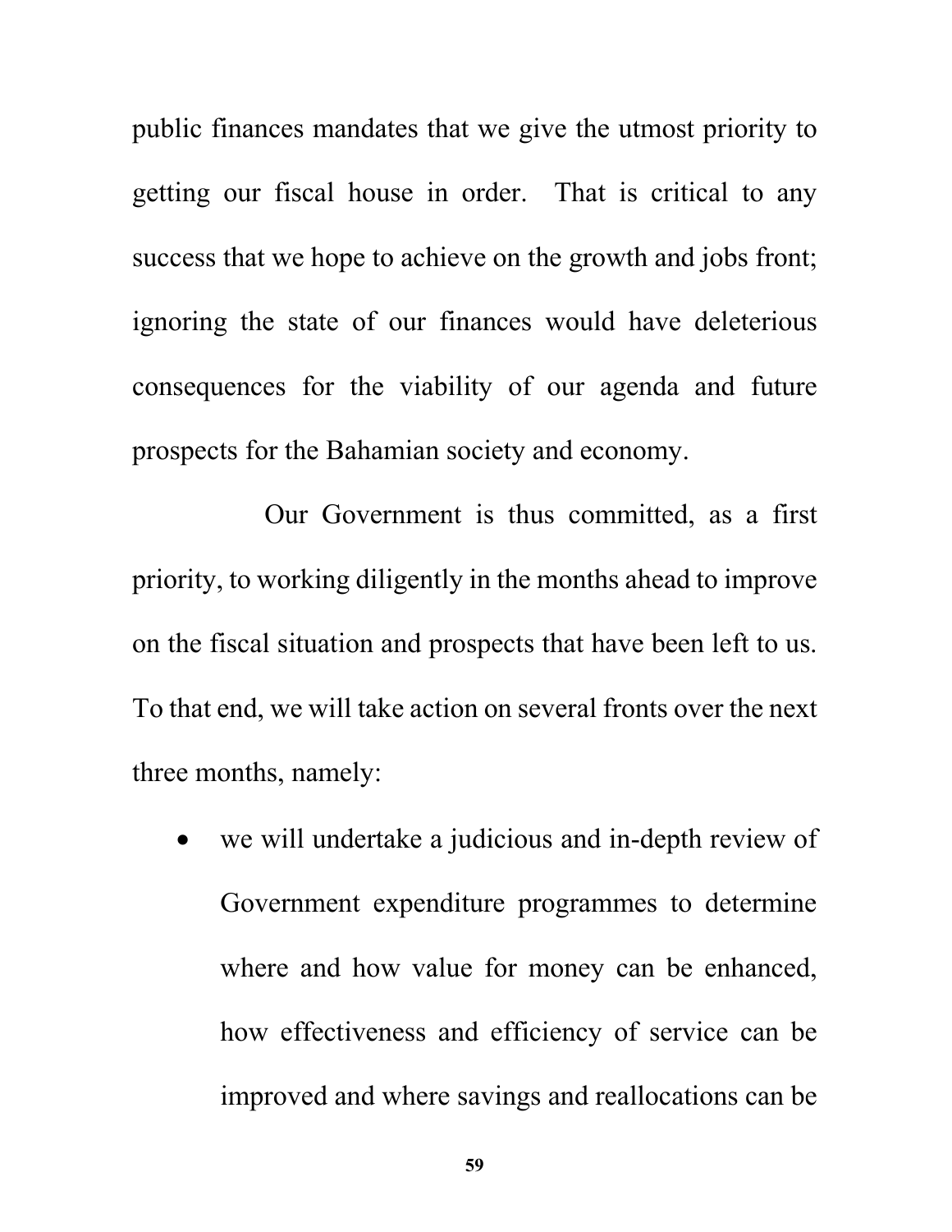public finances mandates that we give the utmost priority to getting our fiscal house in order. That is critical to any success that we hope to achieve on the growth and jobs front; ignoring the state of our finances would have deleterious consequences for the viability of our agenda and future prospects for the Bahamian society and economy.

Our Government is thus committed, as a first priority, to working diligently in the months ahead to improve on the fiscal situation and prospects that have been left to us. To that end, we will take action on several fronts over the next three months, namely:

- we will undertake a judicious and in-depth review of Government expenditure programmes to determine where and how value for money can be enhanced, how effectiveness and efficiency of service can be improved and where savings and reallocations can be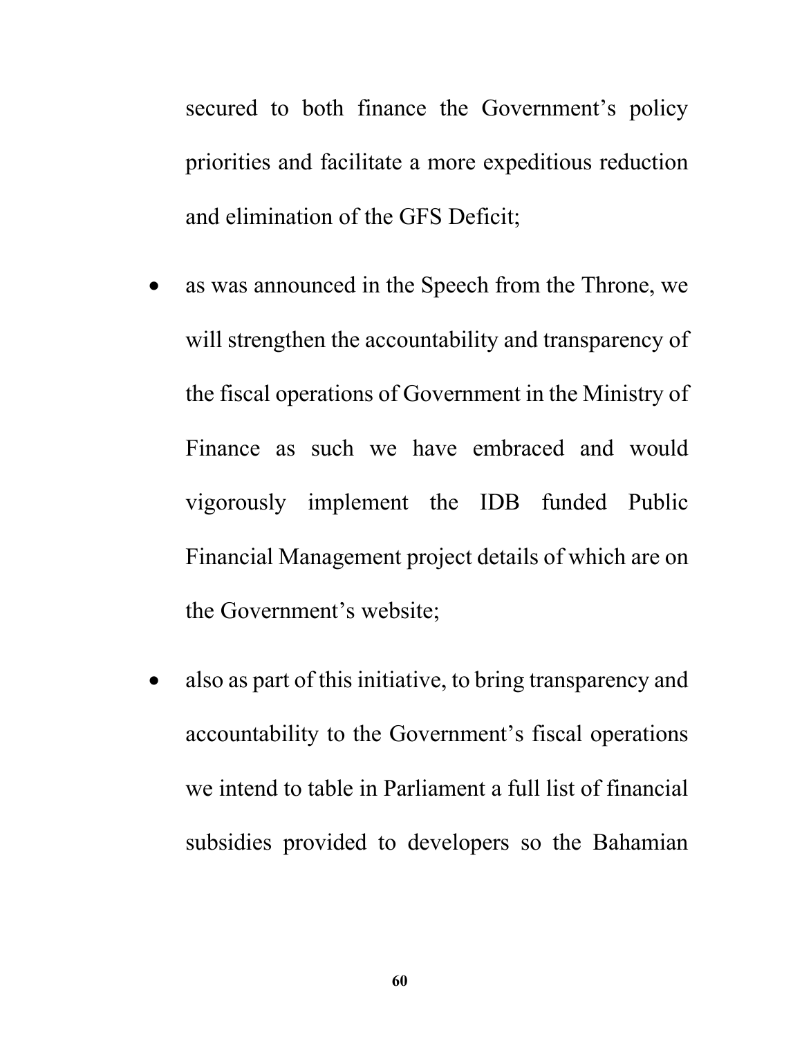secured to both finance the Government's policy priorities and facilitate a more expeditious reduction and elimination of the GFS Deficit;

- as was announced in the Speech from the Throne, we will strengthen the accountability and transparency of the fiscal operations of Government in the Ministry of Finance as such we have embraced and would vigorously implement the IDB funded Public Financial Management project details of which are on the Government's website;

- also as part of this initiative, to bring transparency and accountability to the Government's fiscal operations we intend to table in Parliament a full list of financial subsidies provided to developers so the Bahamian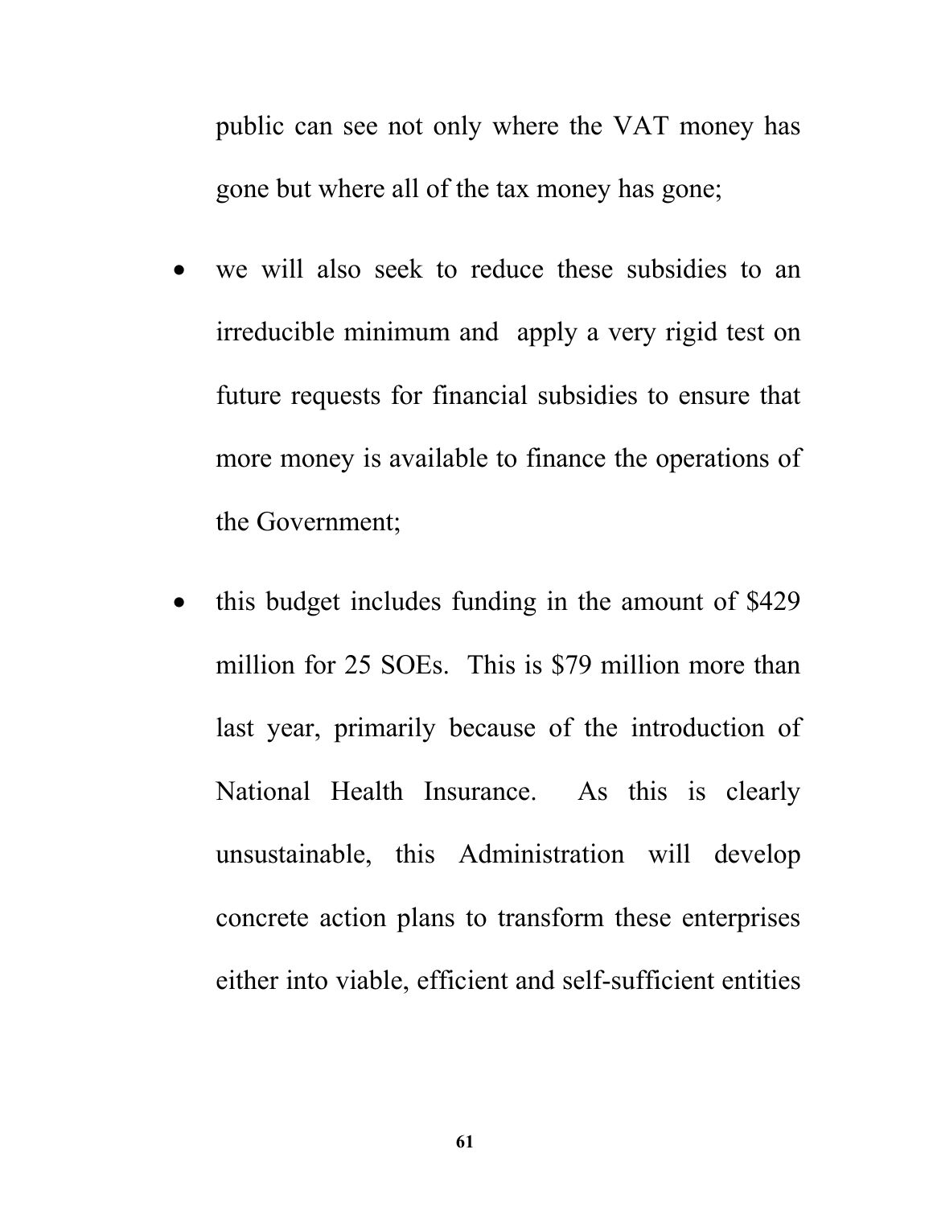public can see not only where the VAT money has gone but where all of the tax money has gone;

- we will also seek to reduce these subsidies to an irreducible minimum and apply a very rigid test on future requests for financial subsidies to ensure that more money is available to finance the operations of the Government;

- this budget includes funding in the amount of $429 million for 25 SOEs. This is $79 million more than last year, primarily because of the introduction of National Health Insurance. As this is clearly unsustainable, this Administration will develop concrete action plans to transform these enterprises either into viable, efficient and self-sufficient entities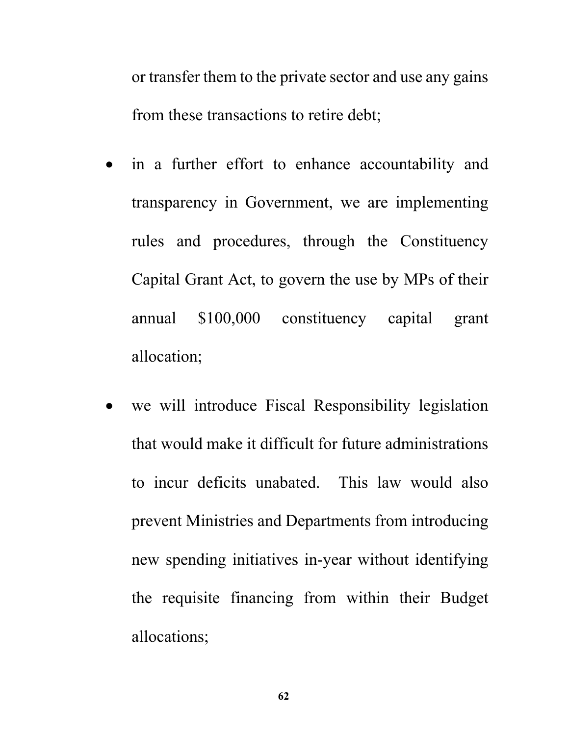or transfer them to the private sector and use any gains from these transactions to retire debt;

- in a further effort to enhance accountability and transparency in Government, we are implementing rules and procedures, through the Constituency Capital Grant Act, to govern the use by MPs of their annual $100,000 constituency capital grant allocation;

- we will introduce Fiscal Responsibility legislation that would make it difficult for future administrations to incur deficits unabated. This law would also prevent Ministries and Departments from introducing new spending initiatives in-year without identifying the requisite financing from within their Budget allocations;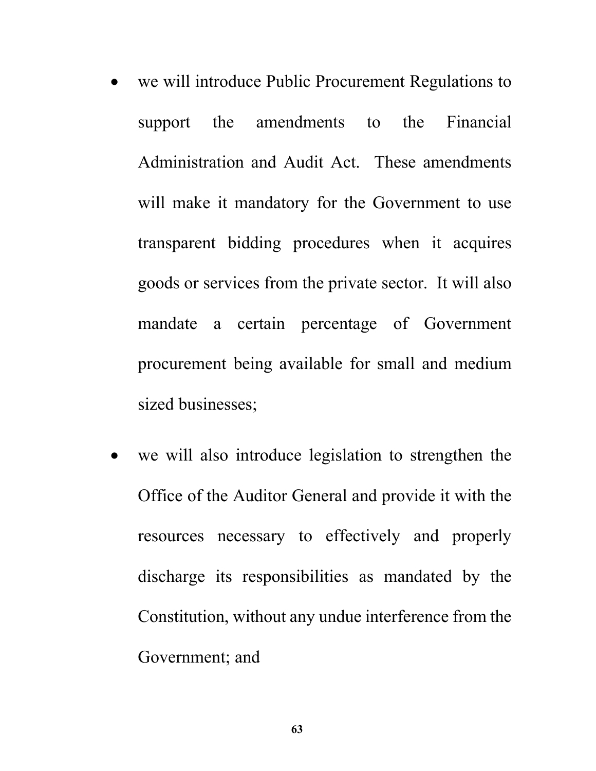- we will introduce Public Procurement Regulations to support the amendments to the Financial Administration and Audit Act. These amendments will make it mandatory for the Government to use transparent bidding procedures when it acquires goods or services from the private sector. It will also mandate a certain percentage of Government procurement being available for small and medium sized businesses;

- we will also introduce legislation to strengthen the Office of the Auditor General and provide it with the resources necessary to effectively and properly discharge its responsibilities as mandated by the Constitution, without any undue interference from the Government; and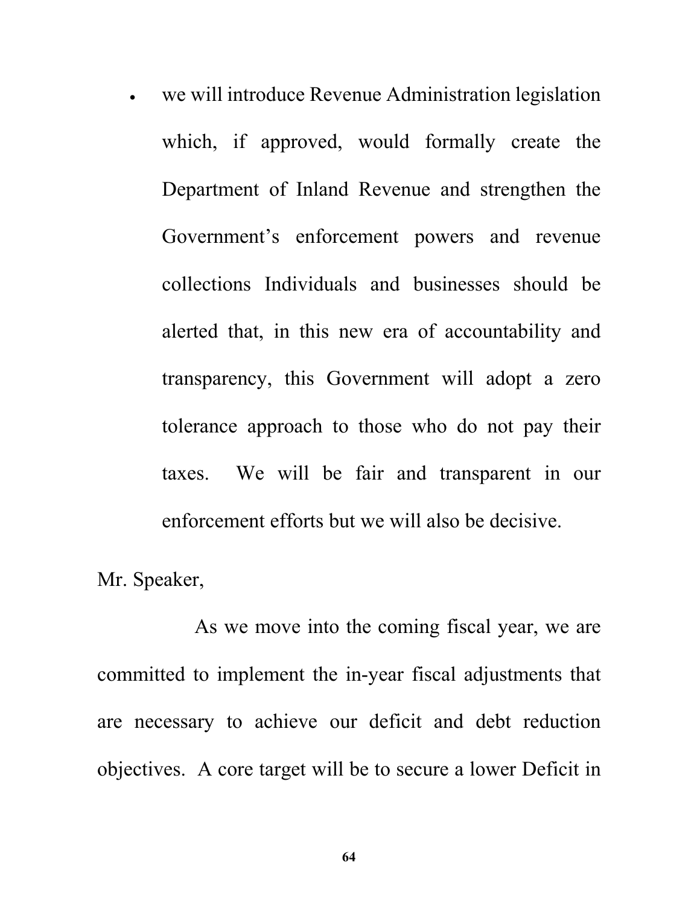- we will introduce Revenue Administration legislation which, if approved, would formally create the Department of Inland Revenue and strengthen the Government's enforcement powers and revenue collections Individuals and businesses should be alerted that, in this new era of accountability and transparency, this Government will adopt a zero tolerance approach to those who do not pay their taxes. We will be fair and transparent in our enforcement efforts but we will also be decisive.

Mr. Speaker,

As we move into the coming fiscal year, we are committed to implement the in-year fiscal adjustments that are necessary to achieve our deficit and debt reduction objectives. A core target will be to secure a lower Deficit in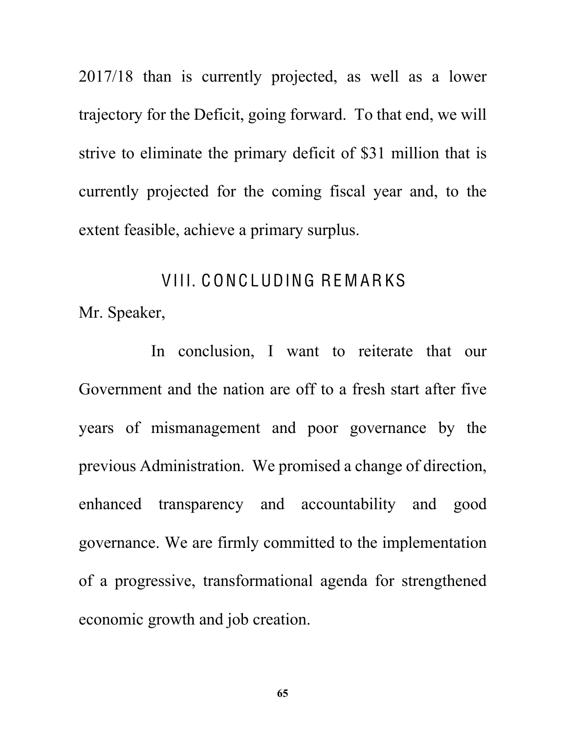2017/18 than is currently projected, as well as a lower trajectory for the Deficit, going forward. To that end, we will strive to eliminate the primary deficit of $31 million that is currently projected for the coming fiscal year and, to the extent feasible, achieve a primary surplus.

## VIII. CONCLUDING REMARKS

Mr. Speaker,

In conclusion, I want to reiterate that our Government and the nation are off to a fresh start after five years of mismanagement and poor governance by the previous Administration. We promised a change of direction, enhanced transparency and accountability and good governance. We are firmly committed to the implementation of a progressive, transformational agenda for strengthened economic growth and job creation.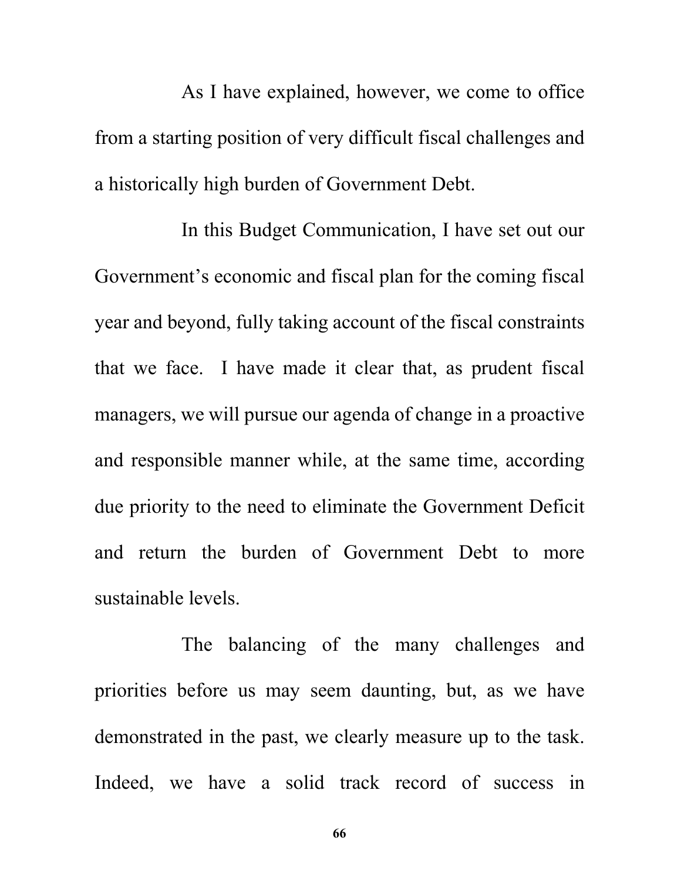As I have explained, however, we come to office from a starting position of very difficult fiscal challenges and a historically high burden of Government Debt.

In this Budget Communication, I have set out our Government's economic and fiscal plan for the coming fiscal year and beyond, fully taking account of the fiscal constraints that we face. I have made it clear that, as prudent fiscal managers, we will pursue our agenda of change in a proactive and responsible manner while, at the same time, according due priority to the need to eliminate the Government Deficit and return the burden of Government Debt to more sustainable levels.

The balancing of the many challenges and priorities before us may seem daunting, but, as we have demonstrated in the past, we clearly measure up to the task. Indeed, we have a solid track record of success in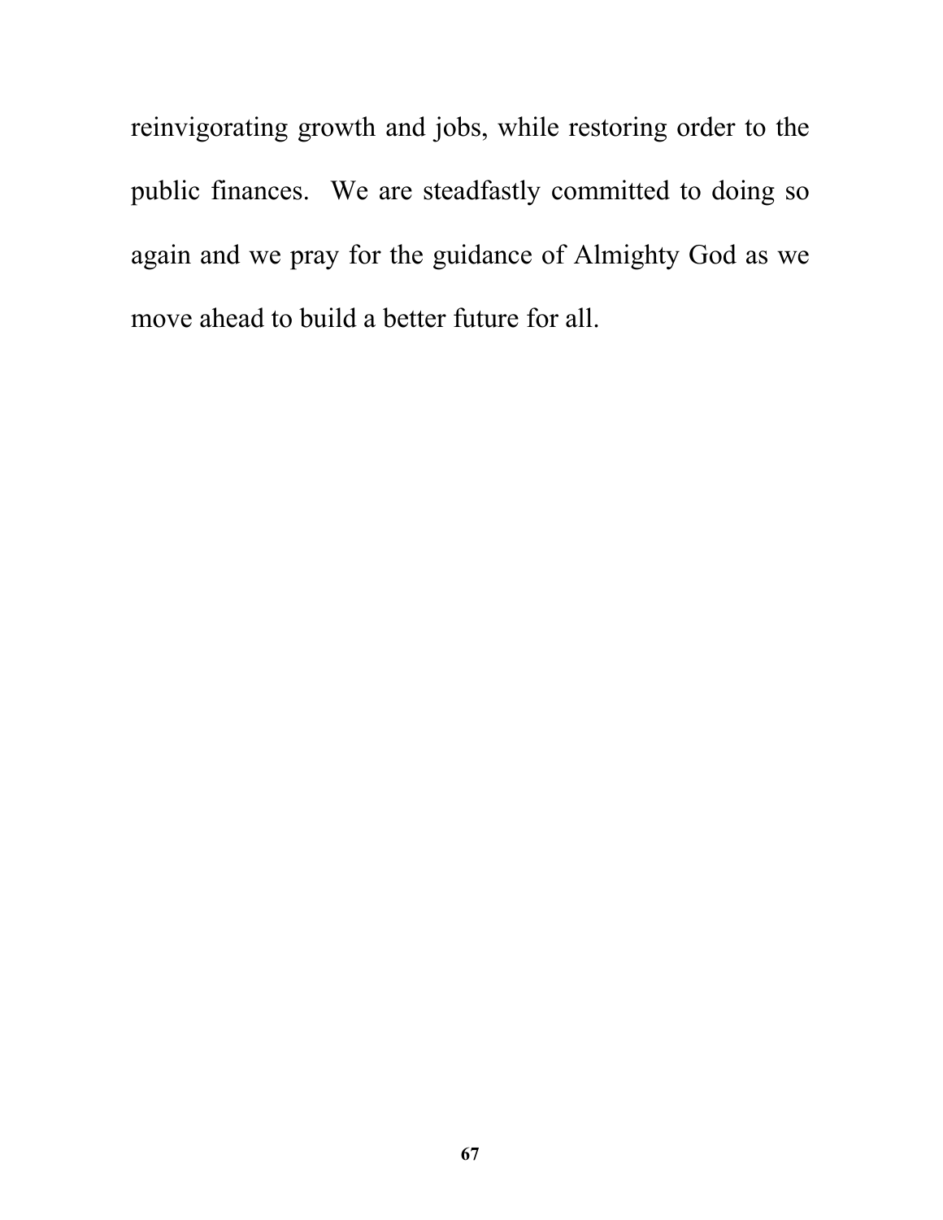reinvigorating growth and jobs, while restoring order to the public finances. We are steadfastly committed to doing so again and we pray for the guidance of Almighty God as we move ahead to build a better future for all.